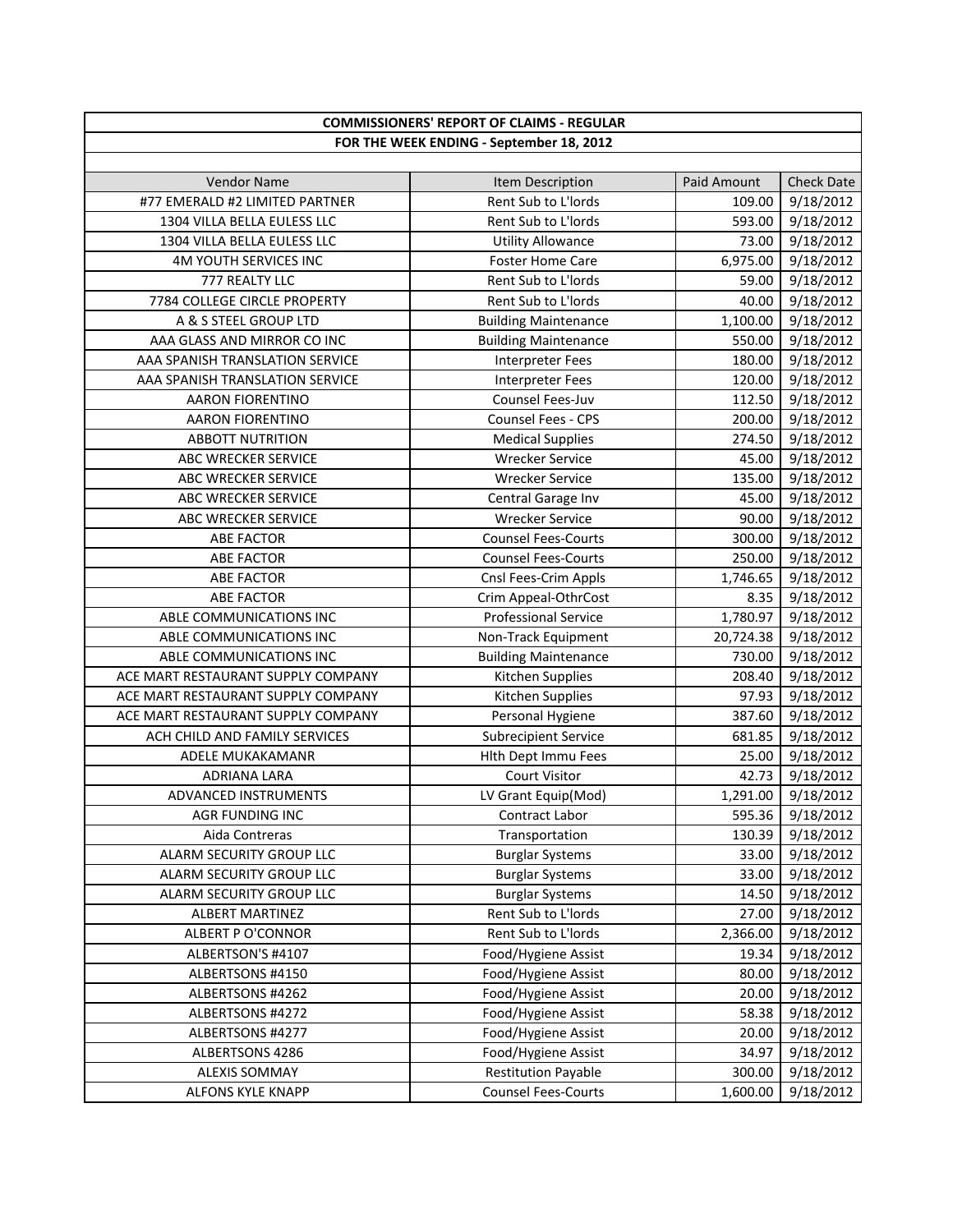| COMMISSIONERS' REPORT OF CLAIMS - REGULAR | | | |
|---|---|---|---|
| FOR THE WEEK ENDING - September 18, 2012 | | | |
| Vendor Name | Item Description | Paid Amount | Check Date |
| #77 EMERALD #2 LIMITED PARTNER | Rent Sub to L'lords | 109.00 | 9/18/2012 |
| 1304 VILLA BELLA EULESS LLC | Rent Sub to L'lords | 593.00 | 9/18/2012 |
| 1304 VILLA BELLA EULESS LLC | Utility Allowance | 73.00 | 9/18/2012 |
| 4M YOUTH SERVICES INC | Foster Home Care | 6,975.00 | 9/18/2012 |
| 777 REALTY LLC | Rent Sub to L'lords | 59.00 | 9/18/2012 |
| 7784 COLLEGE CIRCLE PROPERTY | Rent Sub to L'lords | 40.00 | 9/18/2012 |
| A & S STEEL GROUP LTD | Building Maintenance | 1,100.00 | 9/18/2012 |
| AAA GLASS AND MIRROR CO INC | Building Maintenance | 550.00 | 9/18/2012 |
| AAA SPANISH TRANSLATION SERVICE | Interpreter Fees | 180.00 | 9/18/2012 |
| AAA SPANISH TRANSLATION SERVICE | Interpreter Fees | 120.00 | 9/18/2012 |
| AARON FIORENTINO | Counsel Fees-Juv | 112.50 | 9/18/2012 |
| AARON FIORENTINO | Counsel Fees - CPS | 200.00 | 9/18/2012 |
| ABBOTT NUTRITION | Medical Supplies | 274.50 | 9/18/2012 |
| ABC WRECKER SERVICE | Wrecker Service | 45.00 | 9/18/2012 |
| ABC WRECKER SERVICE | Wrecker Service | 135.00 | 9/18/2012 |
| ABC WRECKER SERVICE | Central Garage Inv | 45.00 | 9/18/2012 |
| ABC WRECKER SERVICE | Wrecker Service | 90.00 | 9/18/2012 |
| ABE FACTOR | Counsel Fees-Courts | 300.00 | 9/18/2012 |
| ABE FACTOR | Counsel Fees-Courts | 250.00 | 9/18/2012 |
| ABE FACTOR | Cnsl Fees-Crim Appls | 1,746.65 | 9/18/2012 |
| ABE FACTOR | Crim Appeal-OthrCost | 8.35 | 9/18/2012 |
| ABLE COMMUNICATIONS INC | Professional Service | 1,780.97 | 9/18/2012 |
| ABLE COMMUNICATIONS INC | Non-Track Equipment | 20,724.38 | 9/18/2012 |
| ABLE COMMUNICATIONS INC | Building Maintenance | 730.00 | 9/18/2012 |
| ACE MART RESTAURANT SUPPLY COMPANY | Kitchen Supplies | 208.40 | 9/18/2012 |
| ACE MART RESTAURANT SUPPLY COMPANY | Kitchen Supplies | 97.93 | 9/18/2012 |
| ACE MART RESTAURANT SUPPLY COMPANY | Personal Hygiene | 387.60 | 9/18/2012 |
| ACH CHILD AND FAMILY SERVICES | Subrecipient Service | 681.85 | 9/18/2012 |
| ADELE MUKAKAMANR | Hlth Dept Immu Fees | 25.00 | 9/18/2012 |
| ADRIANA LARA | Court Visitor | 42.73 | 9/18/2012 |
| ADVANCED INSTRUMENTS | LV Grant Equip(Mod) | 1,291.00 | 9/18/2012 |
| AGR FUNDING INC | Contract Labor | 595.36 | 9/18/2012 |
| Aida Contreras | Transportation | 130.39 | 9/18/2012 |
| ALARM SECURITY GROUP LLC | Burglar Systems | 33.00 | 9/18/2012 |
| ALARM SECURITY GROUP LLC | Burglar Systems | 33.00 | 9/18/2012 |
| ALARM SECURITY GROUP LLC | Burglar Systems | 14.50 | 9/18/2012 |
| ALBERT MARTINEZ | Rent Sub to L'lords | 27.00 | 9/18/2012 |
| ALBERT P O'CONNOR | Rent Sub to L'lords | 2,366.00 | 9/18/2012 |
| ALBERTSON'S #4107 | Food/Hygiene Assist | 19.34 | 9/18/2012 |
| ALBERTSONS #4150 | Food/Hygiene Assist | 80.00 | 9/18/2012 |
| ALBERTSONS #4262 | Food/Hygiene Assist | 20.00 | 9/18/2012 |
| ALBERTSONS #4272 | Food/Hygiene Assist | 58.38 | 9/18/2012 |
| ALBERTSONS #4277 | Food/Hygiene Assist | 20.00 | 9/18/2012 |
| ALBERTSONS 4286 | Food/Hygiene Assist | 34.97 | 9/18/2012 |
| ALEXIS SOMMAY | Restitution Payable | 300.00 | 9/18/2012 |
| ALFONS KYLE KNAPP | Counsel Fees-Courts | 1,600.00 | 9/18/2012 |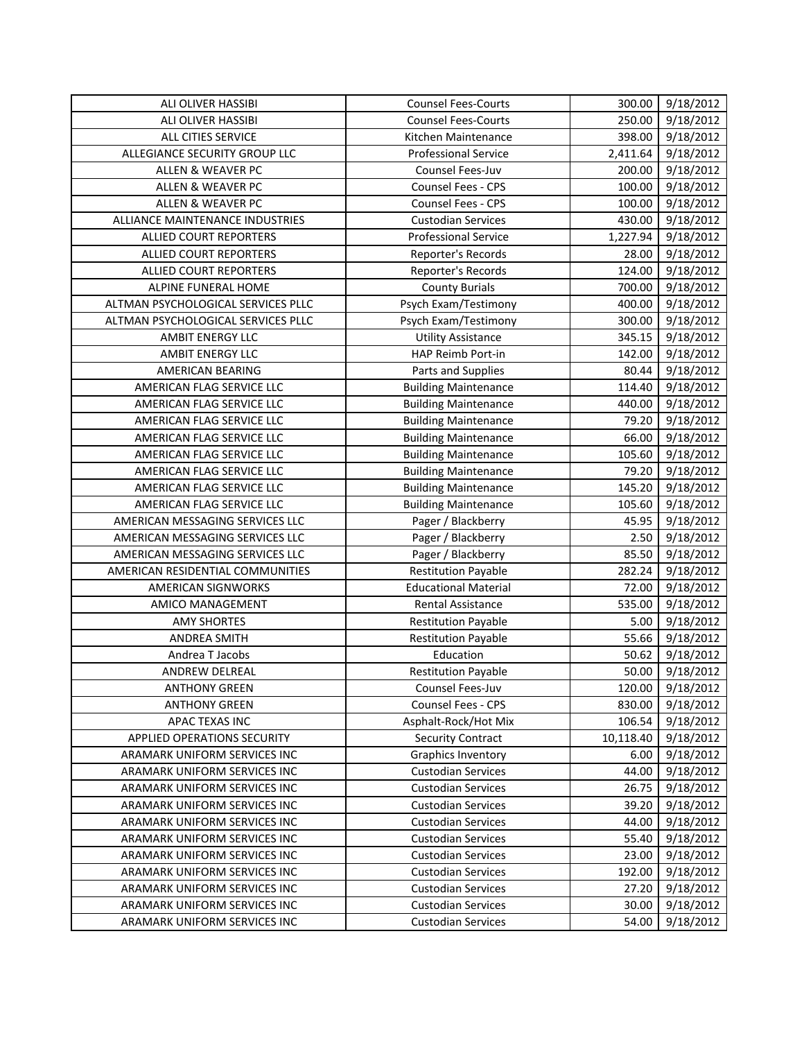| ALI OLIVER HASSIBI | Counsel Fees-Courts | 300.00 | 9/18/2012 |
|---|---|---|---|
| ALI OLIVER HASSIBI | Counsel Fees-Courts | 250.00 | 9/18/2012 |
| ALL CITIES SERVICE | Kitchen Maintenance | 398.00 | 9/18/2012 |
| ALLEGIANCE SECURITY GROUP LLC | Professional Service | 2,411.64 | 9/18/2012 |
| ALLEN & WEAVER PC | Counsel Fees-Juv | 200.00 | 9/18/2012 |
| ALLEN & WEAVER PC | Counsel Fees - CPS | 100.00 | 9/18/2012 |
| ALLEN & WEAVER PC | Counsel Fees - CPS | 100.00 | 9/18/2012 |
| ALLIANCE MAINTENANCE INDUSTRIES | Custodian Services | 430.00 | 9/18/2012 |
| ALLIED COURT REPORTERS | Professional Service | 1,227.94 | 9/18/2012 |
| ALLIED COURT REPORTERS | Reporter's Records | 28.00 | 9/18/2012 |
| ALLIED COURT REPORTERS | Reporter's Records | 124.00 | 9/18/2012 |
| ALPINE FUNERAL HOME | County Burials | 700.00 | 9/18/2012 |
| ALTMAN PSYCHOLOGICAL SERVICES PLLC | Psych Exam/Testimony | 400.00 | 9/18/2012 |
| ALTMAN PSYCHOLOGICAL SERVICES PLLC | Psych Exam/Testimony | 300.00 | 9/18/2012 |
| AMBIT ENERGY LLC | Utility Assistance | 345.15 | 9/18/2012 |
| AMBIT ENERGY LLC | HAP Reimb Port-in | 142.00 | 9/18/2012 |
| AMERICAN BEARING | Parts and Supplies | 80.44 | 9/18/2012 |
| AMERICAN FLAG SERVICE LLC | Building Maintenance | 114.40 | 9/18/2012 |
| AMERICAN FLAG SERVICE LLC | Building Maintenance | 440.00 | 9/18/2012 |
| AMERICAN FLAG SERVICE LLC | Building Maintenance | 79.20 | 9/18/2012 |
| AMERICAN FLAG SERVICE LLC | Building Maintenance | 66.00 | 9/18/2012 |
| AMERICAN FLAG SERVICE LLC | Building Maintenance | 105.60 | 9/18/2012 |
| AMERICAN FLAG SERVICE LLC | Building Maintenance | 79.20 | 9/18/2012 |
| AMERICAN FLAG SERVICE LLC | Building Maintenance | 145.20 | 9/18/2012 |
| AMERICAN FLAG SERVICE LLC | Building Maintenance | 105.60 | 9/18/2012 |
| AMERICAN MESSAGING SERVICES LLC | Pager / Blackberry | 45.95 | 9/18/2012 |
| AMERICAN MESSAGING SERVICES LLC | Pager / Blackberry | 2.50 | 9/18/2012 |
| AMERICAN MESSAGING SERVICES LLC | Pager / Blackberry | 85.50 | 9/18/2012 |
| AMERICAN RESIDENTIAL COMMUNITIES | Restitution Payable | 282.24 | 9/18/2012 |
| AMERICAN SIGNWORKS | Educational Material | 72.00 | 9/18/2012 |
| AMICO MANAGEMENT | Rental Assistance | 535.00 | 9/18/2012 |
| AMY SHORTES | Restitution Payable | 5.00 | 9/18/2012 |
| ANDREA SMITH | Restitution Payable | 55.66 | 9/18/2012 |
| Andrea T Jacobs | Education | 50.62 | 9/18/2012 |
| ANDREW DELREAL | Restitution Payable | 50.00 | 9/18/2012 |
| ANTHONY GREEN | Counsel Fees-Juv | 120.00 | 9/18/2012 |
| ANTHONY GREEN | Counsel Fees - CPS | 830.00 | 9/18/2012 |
| APAC TEXAS INC | Asphalt-Rock/Hot Mix | 106.54 | 9/18/2012 |
| APPLIED OPERATIONS SECURITY | Security Contract | 10,118.40 | 9/18/2012 |
| ARAMARK UNIFORM SERVICES INC | Graphics Inventory | 6.00 | 9/18/2012 |
| ARAMARK UNIFORM SERVICES INC | Custodian Services | 44.00 | 9/18/2012 |
| ARAMARK UNIFORM SERVICES INC | Custodian Services | 26.75 | 9/18/2012 |
| ARAMARK UNIFORM SERVICES INC | Custodian Services | 39.20 | 9/18/2012 |
| ARAMARK UNIFORM SERVICES INC | Custodian Services | 44.00 | 9/18/2012 |
| ARAMARK UNIFORM SERVICES INC | Custodian Services | 55.40 | 9/18/2012 |
| ARAMARK UNIFORM SERVICES INC | Custodian Services | 23.00 | 9/18/2012 |
| ARAMARK UNIFORM SERVICES INC | Custodian Services | 192.00 | 9/18/2012 |
| ARAMARK UNIFORM SERVICES INC | Custodian Services | 27.20 | 9/18/2012 |
| ARAMARK UNIFORM SERVICES INC | Custodian Services | 30.00 | 9/18/2012 |
| ARAMARK UNIFORM SERVICES INC | Custodian Services | 54.00 | 9/18/2012 |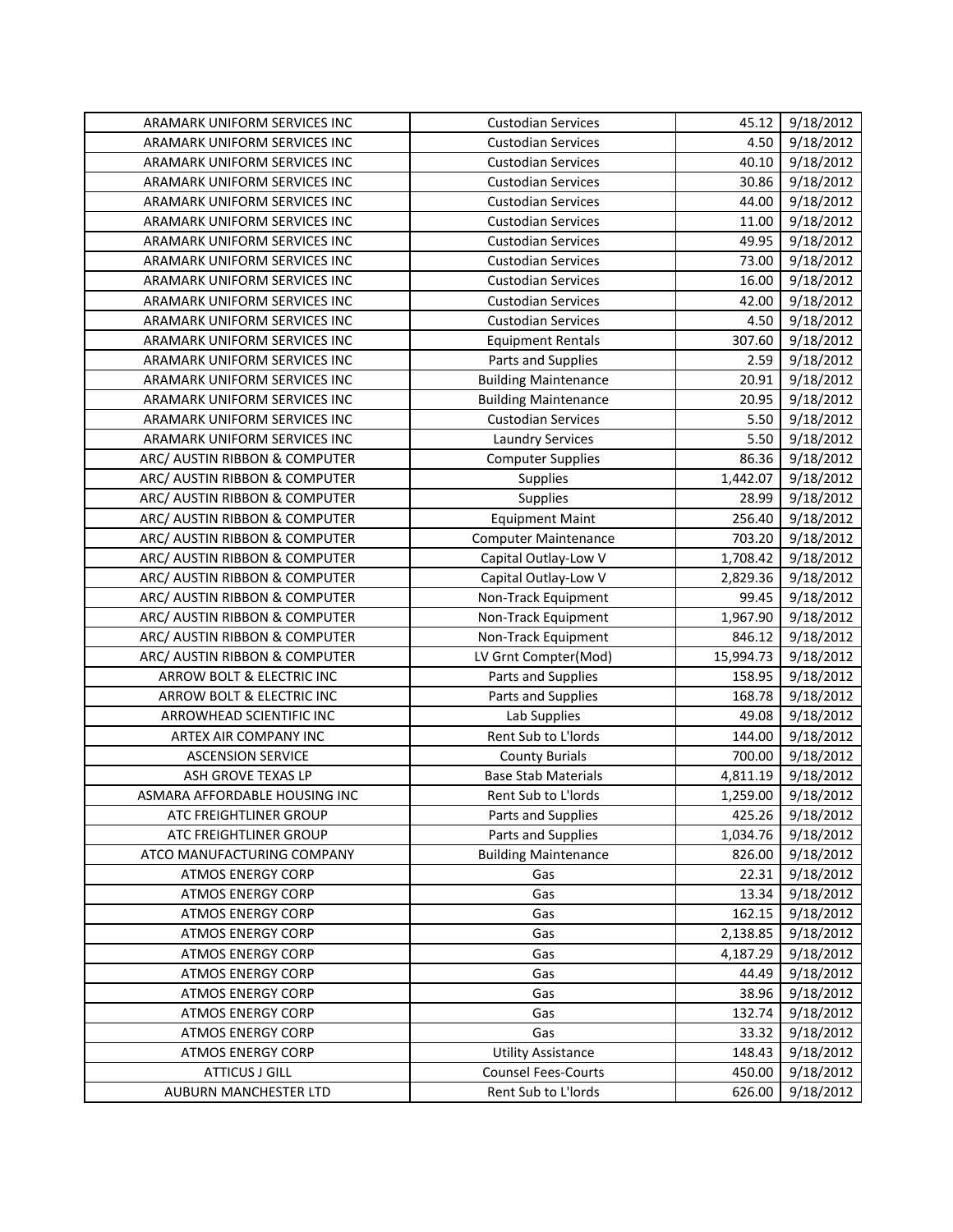| | | | |
|---|---|---|---|
| ARAMARK UNIFORM SERVICES INC | Custodian Services | 45.12 | 9/18/2012 |
| ARAMARK UNIFORM SERVICES INC | Custodian Services | 4.50 | 9/18/2012 |
| ARAMARK UNIFORM SERVICES INC | Custodian Services | 40.10 | 9/18/2012 |
| ARAMARK UNIFORM SERVICES INC | Custodian Services | 30.86 | 9/18/2012 |
| ARAMARK UNIFORM SERVICES INC | Custodian Services | 44.00 | 9/18/2012 |
| ARAMARK UNIFORM SERVICES INC | Custodian Services | 11.00 | 9/18/2012 |
| ARAMARK UNIFORM SERVICES INC | Custodian Services | 49.95 | 9/18/2012 |
| ARAMARK UNIFORM SERVICES INC | Custodian Services | 73.00 | 9/18/2012 |
| ARAMARK UNIFORM SERVICES INC | Custodian Services | 16.00 | 9/18/2012 |
| ARAMARK UNIFORM SERVICES INC | Custodian Services | 42.00 | 9/18/2012 |
| ARAMARK UNIFORM SERVICES INC | Custodian Services | 4.50 | 9/18/2012 |
| ARAMARK UNIFORM SERVICES INC | Equipment Rentals | 307.60 | 9/18/2012 |
| ARAMARK UNIFORM SERVICES INC | Parts and Supplies | 2.59 | 9/18/2012 |
| ARAMARK UNIFORM SERVICES INC | Building Maintenance | 20.91 | 9/18/2012 |
| ARAMARK UNIFORM SERVICES INC | Building Maintenance | 20.95 | 9/18/2012 |
| ARAMARK UNIFORM SERVICES INC | Custodian Services | 5.50 | 9/18/2012 |
| ARAMARK UNIFORM SERVICES INC | Laundry Services | 5.50 | 9/18/2012 |
| ARC/ AUSTIN RIBBON & COMPUTER | Computer Supplies | 86.36 | 9/18/2012 |
| ARC/ AUSTIN RIBBON & COMPUTER | Supplies | 1,442.07 | 9/18/2012 |
| ARC/ AUSTIN RIBBON & COMPUTER | Supplies | 28.99 | 9/18/2012 |
| ARC/ AUSTIN RIBBON & COMPUTER | Equipment Maint | 256.40 | 9/18/2012 |
| ARC/ AUSTIN RIBBON & COMPUTER | Computer Maintenance | 703.20 | 9/18/2012 |
| ARC/ AUSTIN RIBBON & COMPUTER | Capital Outlay-Low V | 1,708.42 | 9/18/2012 |
| ARC/ AUSTIN RIBBON & COMPUTER | Capital Outlay-Low V | 2,829.36 | 9/18/2012 |
| ARC/ AUSTIN RIBBON & COMPUTER | Non-Track Equipment | 99.45 | 9/18/2012 |
| ARC/ AUSTIN RIBBON & COMPUTER | Non-Track Equipment | 1,967.90 | 9/18/2012 |
| ARC/ AUSTIN RIBBON & COMPUTER | Non-Track Equipment | 846.12 | 9/18/2012 |
| ARC/ AUSTIN RIBBON & COMPUTER | LV Grnt Compter(Mod) | 15,994.73 | 9/18/2012 |
| ARROW BOLT & ELECTRIC INC | Parts and Supplies | 158.95 | 9/18/2012 |
| ARROW BOLT & ELECTRIC INC | Parts and Supplies | 168.78 | 9/18/2012 |
| ARROWHEAD SCIENTIFIC INC | Lab Supplies | 49.08 | 9/18/2012 |
| ARTEX AIR COMPANY INC | Rent Sub to L'lords | 144.00 | 9/18/2012 |
| ASCENSION SERVICE | County Burials | 700.00 | 9/18/2012 |
| ASH GROVE TEXAS LP | Base Stab Materials | 4,811.19 | 9/18/2012 |
| ASMARA AFFORDABLE HOUSING INC | Rent Sub to L'lords | 1,259.00 | 9/18/2012 |
| ATC FREIGHTLINER GROUP | Parts and Supplies | 425.26 | 9/18/2012 |
| ATC FREIGHTLINER GROUP | Parts and Supplies | 1,034.76 | 9/18/2012 |
| ATCO MANUFACTURING COMPANY | Building Maintenance | 826.00 | 9/18/2012 |
| ATMOS ENERGY CORP | Gas | 22.31 | 9/18/2012 |
| ATMOS ENERGY CORP | Gas | 13.34 | 9/18/2012 |
| ATMOS ENERGY CORP | Gas | 162.15 | 9/18/2012 |
| ATMOS ENERGY CORP | Gas | 2,138.85 | 9/18/2012 |
| ATMOS ENERGY CORP | Gas | 4,187.29 | 9/18/2012 |
| ATMOS ENERGY CORP | Gas | 44.49 | 9/18/2012 |
| ATMOS ENERGY CORP | Gas | 38.96 | 9/18/2012 |
| ATMOS ENERGY CORP | Gas | 132.74 | 9/18/2012 |
| ATMOS ENERGY CORP | Gas | 33.32 | 9/18/2012 |
| ATMOS ENERGY CORP | Utility Assistance | 148.43 | 9/18/2012 |
| ATTICUS J GILL | Counsel Fees-Courts | 450.00 | 9/18/2012 |
| AUBURN MANCHESTER LTD | Rent Sub to L'lords | 626.00 | 9/18/2012 |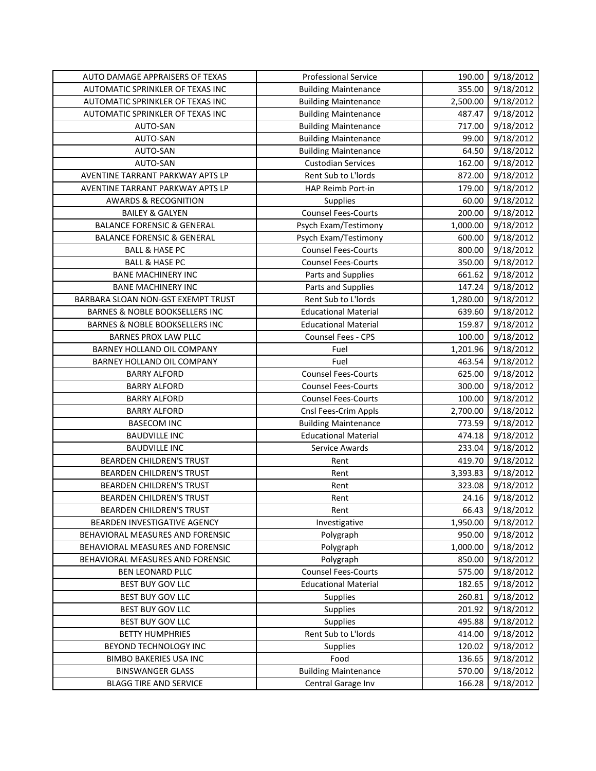| | | | |
|---|---|---|---|
| AUTO DAMAGE APPRAISERS OF TEXAS | Professional Service | 190.00 | 9/18/2012 |
| AUTOMATIC SPRINKLER OF TEXAS INC | Building Maintenance | 355.00 | 9/18/2012 |
| AUTOMATIC SPRINKLER OF TEXAS INC | Building Maintenance | 2,500.00 | 9/18/2012 |
| AUTOMATIC SPRINKLER OF TEXAS INC | Building Maintenance | 487.47 | 9/18/2012 |
| AUTO-SAN | Building Maintenance | 717.00 | 9/18/2012 |
| AUTO-SAN | Building Maintenance | 99.00 | 9/18/2012 |
| AUTO-SAN | Building Maintenance | 64.50 | 9/18/2012 |
| AUTO-SAN | Custodian Services | 162.00 | 9/18/2012 |
| AVENTINE TARRANT PARKWAY APTS LP | Rent Sub to L'lords | 872.00 | 9/18/2012 |
| AVENTINE TARRANT PARKWAY APTS LP | HAP Reimb Port-in | 179.00 | 9/18/2012 |
| AWARDS & RECOGNITION | Supplies | 60.00 | 9/18/2012 |
| BAILEY & GALYEN | Counsel Fees-Courts | 200.00 | 9/18/2012 |
| BALANCE FORENSIC & GENERAL | Psych Exam/Testimony | 1,000.00 | 9/18/2012 |
| BALANCE FORENSIC & GENERAL | Psych Exam/Testimony | 600.00 | 9/18/2012 |
| BALL & HASE PC | Counsel Fees-Courts | 800.00 | 9/18/2012 |
| BALL & HASE PC | Counsel Fees-Courts | 350.00 | 9/18/2012 |
| BANE MACHINERY INC | Parts and Supplies | 661.62 | 9/18/2012 |
| BANE MACHINERY INC | Parts and Supplies | 147.24 | 9/18/2012 |
| BARBARA SLOAN NON-GST EXEMPT TRUST | Rent Sub to L'lords | 1,280.00 | 9/18/2012 |
| BARNES & NOBLE BOOKSELLERS INC | Educational Material | 639.60 | 9/18/2012 |
| BARNES & NOBLE BOOKSELLERS INC | Educational Material | 159.87 | 9/18/2012 |
| BARNES PROX LAW PLLC | Counsel Fees - CPS | 100.00 | 9/18/2012 |
| BARNEY HOLLAND OIL COMPANY | Fuel | 1,201.96 | 9/18/2012 |
| BARNEY HOLLAND OIL COMPANY | Fuel | 463.54 | 9/18/2012 |
| BARRY ALFORD | Counsel Fees-Courts | 625.00 | 9/18/2012 |
| BARRY ALFORD | Counsel Fees-Courts | 300.00 | 9/18/2012 |
| BARRY ALFORD | Counsel Fees-Courts | 100.00 | 9/18/2012 |
| BARRY ALFORD | Cnsl Fees-Crim Appls | 2,700.00 | 9/18/2012 |
| BASECOM INC | Building Maintenance | 773.59 | 9/18/2012 |
| BAUDVILLE INC | Educational Material | 474.18 | 9/18/2012 |
| BAUDVILLE INC | Service Awards | 233.04 | 9/18/2012 |
| BEARDEN CHILDREN'S TRUST | Rent | 419.70 | 9/18/2012 |
| BEARDEN CHILDREN'S TRUST | Rent | 3,393.83 | 9/18/2012 |
| BEARDEN CHILDREN'S TRUST | Rent | 323.08 | 9/18/2012 |
| BEARDEN CHILDREN'S TRUST | Rent | 24.16 | 9/18/2012 |
| BEARDEN CHILDREN'S TRUST | Rent | 66.43 | 9/18/2012 |
| BEARDEN INVESTIGATIVE AGENCY | Investigative | 1,950.00 | 9/18/2012 |
| BEHAVIORAL MEASURES AND FORENSIC | Polygraph | 950.00 | 9/18/2012 |
| BEHAVIORAL MEASURES AND FORENSIC | Polygraph | 1,000.00 | 9/18/2012 |
| BEHAVIORAL MEASURES AND FORENSIC | Polygraph | 850.00 | 9/18/2012 |
| BEN LEONARD PLLC | Counsel Fees-Courts | 575.00 | 9/18/2012 |
| BEST BUY GOV LLC | Educational Material | 182.65 | 9/18/2012 |
| BEST BUY GOV LLC | Supplies | 260.81 | 9/18/2012 |
| BEST BUY GOV LLC | Supplies | 201.92 | 9/18/2012 |
| BEST BUY GOV LLC | Supplies | 495.88 | 9/18/2012 |
| BETTY HUMPHRIES | Rent Sub to L'lords | 414.00 | 9/18/2012 |
| BEYOND TECHNOLOGY INC | Supplies | 120.02 | 9/18/2012 |
| BIMBO BAKERIES USA INC | Food | 136.65 | 9/18/2012 |
| BINSWANGER GLASS | Building Maintenance | 570.00 | 9/18/2012 |
| BLAGG TIRE AND SERVICE | Central Garage Inv | 166.28 | 9/18/2012 |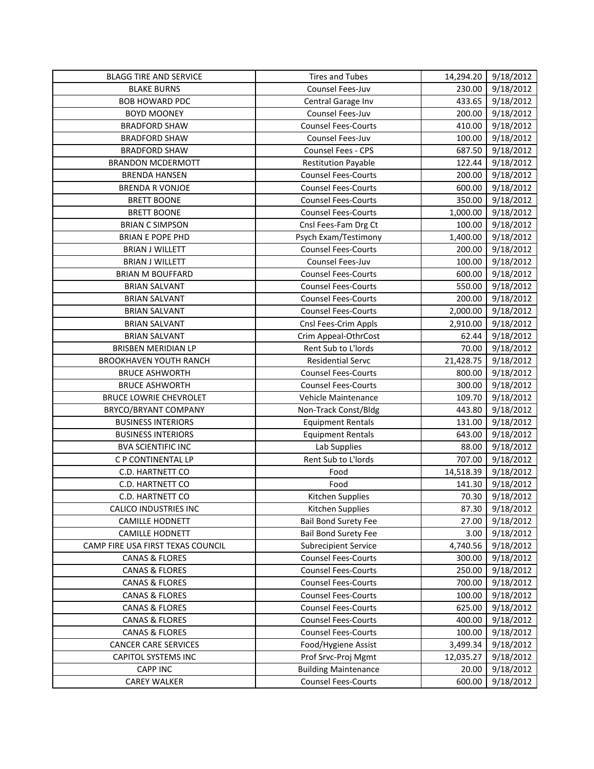| BLAGG TIRE AND SERVICE | Tires and Tubes | 14,294.20 | 9/18/2012 |
|---|---|---|---|
| BLAKE BURNS | Counsel Fees-Juv | 230.00 | 9/18/2012 |
| BOB HOWARD PDC | Central Garage Inv | 433.65 | 9/18/2012 |
| BOYD MOONEY | Counsel Fees-Juv | 200.00 | 9/18/2012 |
| BRADFORD SHAW | Counsel Fees-Courts | 410.00 | 9/18/2012 |
| BRADFORD SHAW | Counsel Fees-Juv | 100.00 | 9/18/2012 |
| BRADFORD SHAW | Counsel Fees - CPS | 687.50 | 9/18/2012 |
| BRANDON MCDERMOTT | Restitution Payable | 122.44 | 9/18/2012 |
| BRENDA HANSEN | Counsel Fees-Courts | 200.00 | 9/18/2012 |
| BRENDA R VONJOE | Counsel Fees-Courts | 600.00 | 9/18/2012 |
| BRETT BOONE | Counsel Fees-Courts | 350.00 | 9/18/2012 |
| BRETT BOONE | Counsel Fees-Courts | 1,000.00 | 9/18/2012 |
| BRIAN C SIMPSON | Cnsl Fees-Fam Drg Ct | 100.00 | 9/18/2012 |
| BRIAN E POPE PHD | Psych Exam/Testimony | 1,400.00 | 9/18/2012 |
| BRIAN J WILLETT | Counsel Fees-Courts | 200.00 | 9/18/2012 |
| BRIAN J WILLETT | Counsel Fees-Juv | 100.00 | 9/18/2012 |
| BRIAN M BOUFFARD | Counsel Fees-Courts | 600.00 | 9/18/2012 |
| BRIAN SALVANT | Counsel Fees-Courts | 550.00 | 9/18/2012 |
| BRIAN SALVANT | Counsel Fees-Courts | 200.00 | 9/18/2012 |
| BRIAN SALVANT | Counsel Fees-Courts | 2,000.00 | 9/18/2012 |
| BRIAN SALVANT | Cnsl Fees-Crim Appls | 2,910.00 | 9/18/2012 |
| BRIAN SALVANT | Crim Appeal-OthrCost | 62.44 | 9/18/2012 |
| BRISBEN MERIDIAN LP | Rent Sub to L'lords | 70.00 | 9/18/2012 |
| BROOKHAVEN YOUTH RANCH | Residential Servc | 21,428.75 | 9/18/2012 |
| BRUCE ASHWORTH | Counsel Fees-Courts | 800.00 | 9/18/2012 |
| BRUCE ASHWORTH | Counsel Fees-Courts | 300.00 | 9/18/2012 |
| BRUCE LOWRIE CHEVROLET | Vehicle Maintenance | 109.70 | 9/18/2012 |
| BRYCO/BRYANT COMPANY | Non-Track Const/Bldg | 443.80 | 9/18/2012 |
| BUSINESS INTERIORS | Equipment Rentals | 131.00 | 9/18/2012 |
| BUSINESS INTERIORS | Equipment Rentals | 643.00 | 9/18/2012 |
| BVA SCIENTIFIC INC | Lab Supplies | 88.00 | 9/18/2012 |
| C P CONTINENTAL LP | Rent Sub to L'lords | 707.00 | 9/18/2012 |
| C.D. HARTNETT CO | Food | 14,518.39 | 9/18/2012 |
| C.D. HARTNETT CO | Food | 141.30 | 9/18/2012 |
| C.D. HARTNETT CO | Kitchen Supplies | 70.30 | 9/18/2012 |
| CALICO INDUSTRIES INC | Kitchen Supplies | 87.30 | 9/18/2012 |
| CAMILLE HODNETT | Bail Bond Surety Fee | 27.00 | 9/18/2012 |
| CAMILLE HODNETT | Bail Bond Surety Fee | 3.00 | 9/18/2012 |
| CAMP FIRE USA FIRST TEXAS COUNCIL | Subrecipient Service | 4,740.56 | 9/18/2012 |
| CANAS & FLORES | Counsel Fees-Courts | 300.00 | 9/18/2012 |
| CANAS & FLORES | Counsel Fees-Courts | 250.00 | 9/18/2012 |
| CANAS & FLORES | Counsel Fees-Courts | 700.00 | 9/18/2012 |
| CANAS & FLORES | Counsel Fees-Courts | 100.00 | 9/18/2012 |
| CANAS & FLORES | Counsel Fees-Courts | 625.00 | 9/18/2012 |
| CANAS & FLORES | Counsel Fees-Courts | 400.00 | 9/18/2012 |
| CANAS & FLORES | Counsel Fees-Courts | 100.00 | 9/18/2012 |
| CANCER CARE SERVICES | Food/Hygiene Assist | 3,499.34 | 9/18/2012 |
| CAPITOL SYSTEMS INC | Prof Srvc-Proj Mgmt | 12,035.27 | 9/18/2012 |
| CAPP INC | Building Maintenance | 20.00 | 9/18/2012 |
| CAREY WALKER | Counsel Fees-Courts | 600.00 | 9/18/2012 |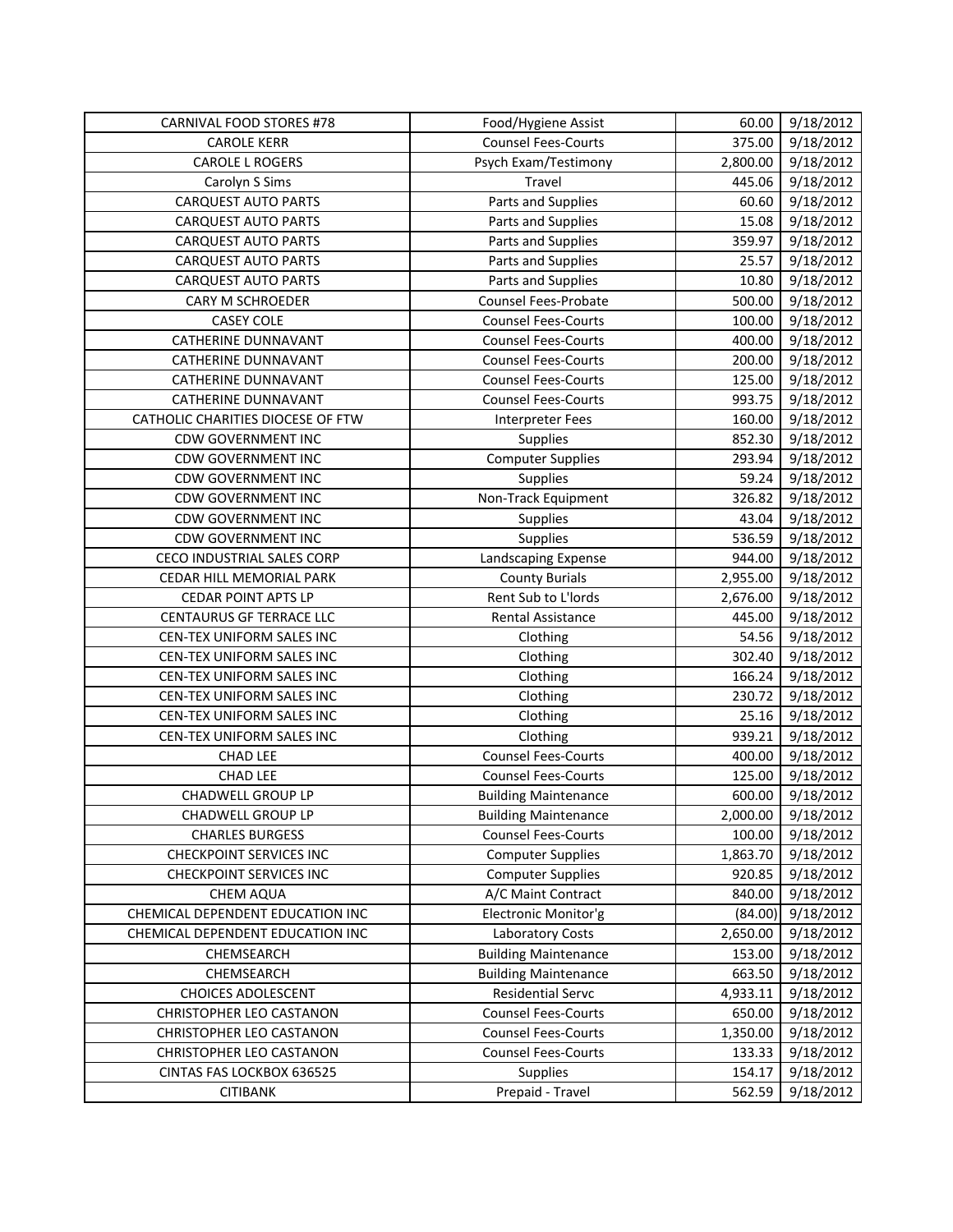| | | | |
|---|---|---|---|
| CARNIVAL FOOD STORES #78 | Food/Hygiene Assist | 60.00 | 9/18/2012 |
| CAROLE KERR | Counsel Fees-Courts | 375.00 | 9/18/2012 |
| CAROLE L ROGERS | Psych Exam/Testimony | 2,800.00 | 9/18/2012 |
| Carolyn S Sims | Travel | 445.06 | 9/18/2012 |
| CARQUEST AUTO PARTS | Parts and Supplies | 60.60 | 9/18/2012 |
| CARQUEST AUTO PARTS | Parts and Supplies | 15.08 | 9/18/2012 |
| CARQUEST AUTO PARTS | Parts and Supplies | 359.97 | 9/18/2012 |
| CARQUEST AUTO PARTS | Parts and Supplies | 25.57 | 9/18/2012 |
| CARQUEST AUTO PARTS | Parts and Supplies | 10.80 | 9/18/2012 |
| CARY M SCHROEDER | Counsel Fees-Probate | 500.00 | 9/18/2012 |
| CASEY COLE | Counsel Fees-Courts | 100.00 | 9/18/2012 |
| CATHERINE DUNNAVANT | Counsel Fees-Courts | 400.00 | 9/18/2012 |
| CATHERINE DUNNAVANT | Counsel Fees-Courts | 200.00 | 9/18/2012 |
| CATHERINE DUNNAVANT | Counsel Fees-Courts | 125.00 | 9/18/2012 |
| CATHERINE DUNNAVANT | Counsel Fees-Courts | 993.75 | 9/18/2012 |
| CATHOLIC CHARITIES DIOCESE OF FTW | Interpreter Fees | 160.00 | 9/18/2012 |
| CDW GOVERNMENT INC | Supplies | 852.30 | 9/18/2012 |
| CDW GOVERNMENT INC | Computer Supplies | 293.94 | 9/18/2012 |
| CDW GOVERNMENT INC | Supplies | 59.24 | 9/18/2012 |
| CDW GOVERNMENT INC | Non-Track Equipment | 326.82 | 9/18/2012 |
| CDW GOVERNMENT INC | Supplies | 43.04 | 9/18/2012 |
| CDW GOVERNMENT INC | Supplies | 536.59 | 9/18/2012 |
| CECO INDUSTRIAL SALES CORP | Landscaping Expense | 944.00 | 9/18/2012 |
| CEDAR HILL MEMORIAL PARK | County Burials | 2,955.00 | 9/18/2012 |
| CEDAR POINT APTS LP | Rent Sub to L'lords | 2,676.00 | 9/18/2012 |
| CENTAURUS GF TERRACE LLC | Rental Assistance | 445.00 | 9/18/2012 |
| CEN-TEX UNIFORM SALES INC | Clothing | 54.56 | 9/18/2012 |
| CEN-TEX UNIFORM SALES INC | Clothing | 302.40 | 9/18/2012 |
| CEN-TEX UNIFORM SALES INC | Clothing | 166.24 | 9/18/2012 |
| CEN-TEX UNIFORM SALES INC | Clothing | 230.72 | 9/18/2012 |
| CEN-TEX UNIFORM SALES INC | Clothing | 25.16 | 9/18/2012 |
| CEN-TEX UNIFORM SALES INC | Clothing | 939.21 | 9/18/2012 |
| CHAD LEE | Counsel Fees-Courts | 400.00 | 9/18/2012 |
| CHAD LEE | Counsel Fees-Courts | 125.00 | 9/18/2012 |
| CHADWELL GROUP LP | Building Maintenance | 600.00 | 9/18/2012 |
| CHADWELL GROUP LP | Building Maintenance | 2,000.00 | 9/18/2012 |
| CHARLES BURGESS | Counsel Fees-Courts | 100.00 | 9/18/2012 |
| CHECKPOINT SERVICES INC | Computer Supplies | 1,863.70 | 9/18/2012 |
| CHECKPOINT SERVICES INC | Computer Supplies | 920.85 | 9/18/2012 |
| CHEM AQUA | A/C Maint Contract | 840.00 | 9/18/2012 |
| CHEMICAL DEPENDENT EDUCATION INC | Electronic Monitor'g | (84.00) | 9/18/2012 |
| CHEMICAL DEPENDENT EDUCATION INC | Laboratory Costs | 2,650.00 | 9/18/2012 |
| CHEMSEARCH | Building Maintenance | 153.00 | 9/18/2012 |
| CHEMSEARCH | Building Maintenance | 663.50 | 9/18/2012 |
| CHOICES ADOLESCENT | Residential Servc | 4,933.11 | 9/18/2012 |
| CHRISTOPHER LEO CASTANON | Counsel Fees-Courts | 650.00 | 9/18/2012 |
| CHRISTOPHER LEO CASTANON | Counsel Fees-Courts | 1,350.00 | 9/18/2012 |
| CHRISTOPHER LEO CASTANON | Counsel Fees-Courts | 133.33 | 9/18/2012 |
| CINTAS FAS LOCKBOX 636525 | Supplies | 154.17 | 9/18/2012 |
| CITIBANK | Prepaid - Travel | 562.59 | 9/18/2012 |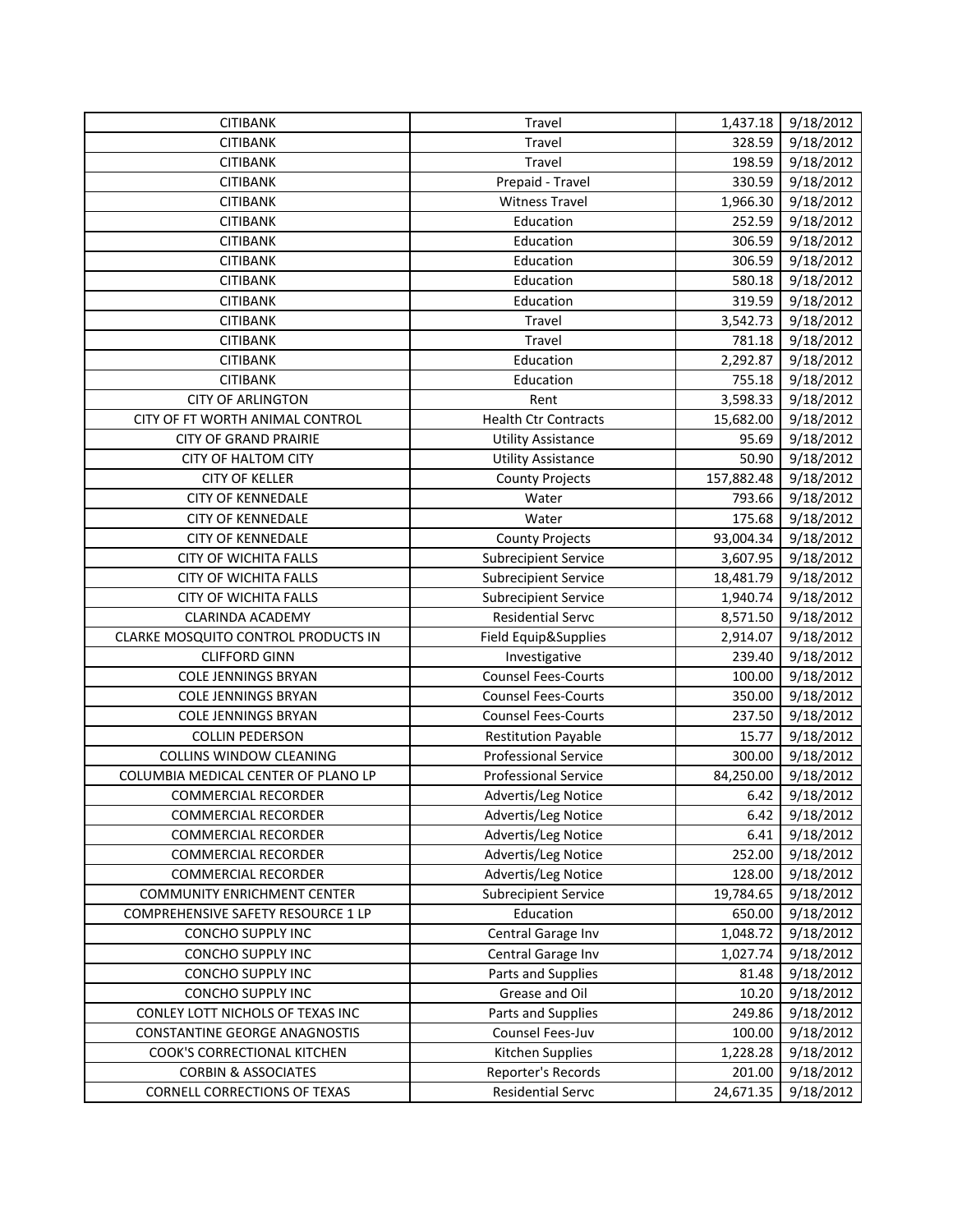| CITIBANK | Travel | 1,437.18 | 9/18/2012 |
|---|---|---|---|
| CITIBANK | Travel | 328.59 | 9/18/2012 |
| CITIBANK | Travel | 198.59 | 9/18/2012 |
| CITIBANK | Prepaid - Travel | 330.59 | 9/18/2012 |
| CITIBANK | Witness Travel | 1,966.30 | 9/18/2012 |
| CITIBANK | Education | 252.59 | 9/18/2012 |
| CITIBANK | Education | 306.59 | 9/18/2012 |
| CITIBANK | Education | 306.59 | 9/18/2012 |
| CITIBANK | Education | 580.18 | 9/18/2012 |
| CITIBANK | Education | 319.59 | 9/18/2012 |
| CITIBANK | Travel | 3,542.73 | 9/18/2012 |
| CITIBANK | Travel | 781.18 | 9/18/2012 |
| CITIBANK | Education | 2,292.87 | 9/18/2012 |
| CITIBANK | Education | 755.18 | 9/18/2012 |
| CITY OF ARLINGTON | Rent | 3,598.33 | 9/18/2012 |
| CITY OF FT WORTH ANIMAL CONTROL | Health Ctr Contracts | 15,682.00 | 9/18/2012 |
| CITY OF GRAND PRAIRIE | Utility Assistance | 95.69 | 9/18/2012 |
| CITY OF HALTOM CITY | Utility Assistance | 50.90 | 9/18/2012 |
| CITY OF KELLER | County Projects | 157,882.48 | 9/18/2012 |
| CITY OF KENNEDALE | Water | 793.66 | 9/18/2012 |
| CITY OF KENNEDALE | Water | 175.68 | 9/18/2012 |
| CITY OF KENNEDALE | County Projects | 93,004.34 | 9/18/2012 |
| CITY OF WICHITA FALLS | Subrecipient Service | 3,607.95 | 9/18/2012 |
| CITY OF WICHITA FALLS | Subrecipient Service | 18,481.79 | 9/18/2012 |
| CITY OF WICHITA FALLS | Subrecipient Service | 1,940.74 | 9/18/2012 |
| CLARINDA ACADEMY | Residential Servc | 8,571.50 | 9/18/2012 |
| CLARKE MOSQUITO CONTROL PRODUCTS IN | Field Equip&Supplies | 2,914.07 | 9/18/2012 |
| CLIFFORD GINN | Investigative | 239.40 | 9/18/2012 |
| COLE JENNINGS BRYAN | Counsel Fees-Courts | 100.00 | 9/18/2012 |
| COLE JENNINGS BRYAN | Counsel Fees-Courts | 350.00 | 9/18/2012 |
| COLE JENNINGS BRYAN | Counsel Fees-Courts | 237.50 | 9/18/2012 |
| COLLIN PEDERSON | Restitution Payable | 15.77 | 9/18/2012 |
| COLLINS WINDOW CLEANING | Professional Service | 300.00 | 9/18/2012 |
| COLUMBIA MEDICAL CENTER OF PLANO LP | Professional Service | 84,250.00 | 9/18/2012 |
| COMMERCIAL RECORDER | Advertis/Leg Notice | 6.42 | 9/18/2012 |
| COMMERCIAL RECORDER | Advertis/Leg Notice | 6.42 | 9/18/2012 |
| COMMERCIAL RECORDER | Advertis/Leg Notice | 6.41 | 9/18/2012 |
| COMMERCIAL RECORDER | Advertis/Leg Notice | 252.00 | 9/18/2012 |
| COMMERCIAL RECORDER | Advertis/Leg Notice | 128.00 | 9/18/2012 |
| COMMUNITY ENRICHMENT CENTER | Subrecipient Service | 19,784.65 | 9/18/2012 |
| COMPREHENSIVE SAFETY RESOURCE 1 LP | Education | 650.00 | 9/18/2012 |
| CONCHO SUPPLY INC | Central Garage Inv | 1,048.72 | 9/18/2012 |
| CONCHO SUPPLY INC | Central Garage Inv | 1,027.74 | 9/18/2012 |
| CONCHO SUPPLY INC | Parts and Supplies | 81.48 | 9/18/2012 |
| CONCHO SUPPLY INC | Grease and Oil | 10.20 | 9/18/2012 |
| CONLEY LOTT NICHOLS OF TEXAS INC | Parts and Supplies | 249.86 | 9/18/2012 |
| CONSTANTINE GEORGE ANAGNOSTIS | Counsel Fees-Juv | 100.00 | 9/18/2012 |
| COOK'S CORRECTIONAL KITCHEN | Kitchen Supplies | 1,228.28 | 9/18/2012 |
| CORBIN & ASSOCIATES | Reporter's Records | 201.00 | 9/18/2012 |
| CORNELL CORRECTIONS OF TEXAS | Residential Servc | 24,671.35 | 9/18/2012 |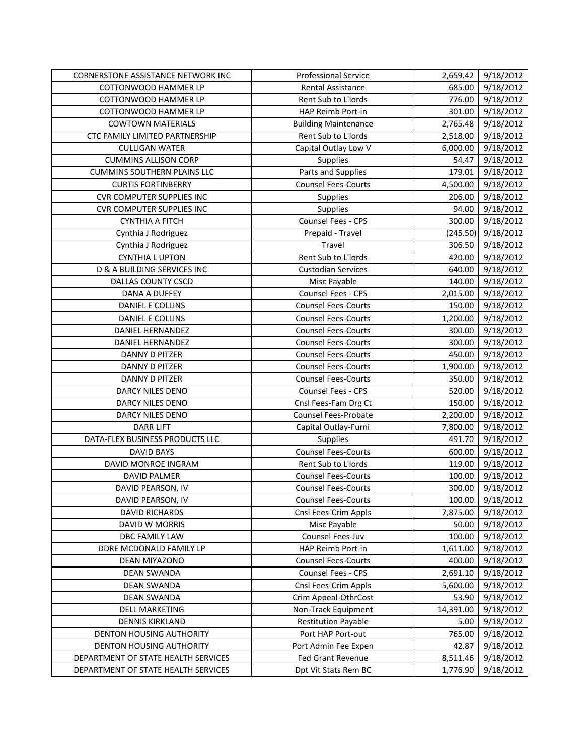| | | | |
|---|---|---|---|
| CORNERSTONE ASSISTANCE NETWORK INC | Professional Service | 2,659.42 | 9/18/2012 |
| COTTONWOOD HAMMER LP | Rental Assistance | 685.00 | 9/18/2012 |
| COTTONWOOD HAMMER LP | Rent Sub to L'lords | 776.00 | 9/18/2012 |
| COTTONWOOD HAMMER LP | HAP Reimb Port-in | 301.00 | 9/18/2012 |
| COWTOWN MATERIALS | Building Maintenance | 2,765.48 | 9/18/2012 |
| CTC FAMILY LIMITED PARTNERSHIP | Rent Sub to L'lords | 2,518.00 | 9/18/2012 |
| CULLIGAN WATER | Capital Outlay Low V | 6,000.00 | 9/18/2012 |
| CUMMINS ALLISON CORP | Supplies | 54.47 | 9/18/2012 |
| CUMMINS SOUTHERN PLAINS LLC | Parts and Supplies | 179.01 | 9/18/2012 |
| CURTIS FORTINBERRY | Counsel Fees-Courts | 4,500.00 | 9/18/2012 |
| CVR COMPUTER SUPPLIES INC | Supplies | 206.00 | 9/18/2012 |
| CVR COMPUTER SUPPLIES INC | Supplies | 94.00 | 9/18/2012 |
| CYNTHIA A FITCH | Counsel Fees - CPS | 300.00 | 9/18/2012 |
| Cynthia J Rodriguez | Prepaid - Travel | (245.50) | 9/18/2012 |
| Cynthia J Rodriguez | Travel | 306.50 | 9/18/2012 |
| CYNTHIA L UPTON | Rent Sub to L'lords | 420.00 | 9/18/2012 |
| D & A BUILDING SERVICES INC | Custodian Services | 640.00 | 9/18/2012 |
| DALLAS COUNTY CSCD | Misc Payable | 140.00 | 9/18/2012 |
| DANA A DUFFEY | Counsel Fees - CPS | 2,015.00 | 9/18/2012 |
| DANIEL E COLLINS | Counsel Fees-Courts | 150.00 | 9/18/2012 |
| DANIEL E COLLINS | Counsel Fees-Courts | 1,200.00 | 9/18/2012 |
| DANIEL HERNANDEZ | Counsel Fees-Courts | 300.00 | 9/18/2012 |
| DANIEL HERNANDEZ | Counsel Fees-Courts | 300.00 | 9/18/2012 |
| DANNY D PITZER | Counsel Fees-Courts | 450.00 | 9/18/2012 |
| DANNY D PITZER | Counsel Fees-Courts | 1,900.00 | 9/18/2012 |
| DANNY D PITZER | Counsel Fees-Courts | 350.00 | 9/18/2012 |
| DARCY NILES DENO | Counsel Fees - CPS | 520.00 | 9/18/2012 |
| DARCY NILES DENO | Cnsl Fees-Fam Drg Ct | 150.00 | 9/18/2012 |
| DARCY NILES DENO | Counsel Fees-Probate | 2,200.00 | 9/18/2012 |
| DARR LIFT | Capital Outlay-Furni | 7,800.00 | 9/18/2012 |
| DATA-FLEX BUSINESS PRODUCTS LLC | Supplies | 491.70 | 9/18/2012 |
| DAVID BAYS | Counsel Fees-Courts | 600.00 | 9/18/2012 |
| DAVID MONROE INGRAM | Rent Sub to L'lords | 119.00 | 9/18/2012 |
| DAVID PALMER | Counsel Fees-Courts | 100.00 | 9/18/2012 |
| DAVID PEARSON, IV | Counsel Fees-Courts | 300.00 | 9/18/2012 |
| DAVID PEARSON, IV | Counsel Fees-Courts | 100.00 | 9/18/2012 |
| DAVID RICHARDS | Cnsl Fees-Crim Appls | 7,875.00 | 9/18/2012 |
| DAVID W MORRIS | Misc Payable | 50.00 | 9/18/2012 |
| DBC FAMILY LAW | Counsel Fees-Juv | 100.00 | 9/18/2012 |
| DDRE MCDONALD FAMILY LP | HAP Reimb Port-in | 1,611.00 | 9/18/2012 |
| DEAN MIYAZONO | Counsel Fees-Courts | 400.00 | 9/18/2012 |
| DEAN SWANDA | Counsel Fees - CPS | 2,691.10 | 9/18/2012 |
| DEAN SWANDA | Cnsl Fees-Crim Appls | 5,600.00 | 9/18/2012 |
| DEAN SWANDA | Crim Appeal-OthrCost | 53.90 | 9/18/2012 |
| DELL MARKETING | Non-Track Equipment | 14,391.00 | 9/18/2012 |
| DENNIS KIRKLAND | Restitution Payable | 5.00 | 9/18/2012 |
| DENTON HOUSING AUTHORITY | Port HAP Port-out | 765.00 | 9/18/2012 |
| DENTON HOUSING AUTHORITY | Port Admin Fee Expen | 42.87 | 9/18/2012 |
| DEPARTMENT OF STATE HEALTH SERVICES | Fed Grant Revenue | 8,511.46 | 9/18/2012 |
| DEPARTMENT OF STATE HEALTH SERVICES | Dpt Vit Stats Rem BC | 1,776.90 | 9/18/2012 |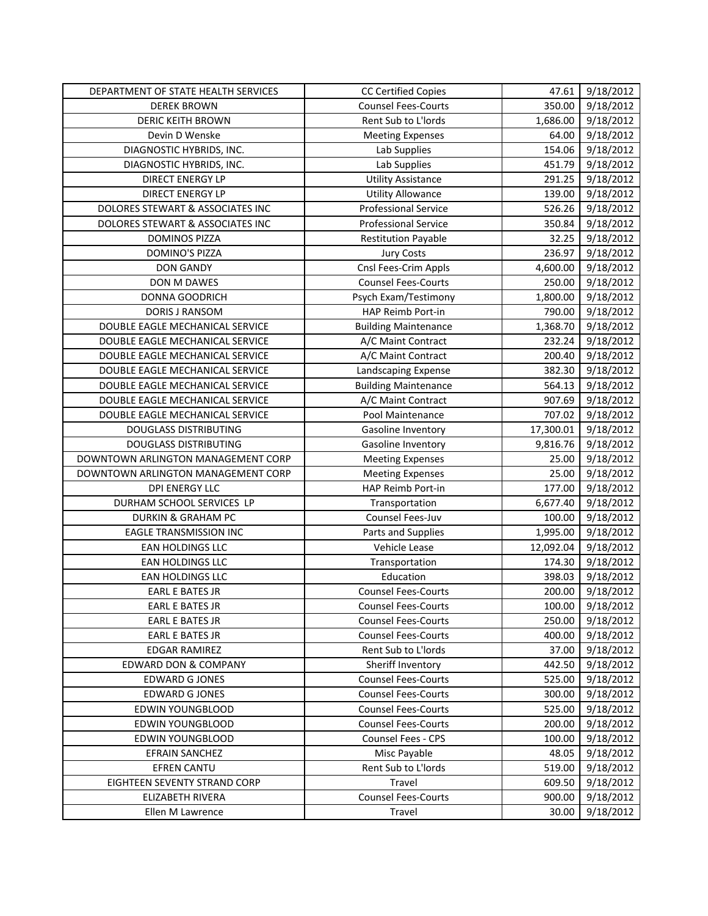| | | | |
|---|---|---|---|
| DEPARTMENT OF STATE HEALTH SERVICES | CC Certified Copies | 47.61 | 9/18/2012 |
| DEREK BROWN | Counsel Fees-Courts | 350.00 | 9/18/2012 |
| DERIC KEITH BROWN | Rent Sub to L'lords | 1,686.00 | 9/18/2012 |
| Devin D Wenske | Meeting Expenses | 64.00 | 9/18/2012 |
| DIAGNOSTIC HYBRIDS, INC. | Lab Supplies | 154.06 | 9/18/2012 |
| DIAGNOSTIC HYBRIDS, INC. | Lab Supplies | 451.79 | 9/18/2012 |
| DIRECT ENERGY LP | Utility Assistance | 291.25 | 9/18/2012 |
| DIRECT ENERGY LP | Utility Allowance | 139.00 | 9/18/2012 |
| DOLORES STEWART & ASSOCIATES INC | Professional Service | 526.26 | 9/18/2012 |
| DOLORES STEWART & ASSOCIATES INC | Professional Service | 350.84 | 9/18/2012 |
| DOMINOS PIZZA | Restitution Payable | 32.25 | 9/18/2012 |
| DOMINO'S PIZZA | Jury Costs | 236.97 | 9/18/2012 |
| DON GANDY | Cnsl Fees-Crim Appls | 4,600.00 | 9/18/2012 |
| DON M DAWES | Counsel Fees-Courts | 250.00 | 9/18/2012 |
| DONNA GOODRICH | Psych Exam/Testimony | 1,800.00 | 9/18/2012 |
| DORIS J RANSOM | HAP Reimb Port-in | 790.00 | 9/18/2012 |
| DOUBLE EAGLE MECHANICAL SERVICE | Building Maintenance | 1,368.70 | 9/18/2012 |
| DOUBLE EAGLE MECHANICAL SERVICE | A/C Maint Contract | 232.24 | 9/18/2012 |
| DOUBLE EAGLE MECHANICAL SERVICE | A/C Maint Contract | 200.40 | 9/18/2012 |
| DOUBLE EAGLE MECHANICAL SERVICE | Landscaping Expense | 382.30 | 9/18/2012 |
| DOUBLE EAGLE MECHANICAL SERVICE | Building Maintenance | 564.13 | 9/18/2012 |
| DOUBLE EAGLE MECHANICAL SERVICE | A/C Maint Contract | 907.69 | 9/18/2012 |
| DOUBLE EAGLE MECHANICAL SERVICE | Pool Maintenance | 707.02 | 9/18/2012 |
| DOUGLASS DISTRIBUTING | Gasoline Inventory | 17,300.01 | 9/18/2012 |
| DOUGLASS DISTRIBUTING | Gasoline Inventory | 9,816.76 | 9/18/2012 |
| DOWNTOWN ARLINGTON MANAGEMENT CORP | Meeting Expenses | 25.00 | 9/18/2012 |
| DOWNTOWN ARLINGTON MANAGEMENT CORP | Meeting Expenses | 25.00 | 9/18/2012 |
| DPI ENERGY LLC | HAP Reimb Port-in | 177.00 | 9/18/2012 |
| DURHAM SCHOOL SERVICES LP | Transportation | 6,677.40 | 9/18/2012 |
| DURKIN & GRAHAM PC | Counsel Fees-Juv | 100.00 | 9/18/2012 |
| EAGLE TRANSMISSION INC | Parts and Supplies | 1,995.00 | 9/18/2012 |
| EAN HOLDINGS LLC | Vehicle Lease | 12,092.04 | 9/18/2012 |
| EAN HOLDINGS LLC | Transportation | 174.30 | 9/18/2012 |
| EAN HOLDINGS LLC | Education | 398.03 | 9/18/2012 |
| EARL E BATES JR | Counsel Fees-Courts | 200.00 | 9/18/2012 |
| EARL E BATES JR | Counsel Fees-Courts | 100.00 | 9/18/2012 |
| EARL E BATES JR | Counsel Fees-Courts | 250.00 | 9/18/2012 |
| EARL E BATES JR | Counsel Fees-Courts | 400.00 | 9/18/2012 |
| EDGAR RAMIREZ | Rent Sub to L'lords | 37.00 | 9/18/2012 |
| EDWARD DON & COMPANY | Sheriff Inventory | 442.50 | 9/18/2012 |
| EDWARD G JONES | Counsel Fees-Courts | 525.00 | 9/18/2012 |
| EDWARD G JONES | Counsel Fees-Courts | 300.00 | 9/18/2012 |
| EDWIN YOUNGBLOOD | Counsel Fees-Courts | 525.00 | 9/18/2012 |
| EDWIN YOUNGBLOOD | Counsel Fees-Courts | 200.00 | 9/18/2012 |
| EDWIN YOUNGBLOOD | Counsel Fees - CPS | 100.00 | 9/18/2012 |
| EFRAIN SANCHEZ | Misc Payable | 48.05 | 9/18/2012 |
| EFREN CANTU | Rent Sub to L'lords | 519.00 | 9/18/2012 |
| EIGHTEEN SEVENTY STRAND CORP | Travel | 609.50 | 9/18/2012 |
| ELIZABETH RIVERA | Counsel Fees-Courts | 900.00 | 9/18/2012 |
| Ellen M Lawrence | Travel | 30.00 | 9/18/2012 |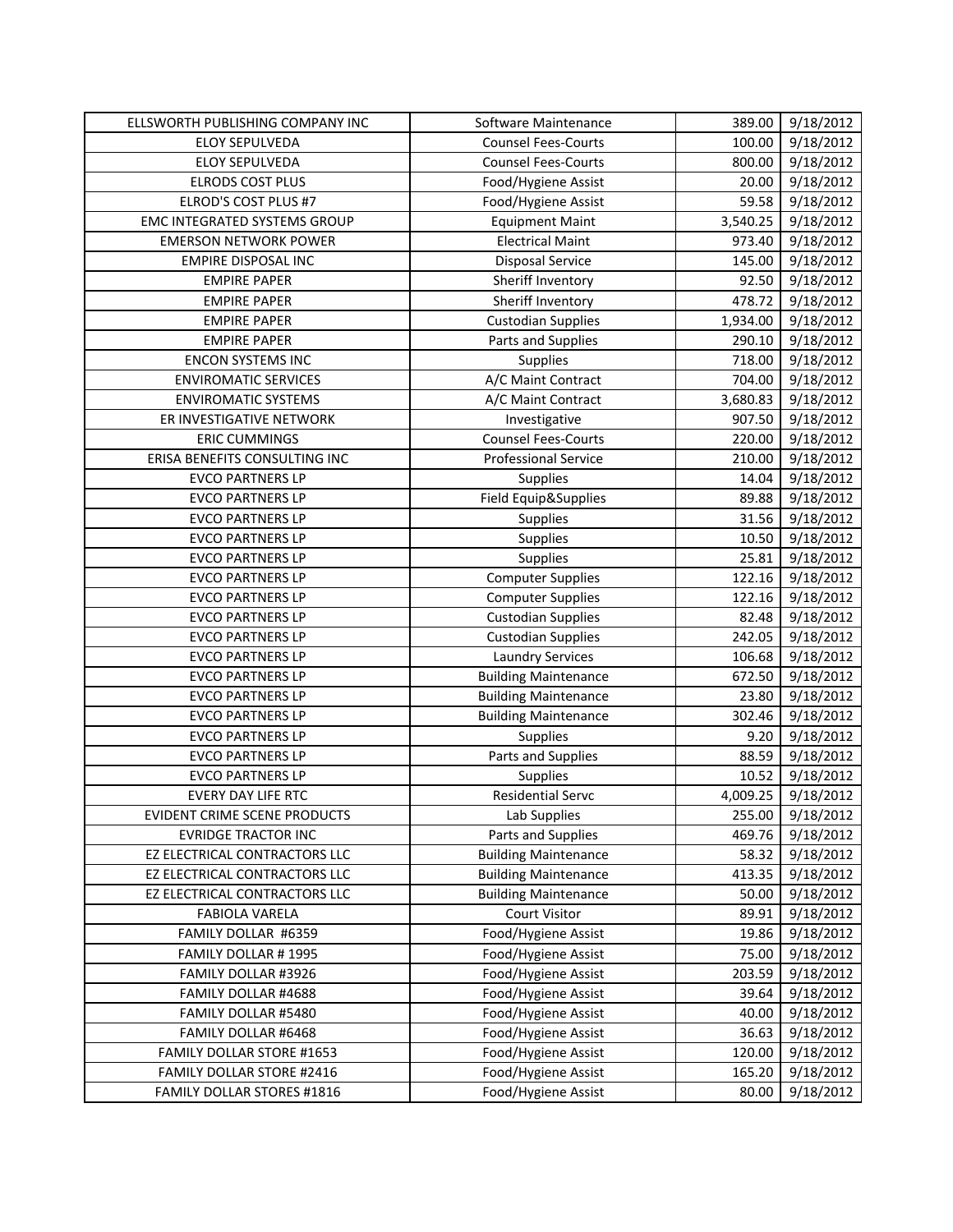| | | | |
|---|---|---|---|
| ELLSWORTH PUBLISHING COMPANY INC | Software Maintenance | 389.00 | 9/18/2012 |
| ELOY SEPULVEDA | Counsel Fees-Courts | 100.00 | 9/18/2012 |
| ELOY SEPULVEDA | Counsel Fees-Courts | 800.00 | 9/18/2012 |
| ELRODS COST PLUS | Food/Hygiene Assist | 20.00 | 9/18/2012 |
| ELROD'S COST PLUS #7 | Food/Hygiene Assist | 59.58 | 9/18/2012 |
| EMC INTEGRATED SYSTEMS GROUP | Equipment Maint | 3,540.25 | 9/18/2012 |
| EMERSON NETWORK POWER | Electrical Maint | 973.40 | 9/18/2012 |
| EMPIRE DISPOSAL INC | Disposal Service | 145.00 | 9/18/2012 |
| EMPIRE PAPER | Sheriff Inventory | 92.50 | 9/18/2012 |
| EMPIRE PAPER | Sheriff Inventory | 478.72 | 9/18/2012 |
| EMPIRE PAPER | Custodian Supplies | 1,934.00 | 9/18/2012 |
| EMPIRE PAPER | Parts and Supplies | 290.10 | 9/18/2012 |
| ENCON SYSTEMS INC | Supplies | 718.00 | 9/18/2012 |
| ENVIROMATIC SERVICES | A/C Maint Contract | 704.00 | 9/18/2012 |
| ENVIROMATIC SYSTEMS | A/C Maint Contract | 3,680.83 | 9/18/2012 |
| ER INVESTIGATIVE NETWORK | Investigative | 907.50 | 9/18/2012 |
| ERIC CUMMINGS | Counsel Fees-Courts | 220.00 | 9/18/2012 |
| ERISA BENEFITS CONSULTING INC | Professional Service | 210.00 | 9/18/2012 |
| EVCO PARTNERS LP | Supplies | 14.04 | 9/18/2012 |
| EVCO PARTNERS LP | Field Equip&Supplies | 89.88 | 9/18/2012 |
| EVCO PARTNERS LP | Supplies | 31.56 | 9/18/2012 |
| EVCO PARTNERS LP | Supplies | 10.50 | 9/18/2012 |
| EVCO PARTNERS LP | Supplies | 25.81 | 9/18/2012 |
| EVCO PARTNERS LP | Computer Supplies | 122.16 | 9/18/2012 |
| EVCO PARTNERS LP | Computer Supplies | 122.16 | 9/18/2012 |
| EVCO PARTNERS LP | Custodian Supplies | 82.48 | 9/18/2012 |
| EVCO PARTNERS LP | Custodian Supplies | 242.05 | 9/18/2012 |
| EVCO PARTNERS LP | Laundry Services | 106.68 | 9/18/2012 |
| EVCO PARTNERS LP | Building Maintenance | 672.50 | 9/18/2012 |
| EVCO PARTNERS LP | Building Maintenance | 23.80 | 9/18/2012 |
| EVCO PARTNERS LP | Building Maintenance | 302.46 | 9/18/2012 |
| EVCO PARTNERS LP | Supplies | 9.20 | 9/18/2012 |
| EVCO PARTNERS LP | Parts and Supplies | 88.59 | 9/18/2012 |
| EVCO PARTNERS LP | Supplies | 10.52 | 9/18/2012 |
| EVERY DAY LIFE RTC | Residential Servc | 4,009.25 | 9/18/2012 |
| EVIDENT CRIME SCENE PRODUCTS | Lab Supplies | 255.00 | 9/18/2012 |
| EVRIDGE TRACTOR INC | Parts and Supplies | 469.76 | 9/18/2012 |
| EZ ELECTRICAL CONTRACTORS LLC | Building Maintenance | 58.32 | 9/18/2012 |
| EZ ELECTRICAL CONTRACTORS LLC | Building Maintenance | 413.35 | 9/18/2012 |
| EZ ELECTRICAL CONTRACTORS LLC | Building Maintenance | 50.00 | 9/18/2012 |
| FABIOLA VARELA | Court Visitor | 89.91 | 9/18/2012 |
| FAMILY DOLLAR #6359 | Food/Hygiene Assist | 19.86 | 9/18/2012 |
| FAMILY DOLLAR # 1995 | Food/Hygiene Assist | 75.00 | 9/18/2012 |
| FAMILY DOLLAR #3926 | Food/Hygiene Assist | 203.59 | 9/18/2012 |
| FAMILY DOLLAR #4688 | Food/Hygiene Assist | 39.64 | 9/18/2012 |
| FAMILY DOLLAR #5480 | Food/Hygiene Assist | 40.00 | 9/18/2012 |
| FAMILY DOLLAR #6468 | Food/Hygiene Assist | 36.63 | 9/18/2012 |
| FAMILY DOLLAR STORE #1653 | Food/Hygiene Assist | 120.00 | 9/18/2012 |
| FAMILY DOLLAR STORE #2416 | Food/Hygiene Assist | 165.20 | 9/18/2012 |
| FAMILY DOLLAR STORES #1816 | Food/Hygiene Assist | 80.00 | 9/18/2012 |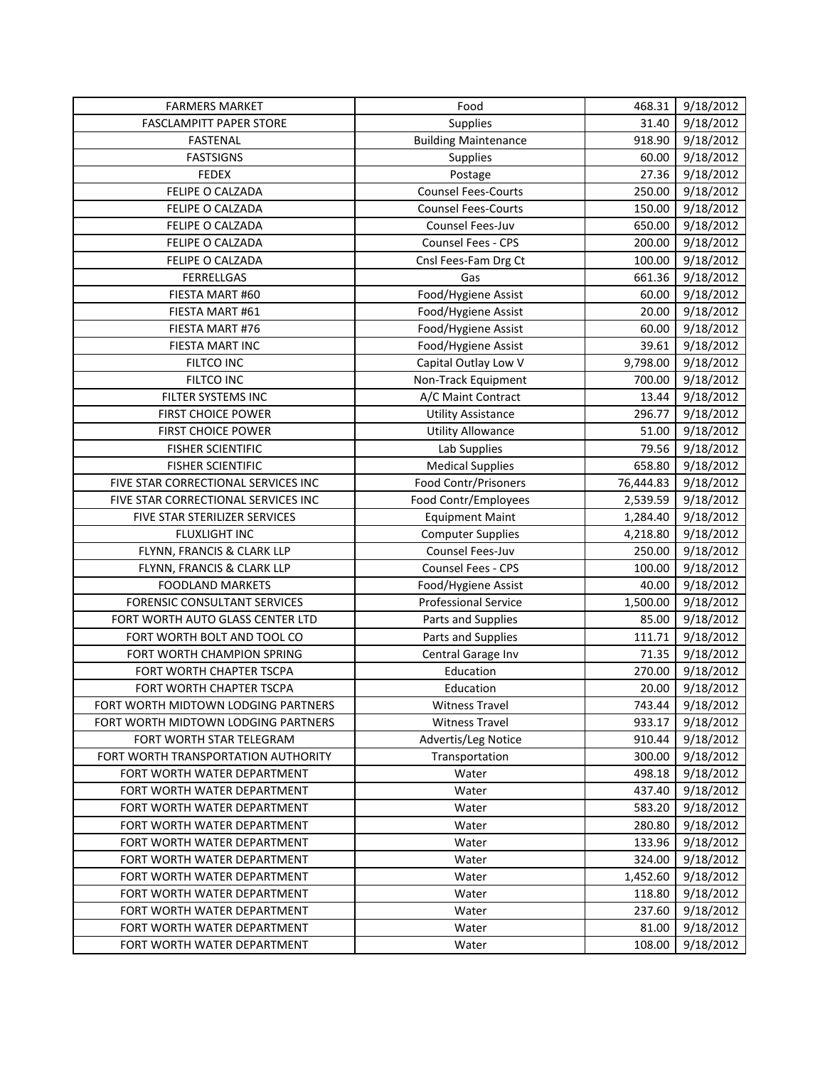| | | | |
|---|---|---|---|
| FARMERS MARKET | Food | 468.31 | 9/18/2012 |
| FASCLAMPITT PAPER STORE | Supplies | 31.40 | 9/18/2012 |
| FASTENAL | Building Maintenance | 918.90 | 9/18/2012 |
| FASTSIGNS | Supplies | 60.00 | 9/18/2012 |
| FEDEX | Postage | 27.36 | 9/18/2012 |
| FELIPE O CALZADA | Counsel Fees-Courts | 250.00 | 9/18/2012 |
| FELIPE O CALZADA | Counsel Fees-Courts | 150.00 | 9/18/2012 |
| FELIPE O CALZADA | Counsel Fees-Juv | 650.00 | 9/18/2012 |
| FELIPE O CALZADA | Counsel Fees - CPS | 200.00 | 9/18/2012 |
| FELIPE O CALZADA | Cnsl Fees-Fam Drg Ct | 100.00 | 9/18/2012 |
| FERRELLGAS | Gas | 661.36 | 9/18/2012 |
| FIESTA MART #60 | Food/Hygiene Assist | 60.00 | 9/18/2012 |
| FIESTA MART #61 | Food/Hygiene Assist | 20.00 | 9/18/2012 |
| FIESTA MART #76 | Food/Hygiene Assist | 60.00 | 9/18/2012 |
| FIESTA MART INC | Food/Hygiene Assist | 39.61 | 9/18/2012 |
| FILTCO INC | Capital Outlay Low V | 9,798.00 | 9/18/2012 |
| FILTCO INC | Non-Track Equipment | 700.00 | 9/18/2012 |
| FILTER SYSTEMS INC | A/C Maint Contract | 13.44 | 9/18/2012 |
| FIRST CHOICE POWER | Utility Assistance | 296.77 | 9/18/2012 |
| FIRST CHOICE POWER | Utility Allowance | 51.00 | 9/18/2012 |
| FISHER SCIENTIFIC | Lab Supplies | 79.56 | 9/18/2012 |
| FISHER SCIENTIFIC | Medical Supplies | 658.80 | 9/18/2012 |
| FIVE STAR CORRECTIONAL SERVICES INC | Food Contr/Prisoners | 76,444.83 | 9/18/2012 |
| FIVE STAR CORRECTIONAL SERVICES INC | Food Contr/Employees | 2,539.59 | 9/18/2012 |
| FIVE STAR STERILIZER SERVICES | Equipment Maint | 1,284.40 | 9/18/2012 |
| FLUXLIGHT INC | Computer Supplies | 4,218.80 | 9/18/2012 |
| FLYNN, FRANCIS & CLARK LLP | Counsel Fees-Juv | 250.00 | 9/18/2012 |
| FLYNN, FRANCIS & CLARK LLP | Counsel Fees - CPS | 100.00 | 9/18/2012 |
| FOODLAND MARKETS | Food/Hygiene Assist | 40.00 | 9/18/2012 |
| FORENSIC CONSULTANT SERVICES | Professional Service | 1,500.00 | 9/18/2012 |
| FORT WORTH AUTO GLASS CENTER LTD | Parts and Supplies | 85.00 | 9/18/2012 |
| FORT WORTH BOLT AND TOOL CO | Parts and Supplies | 111.71 | 9/18/2012 |
| FORT WORTH CHAMPION SPRING | Central Garage Inv | 71.35 | 9/18/2012 |
| FORT WORTH CHAPTER TSCPA | Education | 270.00 | 9/18/2012 |
| FORT WORTH CHAPTER TSCPA | Education | 20.00 | 9/18/2012 |
| FORT WORTH MIDTOWN LODGING PARTNERS | Witness Travel | 743.44 | 9/18/2012 |
| FORT WORTH MIDTOWN LODGING PARTNERS | Witness Travel | 933.17 | 9/18/2012 |
| FORT WORTH STAR TELEGRAM | Advertis/Leg Notice | 910.44 | 9/18/2012 |
| FORT WORTH TRANSPORTATION AUTHORITY | Transportation | 300.00 | 9/18/2012 |
| FORT WORTH WATER DEPARTMENT | Water | 498.18 | 9/18/2012 |
| FORT WORTH WATER DEPARTMENT | Water | 437.40 | 9/18/2012 |
| FORT WORTH WATER DEPARTMENT | Water | 583.20 | 9/18/2012 |
| FORT WORTH WATER DEPARTMENT | Water | 280.80 | 9/18/2012 |
| FORT WORTH WATER DEPARTMENT | Water | 133.96 | 9/18/2012 |
| FORT WORTH WATER DEPARTMENT | Water | 324.00 | 9/18/2012 |
| FORT WORTH WATER DEPARTMENT | Water | 1,452.60 | 9/18/2012 |
| FORT WORTH WATER DEPARTMENT | Water | 118.80 | 9/18/2012 |
| FORT WORTH WATER DEPARTMENT | Water | 237.60 | 9/18/2012 |
| FORT WORTH WATER DEPARTMENT | Water | 81.00 | 9/18/2012 |
| FORT WORTH WATER DEPARTMENT | Water | 108.00 | 9/18/2012 |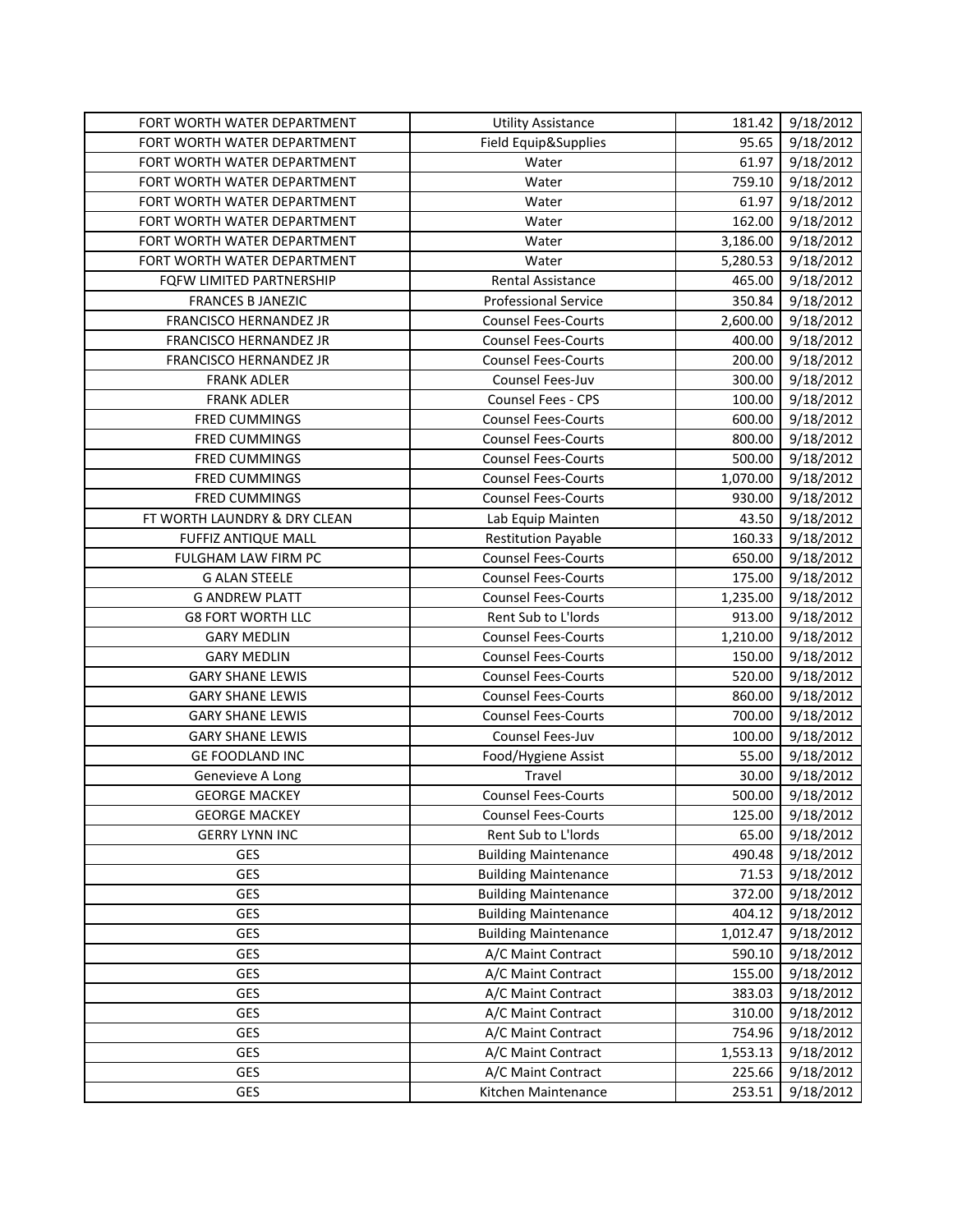| FORT WORTH WATER DEPARTMENT | Utility Assistance | 181.42 | 9/18/2012 |
|---|---|---|---|
| FORT WORTH WATER DEPARTMENT | Field Equip&Supplies | 95.65 | 9/18/2012 |
| FORT WORTH WATER DEPARTMENT | Water | 61.97 | 9/18/2012 |
| FORT WORTH WATER DEPARTMENT | Water | 759.10 | 9/18/2012 |
| FORT WORTH WATER DEPARTMENT | Water | 61.97 | 9/18/2012 |
| FORT WORTH WATER DEPARTMENT | Water | 162.00 | 9/18/2012 |
| FORT WORTH WATER DEPARTMENT | Water | 3,186.00 | 9/18/2012 |
| FORT WORTH WATER DEPARTMENT | Water | 5,280.53 | 9/18/2012 |
| FQFW LIMITED PARTNERSHIP | Rental Assistance | 465.00 | 9/18/2012 |
| FRANCES B JANEZIC | Professional Service | 350.84 | 9/18/2012 |
| FRANCISCO HERNANDEZ JR | Counsel Fees-Courts | 2,600.00 | 9/18/2012 |
| FRANCISCO HERNANDEZ JR | Counsel Fees-Courts | 400.00 | 9/18/2012 |
| FRANCISCO HERNANDEZ JR | Counsel Fees-Courts | 200.00 | 9/18/2012 |
| FRANK ADLER | Counsel Fees-Juv | 300.00 | 9/18/2012 |
| FRANK ADLER | Counsel Fees - CPS | 100.00 | 9/18/2012 |
| FRED CUMMINGS | Counsel Fees-Courts | 600.00 | 9/18/2012 |
| FRED CUMMINGS | Counsel Fees-Courts | 800.00 | 9/18/2012 |
| FRED CUMMINGS | Counsel Fees-Courts | 500.00 | 9/18/2012 |
| FRED CUMMINGS | Counsel Fees-Courts | 1,070.00 | 9/18/2012 |
| FRED CUMMINGS | Counsel Fees-Courts | 930.00 | 9/18/2012 |
| FT WORTH LAUNDRY & DRY CLEAN | Lab Equip Mainten | 43.50 | 9/18/2012 |
| FUFFIZ ANTIQUE MALL | Restitution Payable | 160.33 | 9/18/2012 |
| FULGHAM LAW FIRM PC | Counsel Fees-Courts | 650.00 | 9/18/2012 |
| G ALAN STEELE | Counsel Fees-Courts | 175.00 | 9/18/2012 |
| G ANDREW PLATT | Counsel Fees-Courts | 1,235.00 | 9/18/2012 |
| G8 FORT WORTH LLC | Rent Sub to L'lords | 913.00 | 9/18/2012 |
| GARY MEDLIN | Counsel Fees-Courts | 1,210.00 | 9/18/2012 |
| GARY MEDLIN | Counsel Fees-Courts | 150.00 | 9/18/2012 |
| GARY SHANE LEWIS | Counsel Fees-Courts | 520.00 | 9/18/2012 |
| GARY SHANE LEWIS | Counsel Fees-Courts | 860.00 | 9/18/2012 |
| GARY SHANE LEWIS | Counsel Fees-Courts | 700.00 | 9/18/2012 |
| GARY SHANE LEWIS | Counsel Fees-Juv | 100.00 | 9/18/2012 |
| GE FOODLAND INC | Food/Hygiene Assist | 55.00 | 9/18/2012 |
| Genevieve A Long | Travel | 30.00 | 9/18/2012 |
| GEORGE MACKEY | Counsel Fees-Courts | 500.00 | 9/18/2012 |
| GEORGE MACKEY | Counsel Fees-Courts | 125.00 | 9/18/2012 |
| GERRY LYNN INC | Rent Sub to L'lords | 65.00 | 9/18/2012 |
| GES | Building Maintenance | 490.48 | 9/18/2012 |
| GES | Building Maintenance | 71.53 | 9/18/2012 |
| GES | Building Maintenance | 372.00 | 9/18/2012 |
| GES | Building Maintenance | 404.12 | 9/18/2012 |
| GES | Building Maintenance | 1,012.47 | 9/18/2012 |
| GES | A/C Maint Contract | 590.10 | 9/18/2012 |
| GES | A/C Maint Contract | 155.00 | 9/18/2012 |
| GES | A/C Maint Contract | 383.03 | 9/18/2012 |
| GES | A/C Maint Contract | 310.00 | 9/18/2012 |
| GES | A/C Maint Contract | 754.96 | 9/18/2012 |
| GES | A/C Maint Contract | 1,553.13 | 9/18/2012 |
| GES | A/C Maint Contract | 225.66 | 9/18/2012 |
| GES | Kitchen Maintenance | 253.51 | 9/18/2012 |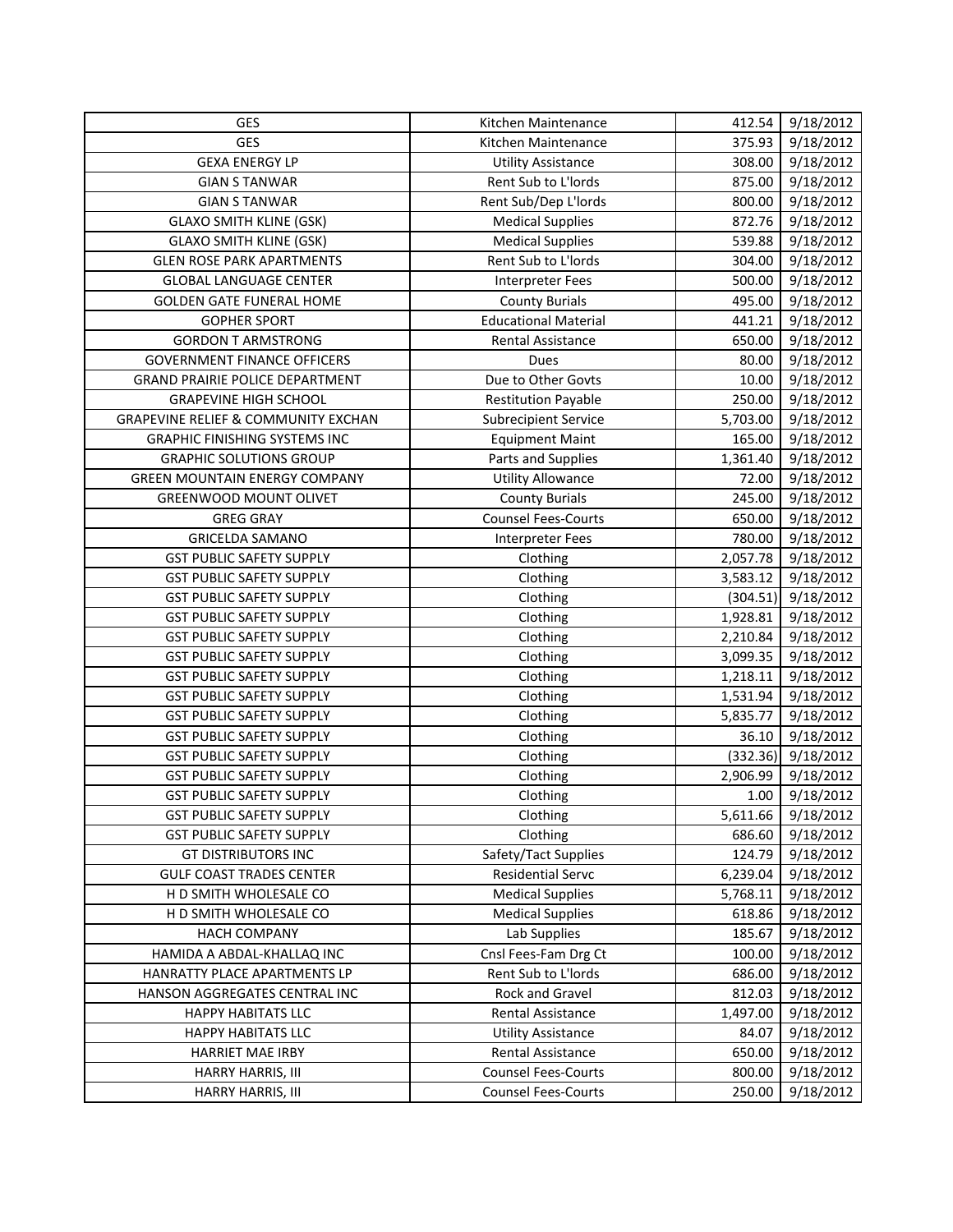| GES | Kitchen Maintenance | 412.54 | 9/18/2012 |
|---|---|---|---|
| GES | Kitchen Maintenance | 375.93 | 9/18/2012 |
| GEXA ENERGY LP | Utility Assistance | 308.00 | 9/18/2012 |
| GIAN S TANWAR | Rent Sub to L'lords | 875.00 | 9/18/2012 |
| GIAN S TANWAR | Rent Sub/Dep L'lords | 800.00 | 9/18/2012 |
| GLAXO SMITH KLINE (GSK) | Medical Supplies | 872.76 | 9/18/2012 |
| GLAXO SMITH KLINE (GSK) | Medical Supplies | 539.88 | 9/18/2012 |
| GLEN ROSE PARK APARTMENTS | Rent Sub to L'lords | 304.00 | 9/18/2012 |
| GLOBAL LANGUAGE CENTER | Interpreter Fees | 500.00 | 9/18/2012 |
| GOLDEN GATE FUNERAL HOME | County Burials | 495.00 | 9/18/2012 |
| GOPHER SPORT | Educational Material | 441.21 | 9/18/2012 |
| GORDON T ARMSTRONG | Rental Assistance | 650.00 | 9/18/2012 |
| GOVERNMENT FINANCE OFFICERS | Dues | 80.00 | 9/18/2012 |
| GRAND PRAIRIE POLICE DEPARTMENT | Due to Other Govts | 10.00 | 9/18/2012 |
| GRAPEVINE HIGH SCHOOL | Restitution Payable | 250.00 | 9/18/2012 |
| GRAPEVINE RELIEF & COMMUNITY EXCHAN | Subrecipient Service | 5,703.00 | 9/18/2012 |
| GRAPHIC FINISHING SYSTEMS INC | Equipment Maint | 165.00 | 9/18/2012 |
| GRAPHIC SOLUTIONS GROUP | Parts and Supplies | 1,361.40 | 9/18/2012 |
| GREEN MOUNTAIN ENERGY COMPANY | Utility Allowance | 72.00 | 9/18/2012 |
| GREENWOOD MOUNT OLIVET | County Burials | 245.00 | 9/18/2012 |
| GREG GRAY | Counsel Fees-Courts | 650.00 | 9/18/2012 |
| GRICELDA SAMANO | Interpreter Fees | 780.00 | 9/18/2012 |
| GST PUBLIC SAFETY SUPPLY | Clothing | 2,057.78 | 9/18/2012 |
| GST PUBLIC SAFETY SUPPLY | Clothing | 3,583.12 | 9/18/2012 |
| GST PUBLIC SAFETY SUPPLY | Clothing | (304.51) | 9/18/2012 |
| GST PUBLIC SAFETY SUPPLY | Clothing | 1,928.81 | 9/18/2012 |
| GST PUBLIC SAFETY SUPPLY | Clothing | 2,210.84 | 9/18/2012 |
| GST PUBLIC SAFETY SUPPLY | Clothing | 3,099.35 | 9/18/2012 |
| GST PUBLIC SAFETY SUPPLY | Clothing | 1,218.11 | 9/18/2012 |
| GST PUBLIC SAFETY SUPPLY | Clothing | 1,531.94 | 9/18/2012 |
| GST PUBLIC SAFETY SUPPLY | Clothing | 5,835.77 | 9/18/2012 |
| GST PUBLIC SAFETY SUPPLY | Clothing | 36.10 | 9/18/2012 |
| GST PUBLIC SAFETY SUPPLY | Clothing | (332.36) | 9/18/2012 |
| GST PUBLIC SAFETY SUPPLY | Clothing | 2,906.99 | 9/18/2012 |
| GST PUBLIC SAFETY SUPPLY | Clothing | 1.00 | 9/18/2012 |
| GST PUBLIC SAFETY SUPPLY | Clothing | 5,611.66 | 9/18/2012 |
| GST PUBLIC SAFETY SUPPLY | Clothing | 686.60 | 9/18/2012 |
| GT DISTRIBUTORS INC | Safety/Tact Supplies | 124.79 | 9/18/2012 |
| GULF COAST TRADES CENTER | Residential Servc | 6,239.04 | 9/18/2012 |
| H D SMITH WHOLESALE CO | Medical Supplies | 5,768.11 | 9/18/2012 |
| H D SMITH WHOLESALE CO | Medical Supplies | 618.86 | 9/18/2012 |
| HACH COMPANY | Lab Supplies | 185.67 | 9/18/2012 |
| HAMIDA A ABDAL-KHALLAQ INC | Cnsl Fees-Fam Drg Ct | 100.00 | 9/18/2012 |
| HANRATTY PLACE APARTMENTS LP | Rent Sub to L'lords | 686.00 | 9/18/2012 |
| HANSON AGGREGATES CENTRAL INC | Rock and Gravel | 812.03 | 9/18/2012 |
| HAPPY HABITATS LLC | Rental Assistance | 1,497.00 | 9/18/2012 |
| HAPPY HABITATS LLC | Utility Assistance | 84.07 | 9/18/2012 |
| HARRIET MAE IRBY | Rental Assistance | 650.00 | 9/18/2012 |
| HARRY HARRIS, III | Counsel Fees-Courts | 800.00 | 9/18/2012 |
| HARRY HARRIS, III | Counsel Fees-Courts | 250.00 | 9/18/2012 |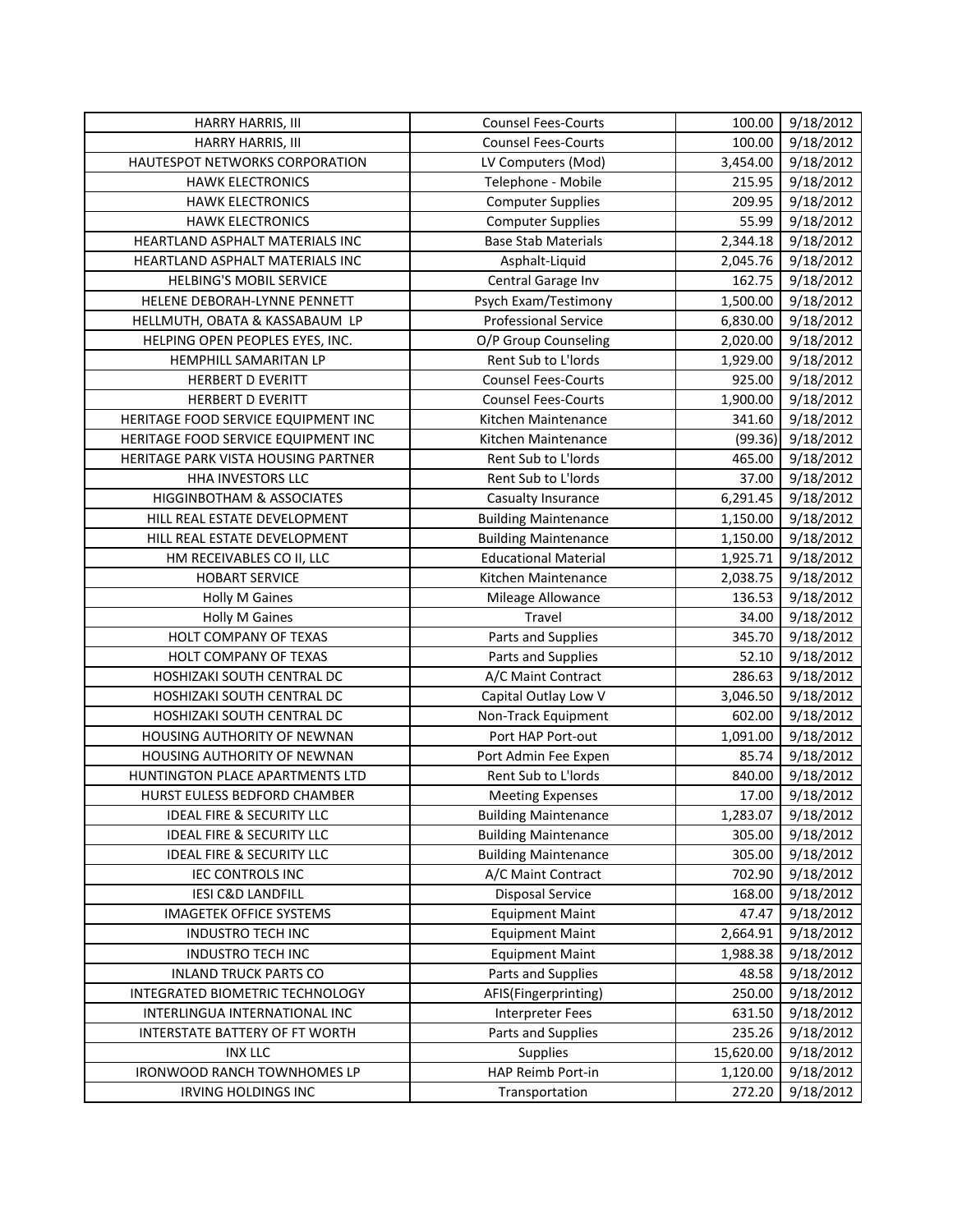| | | | |
|---|---|---|---|
| HARRY HARRIS, III | Counsel Fees-Courts | 100.00 | 9/18/2012 |
| HARRY HARRIS, III | Counsel Fees-Courts | 100.00 | 9/18/2012 |
| HAUTESPOT NETWORKS CORPORATION | LV Computers (Mod) | 3,454.00 | 9/18/2012 |
| HAWK ELECTRONICS | Telephone - Mobile | 215.95 | 9/18/2012 |
| HAWK ELECTRONICS | Computer Supplies | 209.95 | 9/18/2012 |
| HAWK ELECTRONICS | Computer Supplies | 55.99 | 9/18/2012 |
| HEARTLAND ASPHALT MATERIALS INC | Base Stab Materials | 2,344.18 | 9/18/2012 |
| HEARTLAND ASPHALT MATERIALS INC | Asphalt-Liquid | 2,045.76 | 9/18/2012 |
| HELBING'S MOBIL SERVICE | Central Garage Inv | 162.75 | 9/18/2012 |
| HELENE DEBORAH-LYNNE PENNETT | Psych Exam/Testimony | 1,500.00 | 9/18/2012 |
| HELLMUTH, OBATA & KASSABAUM LP | Professional Service | 6,830.00 | 9/18/2012 |
| HELPING OPEN PEOPLES EYES, INC. | O/P Group Counseling | 2,020.00 | 9/18/2012 |
| HEMPHILL SAMARITAN LP | Rent Sub to L'lords | 1,929.00 | 9/18/2012 |
| HERBERT D EVERITT | Counsel Fees-Courts | 925.00 | 9/18/2012 |
| HERBERT D EVERITT | Counsel Fees-Courts | 1,900.00 | 9/18/2012 |
| HERITAGE FOOD SERVICE EQUIPMENT INC | Kitchen Maintenance | 341.60 | 9/18/2012 |
| HERITAGE FOOD SERVICE EQUIPMENT INC | Kitchen Maintenance | (99.36) | 9/18/2012 |
| HERITAGE PARK VISTA HOUSING PARTNER | Rent Sub to L'lords | 465.00 | 9/18/2012 |
| HHA INVESTORS LLC | Rent Sub to L'lords | 37.00 | 9/18/2012 |
| HIGGINBOTHAM & ASSOCIATES | Casualty Insurance | 6,291.45 | 9/18/2012 |
| HILL REAL ESTATE DEVELOPMENT | Building Maintenance | 1,150.00 | 9/18/2012 |
| HILL REAL ESTATE DEVELOPMENT | Building Maintenance | 1,150.00 | 9/18/2012 |
| HM RECEIVABLES CO II, LLC | Educational Material | 1,925.71 | 9/18/2012 |
| HOBART SERVICE | Kitchen Maintenance | 2,038.75 | 9/18/2012 |
| Holly M Gaines | Mileage Allowance | 136.53 | 9/18/2012 |
| Holly M Gaines | Travel | 34.00 | 9/18/2012 |
| HOLT COMPANY OF TEXAS | Parts and Supplies | 345.70 | 9/18/2012 |
| HOLT COMPANY OF TEXAS | Parts and Supplies | 52.10 | 9/18/2012 |
| HOSHIZAKI SOUTH CENTRAL DC | A/C Maint Contract | 286.63 | 9/18/2012 |
| HOSHIZAKI SOUTH CENTRAL DC | Capital Outlay Low V | 3,046.50 | 9/18/2012 |
| HOSHIZAKI SOUTH CENTRAL DC | Non-Track Equipment | 602.00 | 9/18/2012 |
| HOUSING AUTHORITY OF NEWNAN | Port HAP Port-out | 1,091.00 | 9/18/2012 |
| HOUSING AUTHORITY OF NEWNAN | Port Admin Fee Expen | 85.74 | 9/18/2012 |
| HUNTINGTON PLACE APARTMENTS LTD | Rent Sub to L'lords | 840.00 | 9/18/2012 |
| HURST EULESS BEDFORD CHAMBER | Meeting Expenses | 17.00 | 9/18/2012 |
| IDEAL FIRE & SECURITY LLC | Building Maintenance | 1,283.07 | 9/18/2012 |
| IDEAL FIRE & SECURITY LLC | Building Maintenance | 305.00 | 9/18/2012 |
| IDEAL FIRE & SECURITY LLC | Building Maintenance | 305.00 | 9/18/2012 |
| IEC CONTROLS INC | A/C Maint Contract | 702.90 | 9/18/2012 |
| IESI C&D LANDFILL | Disposal Service | 168.00 | 9/18/2012 |
| IMAGETEK OFFICE SYSTEMS | Equipment Maint | 47.47 | 9/18/2012 |
| INDUSTRO TECH INC | Equipment Maint | 2,664.91 | 9/18/2012 |
| INDUSTRO TECH INC | Equipment Maint | 1,988.38 | 9/18/2012 |
| INLAND TRUCK PARTS CO | Parts and Supplies | 48.58 | 9/18/2012 |
| INTEGRATED BIOMETRIC TECHNOLOGY | AFIS(Fingerprinting) | 250.00 | 9/18/2012 |
| INTERLINGUA INTERNATIONAL INC | Interpreter Fees | 631.50 | 9/18/2012 |
| INTERSTATE BATTERY OF FT WORTH | Parts and Supplies | 235.26 | 9/18/2012 |
| INX LLC | Supplies | 15,620.00 | 9/18/2012 |
| IRONWOOD RANCH TOWNHOMES LP | HAP Reimb Port-in | 1,120.00 | 9/18/2012 |
| IRVING HOLDINGS INC | Transportation | 272.20 | 9/18/2012 |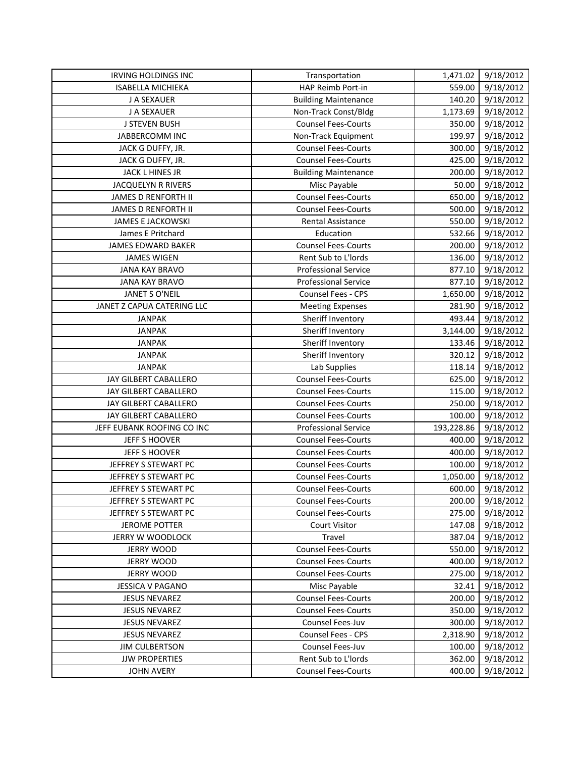| IRVING HOLDINGS INC | Transportation | 1,471.02 | 9/18/2012 |
|---|---|---|---|
| ISABELLA MICHIEKA | HAP Reimb Port-in | 559.00 | 9/18/2012 |
| J A SEXAUER | Building Maintenance | 140.20 | 9/18/2012 |
| J A SEXAUER | Non-Track Const/Bldg | 1,173.69 | 9/18/2012 |
| J STEVEN BUSH | Counsel Fees-Courts | 350.00 | 9/18/2012 |
| JABBERCOMM INC | Non-Track Equipment | 199.97 | 9/18/2012 |
| JACK G DUFFY, JR. | Counsel Fees-Courts | 300.00 | 9/18/2012 |
| JACK G DUFFY, JR. | Counsel Fees-Courts | 425.00 | 9/18/2012 |
| JACK L HINES JR | Building Maintenance | 200.00 | 9/18/2012 |
| JACQUELYN R RIVERS | Misc Payable | 50.00 | 9/18/2012 |
| JAMES D RENFORTH II | Counsel Fees-Courts | 650.00 | 9/18/2012 |
| JAMES D RENFORTH II | Counsel Fees-Courts | 500.00 | 9/18/2012 |
| JAMES E JACKOWSKI | Rental Assistance | 550.00 | 9/18/2012 |
| James E Pritchard | Education | 532.66 | 9/18/2012 |
| JAMES EDWARD BAKER | Counsel Fees-Courts | 200.00 | 9/18/2012 |
| JAMES WIGEN | Rent Sub to L'lords | 136.00 | 9/18/2012 |
| JANA KAY BRAVO | Professional Service | 877.10 | 9/18/2012 |
| JANA KAY BRAVO | Professional Service | 877.10 | 9/18/2012 |
| JANET S O'NEIL | Counsel Fees - CPS | 1,650.00 | 9/18/2012 |
| JANET Z CAPUA CATERING LLC | Meeting Expenses | 281.90 | 9/18/2012 |
| JANPAK | Sheriff Inventory | 493.44 | 9/18/2012 |
| JANPAK | Sheriff Inventory | 3,144.00 | 9/18/2012 |
| JANPAK | Sheriff Inventory | 133.46 | 9/18/2012 |
| JANPAK | Sheriff Inventory | 320.12 | 9/18/2012 |
| JANPAK | Lab Supplies | 118.14 | 9/18/2012 |
| JAY GILBERT CABALLERO | Counsel Fees-Courts | 625.00 | 9/18/2012 |
| JAY GILBERT CABALLERO | Counsel Fees-Courts | 115.00 | 9/18/2012 |
| JAY GILBERT CABALLERO | Counsel Fees-Courts | 250.00 | 9/18/2012 |
| JAY GILBERT CABALLERO | Counsel Fees-Courts | 100.00 | 9/18/2012 |
| JEFF EUBANK ROOFING CO INC | Professional Service | 193,228.86 | 9/18/2012 |
| JEFF S HOOVER | Counsel Fees-Courts | 400.00 | 9/18/2012 |
| JEFF S HOOVER | Counsel Fees-Courts | 400.00 | 9/18/2012 |
| JEFFREY S STEWART PC | Counsel Fees-Courts | 100.00 | 9/18/2012 |
| JEFFREY S STEWART PC | Counsel Fees-Courts | 1,050.00 | 9/18/2012 |
| JEFFREY S STEWART PC | Counsel Fees-Courts | 600.00 | 9/18/2012 |
| JEFFREY S STEWART PC | Counsel Fees-Courts | 200.00 | 9/18/2012 |
| JEFFREY S STEWART PC | Counsel Fees-Courts | 275.00 | 9/18/2012 |
| JEROME POTTER | Court Visitor | 147.08 | 9/18/2012 |
| JERRY W WOODLOCK | Travel | 387.04 | 9/18/2012 |
| JERRY WOOD | Counsel Fees-Courts | 550.00 | 9/18/2012 |
| JERRY WOOD | Counsel Fees-Courts | 400.00 | 9/18/2012 |
| JERRY WOOD | Counsel Fees-Courts | 275.00 | 9/18/2012 |
| JESSICA V PAGANO | Misc Payable | 32.41 | 9/18/2012 |
| JESUS NEVAREZ | Counsel Fees-Courts | 200.00 | 9/18/2012 |
| JESUS NEVAREZ | Counsel Fees-Courts | 350.00 | 9/18/2012 |
| JESUS NEVAREZ | Counsel Fees-Juv | 300.00 | 9/18/2012 |
| JESUS NEVAREZ | Counsel Fees - CPS | 2,318.90 | 9/18/2012 |
| JIM CULBERTSON | Counsel Fees-Juv | 100.00 | 9/18/2012 |
| JJW PROPERTIES | Rent Sub to L'lords | 362.00 | 9/18/2012 |
| JOHN AVERY | Counsel Fees-Courts | 400.00 | 9/18/2012 |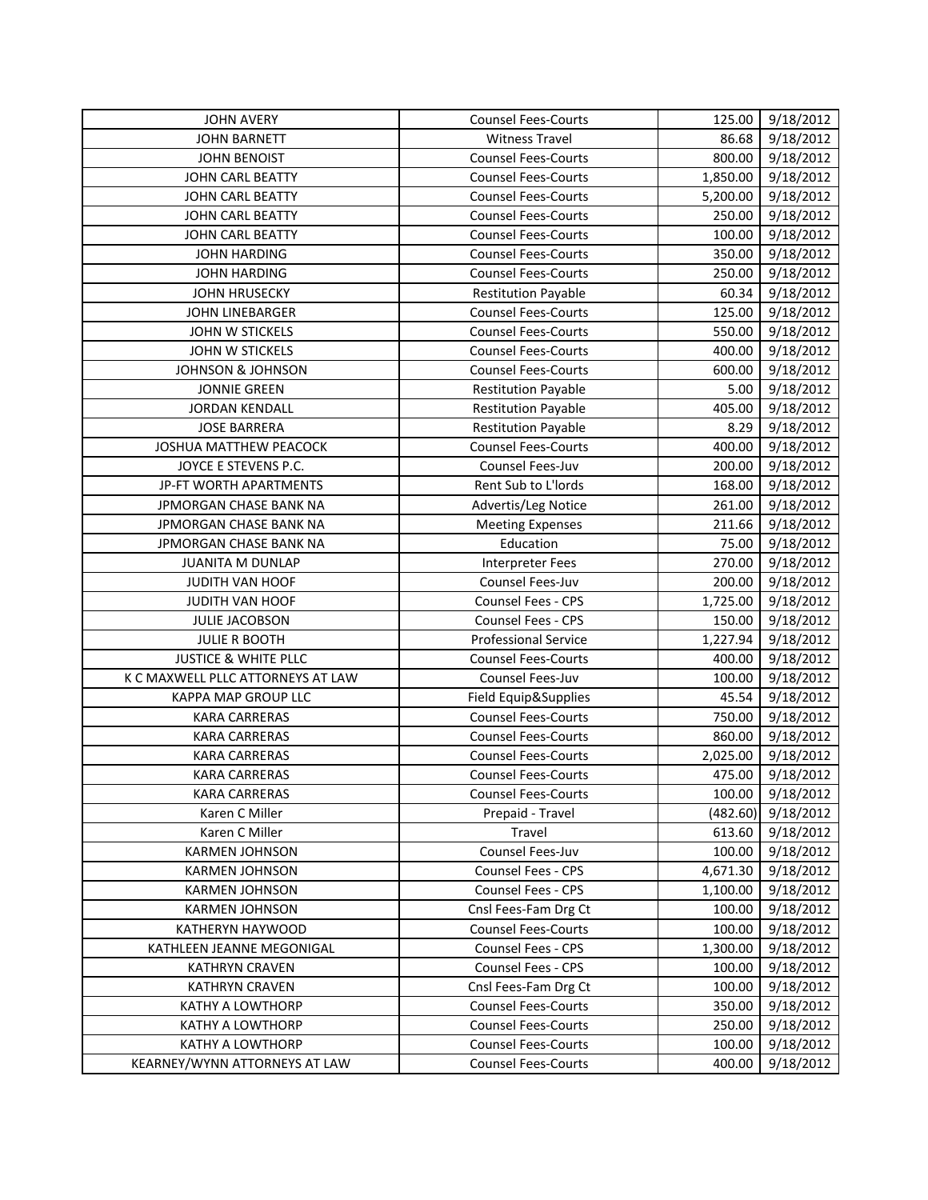| JOHN AVERY | Counsel Fees-Courts | 125.00 | 9/18/2012 |
|---|---|---|---|
| JOHN BARNETT | Witness Travel | 86.68 | 9/18/2012 |
| JOHN BENOIST | Counsel Fees-Courts | 800.00 | 9/18/2012 |
| JOHN CARL BEATTY | Counsel Fees-Courts | 1,850.00 | 9/18/2012 |
| JOHN CARL BEATTY | Counsel Fees-Courts | 5,200.00 | 9/18/2012 |
| JOHN CARL BEATTY | Counsel Fees-Courts | 250.00 | 9/18/2012 |
| JOHN CARL BEATTY | Counsel Fees-Courts | 100.00 | 9/18/2012 |
| JOHN HARDING | Counsel Fees-Courts | 350.00 | 9/18/2012 |
| JOHN HARDING | Counsel Fees-Courts | 250.00 | 9/18/2012 |
| JOHN HRUSECKY | Restitution Payable | 60.34 | 9/18/2012 |
| JOHN LINEBARGER | Counsel Fees-Courts | 125.00 | 9/18/2012 |
| JOHN W STICKELS | Counsel Fees-Courts | 550.00 | 9/18/2012 |
| JOHN W STICKELS | Counsel Fees-Courts | 400.00 | 9/18/2012 |
| JOHNSON & JOHNSON | Counsel Fees-Courts | 600.00 | 9/18/2012 |
| JONNIE GREEN | Restitution Payable | 5.00 | 9/18/2012 |
| JORDAN KENDALL | Restitution Payable | 405.00 | 9/18/2012 |
| JOSE BARRERA | Restitution Payable | 8.29 | 9/18/2012 |
| JOSHUA MATTHEW PEACOCK | Counsel Fees-Courts | 400.00 | 9/18/2012 |
| JOYCE E STEVENS P.C. | Counsel Fees-Juv | 200.00 | 9/18/2012 |
| JP-FT WORTH APARTMENTS | Rent Sub to L'lords | 168.00 | 9/18/2012 |
| JPMORGAN CHASE BANK NA | Advertis/Leg Notice | 261.00 | 9/18/2012 |
| JPMORGAN CHASE BANK NA | Meeting Expenses | 211.66 | 9/18/2012 |
| JPMORGAN CHASE BANK NA | Education | 75.00 | 9/18/2012 |
| JUANITA M DUNLAP | Interpreter Fees | 270.00 | 9/18/2012 |
| JUDITH VAN HOOF | Counsel Fees-Juv | 200.00 | 9/18/2012 |
| JUDITH VAN HOOF | Counsel Fees - CPS | 1,725.00 | 9/18/2012 |
| JULIE JACOBSON | Counsel Fees - CPS | 150.00 | 9/18/2012 |
| JULIE R BOOTH | Professional Service | 1,227.94 | 9/18/2012 |
| JUSTICE & WHITE PLLC | Counsel Fees-Courts | 400.00 | 9/18/2012 |
| K C MAXWELL PLLC ATTORNEYS AT LAW | Counsel Fees-Juv | 100.00 | 9/18/2012 |
| KAPPA MAP GROUP LLC | Field Equip&Supplies | 45.54 | 9/18/2012 |
| KARA CARRERAS | Counsel Fees-Courts | 750.00 | 9/18/2012 |
| KARA CARRERAS | Counsel Fees-Courts | 860.00 | 9/18/2012 |
| KARA CARRERAS | Counsel Fees-Courts | 2,025.00 | 9/18/2012 |
| KARA CARRERAS | Counsel Fees-Courts | 475.00 | 9/18/2012 |
| KARA CARRERAS | Counsel Fees-Courts | 100.00 | 9/18/2012 |
| Karen C Miller | Prepaid - Travel | (482.60) | 9/18/2012 |
| Karen C Miller | Travel | 613.60 | 9/18/2012 |
| KARMEN JOHNSON | Counsel Fees-Juv | 100.00 | 9/18/2012 |
| KARMEN JOHNSON | Counsel Fees - CPS | 4,671.30 | 9/18/2012 |
| KARMEN JOHNSON | Counsel Fees - CPS | 1,100.00 | 9/18/2012 |
| KARMEN JOHNSON | Cnsl Fees-Fam Drg Ct | 100.00 | 9/18/2012 |
| KATHERYN HAYWOOD | Counsel Fees-Courts | 100.00 | 9/18/2012 |
| KATHLEEN JEANNE MEGONIGAL | Counsel Fees - CPS | 1,300.00 | 9/18/2012 |
| KATHRYN CRAVEN | Counsel Fees - CPS | 100.00 | 9/18/2012 |
| KATHRYN CRAVEN | Cnsl Fees-Fam Drg Ct | 100.00 | 9/18/2012 |
| KATHY A LOWTHORP | Counsel Fees-Courts | 350.00 | 9/18/2012 |
| KATHY A LOWTHORP | Counsel Fees-Courts | 250.00 | 9/18/2012 |
| KATHY A LOWTHORP | Counsel Fees-Courts | 100.00 | 9/18/2012 |
| KEARNEY/WYNN ATTORNEYS AT LAW | Counsel Fees-Courts | 400.00 | 9/18/2012 |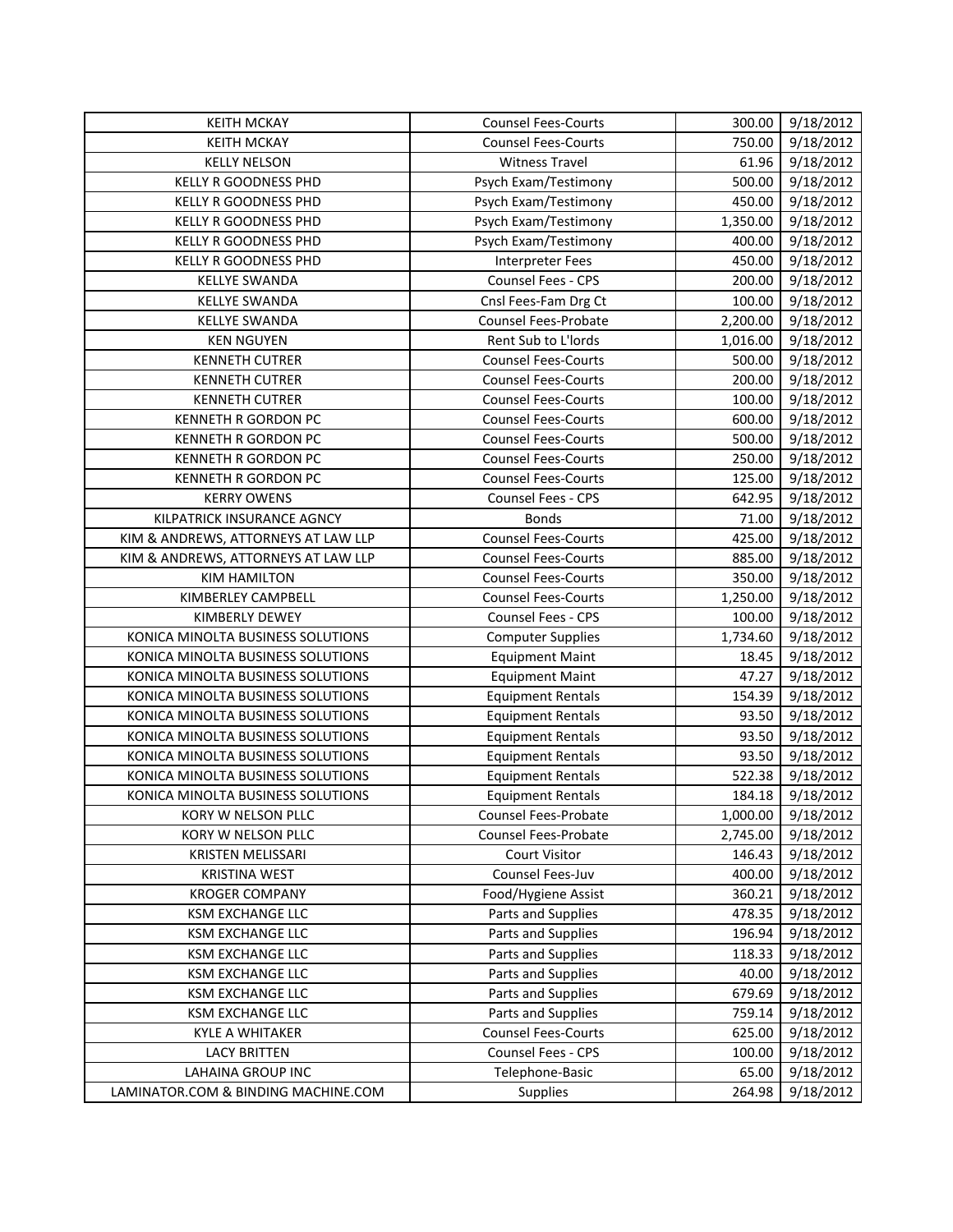| KEITH MCKAY | Counsel Fees-Courts | 300.00 | 9/18/2012 |
|---|---|---|---|
| KEITH MCKAY | Counsel Fees-Courts | 750.00 | 9/18/2012 |
| KELLY NELSON | Witness Travel | 61.96 | 9/18/2012 |
| KELLY R GOODNESS PHD | Psych Exam/Testimony | 500.00 | 9/18/2012 |
| KELLY R GOODNESS PHD | Psych Exam/Testimony | 450.00 | 9/18/2012 |
| KELLY R GOODNESS PHD | Psych Exam/Testimony | 1,350.00 | 9/18/2012 |
| KELLY R GOODNESS PHD | Psych Exam/Testimony | 400.00 | 9/18/2012 |
| KELLY R GOODNESS PHD | Interpreter Fees | 450.00 | 9/18/2012 |
| KELLYE SWANDA | Counsel Fees - CPS | 200.00 | 9/18/2012 |
| KELLYE SWANDA | Cnsl Fees-Fam Drg Ct | 100.00 | 9/18/2012 |
| KELLYE SWANDA | Counsel Fees-Probate | 2,200.00 | 9/18/2012 |
| KEN NGUYEN | Rent Sub to L'lords | 1,016.00 | 9/18/2012 |
| KENNETH CUTRER | Counsel Fees-Courts | 500.00 | 9/18/2012 |
| KENNETH CUTRER | Counsel Fees-Courts | 200.00 | 9/18/2012 |
| KENNETH CUTRER | Counsel Fees-Courts | 100.00 | 9/18/2012 |
| KENNETH R GORDON PC | Counsel Fees-Courts | 600.00 | 9/18/2012 |
| KENNETH R GORDON PC | Counsel Fees-Courts | 500.00 | 9/18/2012 |
| KENNETH R GORDON PC | Counsel Fees-Courts | 250.00 | 9/18/2012 |
| KENNETH R GORDON PC | Counsel Fees-Courts | 125.00 | 9/18/2012 |
| KERRY OWENS | Counsel Fees - CPS | 642.95 | 9/18/2012 |
| KILPATRICK INSURANCE AGNCY | Bonds | 71.00 | 9/18/2012 |
| KIM & ANDREWS, ATTORNEYS AT LAW LLP | Counsel Fees-Courts | 425.00 | 9/18/2012 |
| KIM & ANDREWS, ATTORNEYS AT LAW LLP | Counsel Fees-Courts | 885.00 | 9/18/2012 |
| KIM HAMILTON | Counsel Fees-Courts | 350.00 | 9/18/2012 |
| KIMBERLEY CAMPBELL | Counsel Fees-Courts | 1,250.00 | 9/18/2012 |
| KIMBERLY DEWEY | Counsel Fees - CPS | 100.00 | 9/18/2012 |
| KONICA MINOLTA BUSINESS SOLUTIONS | Computer Supplies | 1,734.60 | 9/18/2012 |
| KONICA MINOLTA BUSINESS SOLUTIONS | Equipment Maint | 18.45 | 9/18/2012 |
| KONICA MINOLTA BUSINESS SOLUTIONS | Equipment Maint | 47.27 | 9/18/2012 |
| KONICA MINOLTA BUSINESS SOLUTIONS | Equipment Rentals | 154.39 | 9/18/2012 |
| KONICA MINOLTA BUSINESS SOLUTIONS | Equipment Rentals | 93.50 | 9/18/2012 |
| KONICA MINOLTA BUSINESS SOLUTIONS | Equipment Rentals | 93.50 | 9/18/2012 |
| KONICA MINOLTA BUSINESS SOLUTIONS | Equipment Rentals | 93.50 | 9/18/2012 |
| KONICA MINOLTA BUSINESS SOLUTIONS | Equipment Rentals | 522.38 | 9/18/2012 |
| KONICA MINOLTA BUSINESS SOLUTIONS | Equipment Rentals | 184.18 | 9/18/2012 |
| KORY W NELSON PLLC | Counsel Fees-Probate | 1,000.00 | 9/18/2012 |
| KORY W NELSON PLLC | Counsel Fees-Probate | 2,745.00 | 9/18/2012 |
| KRISTEN MELISSARI | Court Visitor | 146.43 | 9/18/2012 |
| KRISTINA WEST | Counsel Fees-Juv | 400.00 | 9/18/2012 |
| KROGER COMPANY | Food/Hygiene Assist | 360.21 | 9/18/2012 |
| KSM EXCHANGE LLC | Parts and Supplies | 478.35 | 9/18/2012 |
| KSM EXCHANGE LLC | Parts and Supplies | 196.94 | 9/18/2012 |
| KSM EXCHANGE LLC | Parts and Supplies | 118.33 | 9/18/2012 |
| KSM EXCHANGE LLC | Parts and Supplies | 40.00 | 9/18/2012 |
| KSM EXCHANGE LLC | Parts and Supplies | 679.69 | 9/18/2012 |
| KSM EXCHANGE LLC | Parts and Supplies | 759.14 | 9/18/2012 |
| KYLE A WHITAKER | Counsel Fees-Courts | 625.00 | 9/18/2012 |
| LACY BRITTEN | Counsel Fees - CPS | 100.00 | 9/18/2012 |
| LAHAINA GROUP INC | Telephone-Basic | 65.00 | 9/18/2012 |
| LAMINATOR.COM & BINDING MACHINE.COM | Supplies | 264.98 | 9/18/2012 |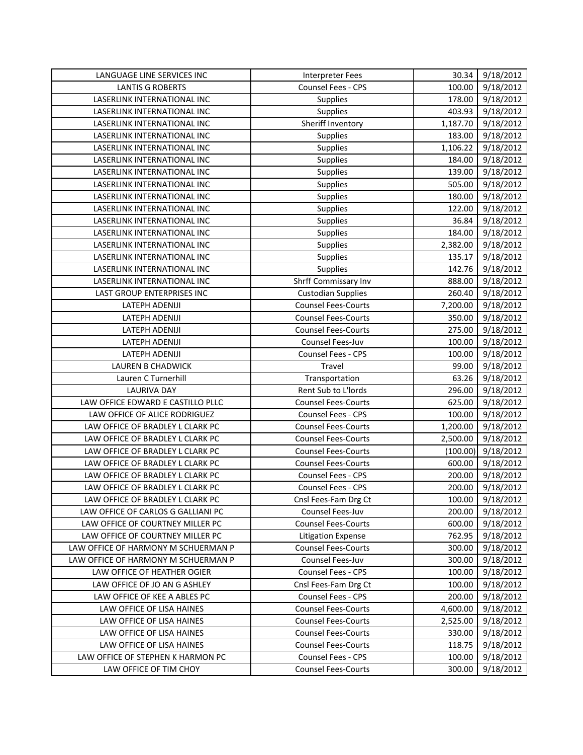| LANGUAGE LINE SERVICES INC | Interpreter Fees | 30.34 | 9/18/2012 |
|---|---|---|---|
| LANTIS G ROBERTS | Counsel Fees - CPS | 100.00 | 9/18/2012 |
| LASERLINK INTERNATIONAL INC | Supplies | 178.00 | 9/18/2012 |
| LASERLINK INTERNATIONAL INC | Supplies | 403.93 | 9/18/2012 |
| LASERLINK INTERNATIONAL INC | Sheriff Inventory | 1,187.70 | 9/18/2012 |
| LASERLINK INTERNATIONAL INC | Supplies | 183.00 | 9/18/2012 |
| LASERLINK INTERNATIONAL INC | Supplies | 1,106.22 | 9/18/2012 |
| LASERLINK INTERNATIONAL INC | Supplies | 184.00 | 9/18/2012 |
| LASERLINK INTERNATIONAL INC | Supplies | 139.00 | 9/18/2012 |
| LASERLINK INTERNATIONAL INC | Supplies | 505.00 | 9/18/2012 |
| LASERLINK INTERNATIONAL INC | Supplies | 180.00 | 9/18/2012 |
| LASERLINK INTERNATIONAL INC | Supplies | 122.00 | 9/18/2012 |
| LASERLINK INTERNATIONAL INC | Supplies | 36.84 | 9/18/2012 |
| LASERLINK INTERNATIONAL INC | Supplies | 184.00 | 9/18/2012 |
| LASERLINK INTERNATIONAL INC | Supplies | 2,382.00 | 9/18/2012 |
| LASERLINK INTERNATIONAL INC | Supplies | 135.17 | 9/18/2012 |
| LASERLINK INTERNATIONAL INC | Supplies | 142.76 | 9/18/2012 |
| LASERLINK INTERNATIONAL INC | Shrff Commissary Inv | 888.00 | 9/18/2012 |
| LAST GROUP ENTERPRISES INC | Custodian Supplies | 260.40 | 9/18/2012 |
| LATEPH ADENIJI | Counsel Fees-Courts | 7,200.00 | 9/18/2012 |
| LATEPH ADENIJI | Counsel Fees-Courts | 350.00 | 9/18/2012 |
| LATEPH ADENIJI | Counsel Fees-Courts | 275.00 | 9/18/2012 |
| LATEPH ADENIJI | Counsel Fees-Juv | 100.00 | 9/18/2012 |
| LATEPH ADENIJI | Counsel Fees - CPS | 100.00 | 9/18/2012 |
| LAUREN B CHADWICK | Travel | 99.00 | 9/18/2012 |
| Lauren C Turnerhill | Transportation | 63.26 | 9/18/2012 |
| LAURIVA DAY | Rent Sub to L'lords | 296.00 | 9/18/2012 |
| LAW OFFICE EDWARD E CASTILLO PLLC | Counsel Fees-Courts | 625.00 | 9/18/2012 |
| LAW OFFICE OF ALICE RODRIGUEZ | Counsel Fees - CPS | 100.00 | 9/18/2012 |
| LAW OFFICE OF BRADLEY L CLARK PC | Counsel Fees-Courts | 1,200.00 | 9/18/2012 |
| LAW OFFICE OF BRADLEY L CLARK PC | Counsel Fees-Courts | 2,500.00 | 9/18/2012 |
| LAW OFFICE OF BRADLEY L CLARK PC | Counsel Fees-Courts | (100.00) | 9/18/2012 |
| LAW OFFICE OF BRADLEY L CLARK PC | Counsel Fees-Courts | 600.00 | 9/18/2012 |
| LAW OFFICE OF BRADLEY L CLARK PC | Counsel Fees - CPS | 200.00 | 9/18/2012 |
| LAW OFFICE OF BRADLEY L CLARK PC | Counsel Fees - CPS | 200.00 | 9/18/2012 |
| LAW OFFICE OF BRADLEY L CLARK PC | Cnsl Fees-Fam Drg Ct | 100.00 | 9/18/2012 |
| LAW OFFICE OF CARLOS G GALLIANI PC | Counsel Fees-Juv | 200.00 | 9/18/2012 |
| LAW OFFICE OF COURTNEY MILLER PC | Counsel Fees-Courts | 600.00 | 9/18/2012 |
| LAW OFFICE OF COURTNEY MILLER PC | Litigation Expense | 762.95 | 9/18/2012 |
| LAW OFFICE OF HARMONY M SCHUERMAN P | Counsel Fees-Courts | 300.00 | 9/18/2012 |
| LAW OFFICE OF HARMONY M SCHUERMAN P | Counsel Fees-Juv | 300.00 | 9/18/2012 |
| LAW OFFICE OF HEATHER OGIER | Counsel Fees - CPS | 100.00 | 9/18/2012 |
| LAW OFFICE OF JO AN G ASHLEY | Cnsl Fees-Fam Drg Ct | 100.00 | 9/18/2012 |
| LAW OFFICE OF KEE A ABLES PC | Counsel Fees - CPS | 200.00 | 9/18/2012 |
| LAW OFFICE OF LISA HAINES | Counsel Fees-Courts | 4,600.00 | 9/18/2012 |
| LAW OFFICE OF LISA HAINES | Counsel Fees-Courts | 2,525.00 | 9/18/2012 |
| LAW OFFICE OF LISA HAINES | Counsel Fees-Courts | 330.00 | 9/18/2012 |
| LAW OFFICE OF LISA HAINES | Counsel Fees-Courts | 118.75 | 9/18/2012 |
| LAW OFFICE OF STEPHEN K HARMON PC | Counsel Fees - CPS | 100.00 | 9/18/2012 |
| LAW OFFICE OF TIM CHOY | Counsel Fees-Courts | 300.00 | 9/18/2012 |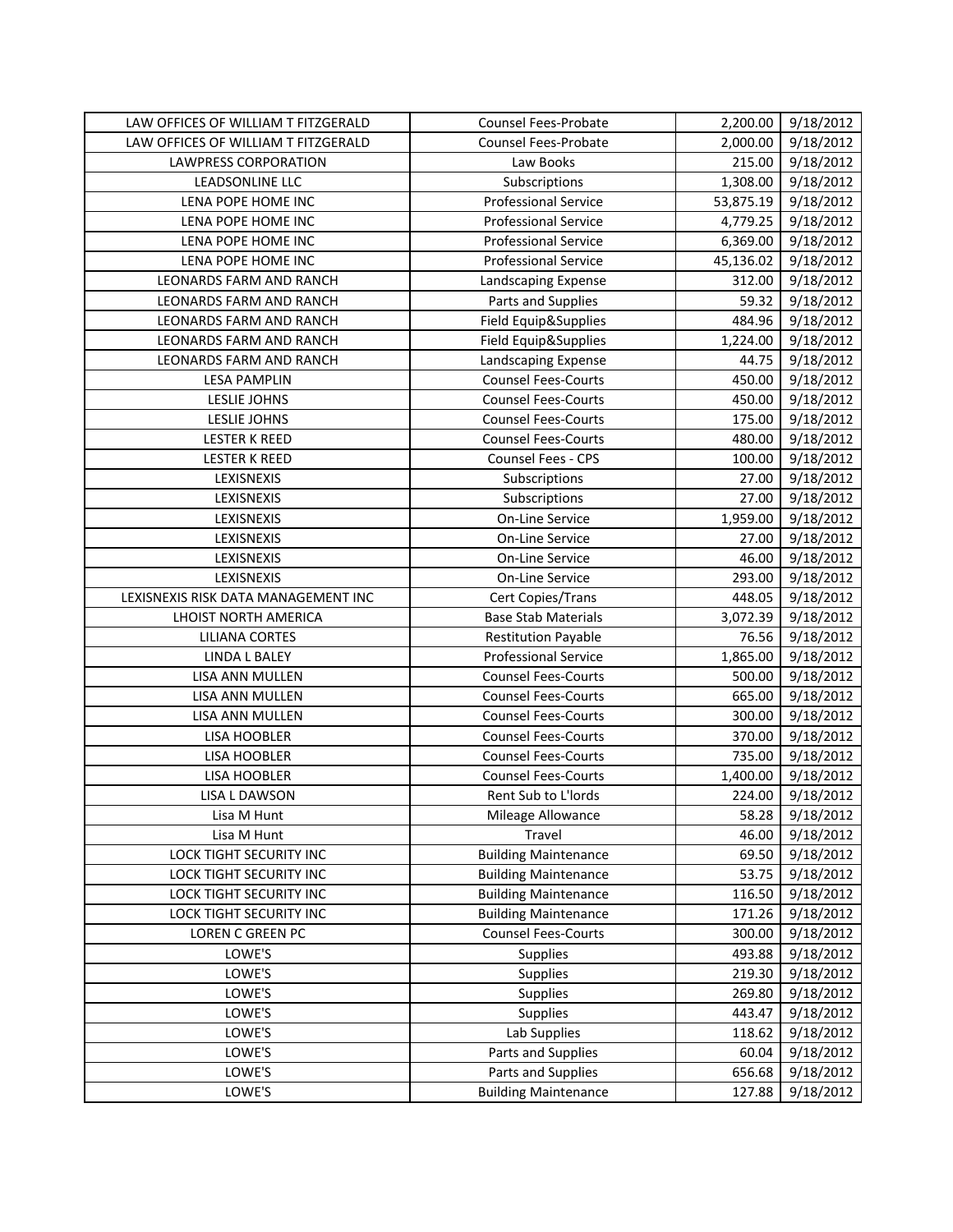| LAW OFFICES OF WILLIAM T FITZGERALD | Counsel Fees-Probate | 2,200.00 | 9/18/2012 |
|---|---|---|---|
| LAW OFFICES OF WILLIAM T FITZGERALD | Counsel Fees-Probate | 2,000.00 | 9/18/2012 |
| LAWPRESS CORPORATION | Law Books | 215.00 | 9/18/2012 |
| LEADSONLINE LLC | Subscriptions | 1,308.00 | 9/18/2012 |
| LENA POPE HOME INC | Professional Service | 53,875.19 | 9/18/2012 |
| LENA POPE HOME INC | Professional Service | 4,779.25 | 9/18/2012 |
| LENA POPE HOME INC | Professional Service | 6,369.00 | 9/18/2012 |
| LENA POPE HOME INC | Professional Service | 45,136.02 | 9/18/2012 |
| LEONARDS FARM AND RANCH | Landscaping Expense | 312.00 | 9/18/2012 |
| LEONARDS FARM AND RANCH | Parts and Supplies | 59.32 | 9/18/2012 |
| LEONARDS FARM AND RANCH | Field Equip&Supplies | 484.96 | 9/18/2012 |
| LEONARDS FARM AND RANCH | Field Equip&Supplies | 1,224.00 | 9/18/2012 |
| LEONARDS FARM AND RANCH | Landscaping Expense | 44.75 | 9/18/2012 |
| LESA PAMPLIN | Counsel Fees-Courts | 450.00 | 9/18/2012 |
| LESLIE JOHNS | Counsel Fees-Courts | 450.00 | 9/18/2012 |
| LESLIE JOHNS | Counsel Fees-Courts | 175.00 | 9/18/2012 |
| LESTER K REED | Counsel Fees-Courts | 480.00 | 9/18/2012 |
| LESTER K REED | Counsel Fees - CPS | 100.00 | 9/18/2012 |
| LEXISNEXIS | Subscriptions | 27.00 | 9/18/2012 |
| LEXISNEXIS | Subscriptions | 27.00 | 9/18/2012 |
| LEXISNEXIS | On-Line Service | 1,959.00 | 9/18/2012 |
| LEXISNEXIS | On-Line Service | 27.00 | 9/18/2012 |
| LEXISNEXIS | On-Line Service | 46.00 | 9/18/2012 |
| LEXISNEXIS | On-Line Service | 293.00 | 9/18/2012 |
| LEXISNEXIS RISK DATA MANAGEMENT INC | Cert Copies/Trans | 448.05 | 9/18/2012 |
| LHOIST NORTH AMERICA | Base Stab Materials | 3,072.39 | 9/18/2012 |
| LILIANA CORTES | Restitution Payable | 76.56 | 9/18/2012 |
| LINDA L BALEY | Professional Service | 1,865.00 | 9/18/2012 |
| LISA ANN MULLEN | Counsel Fees-Courts | 500.00 | 9/18/2012 |
| LISA ANN MULLEN | Counsel Fees-Courts | 665.00 | 9/18/2012 |
| LISA ANN MULLEN | Counsel Fees-Courts | 300.00 | 9/18/2012 |
| LISA HOOBLER | Counsel Fees-Courts | 370.00 | 9/18/2012 |
| LISA HOOBLER | Counsel Fees-Courts | 735.00 | 9/18/2012 |
| LISA HOOBLER | Counsel Fees-Courts | 1,400.00 | 9/18/2012 |
| LISA L DAWSON | Rent Sub to L'lords | 224.00 | 9/18/2012 |
| Lisa M Hunt | Mileage Allowance | 58.28 | 9/18/2012 |
| Lisa M Hunt | Travel | 46.00 | 9/18/2012 |
| LOCK TIGHT SECURITY INC | Building Maintenance | 69.50 | 9/18/2012 |
| LOCK TIGHT SECURITY INC | Building Maintenance | 53.75 | 9/18/2012 |
| LOCK TIGHT SECURITY INC | Building Maintenance | 116.50 | 9/18/2012 |
| LOCK TIGHT SECURITY INC | Building Maintenance | 171.26 | 9/18/2012 |
| LOREN C GREEN PC | Counsel Fees-Courts | 300.00 | 9/18/2012 |
| LOWE'S | Supplies | 493.88 | 9/18/2012 |
| LOWE'S | Supplies | 219.30 | 9/18/2012 |
| LOWE'S | Supplies | 269.80 | 9/18/2012 |
| LOWE'S | Supplies | 443.47 | 9/18/2012 |
| LOWE'S | Lab Supplies | 118.62 | 9/18/2012 |
| LOWE'S | Parts and Supplies | 60.04 | 9/18/2012 |
| LOWE'S | Parts and Supplies | 656.68 | 9/18/2012 |
| LOWE'S | Building Maintenance | 127.88 | 9/18/2012 |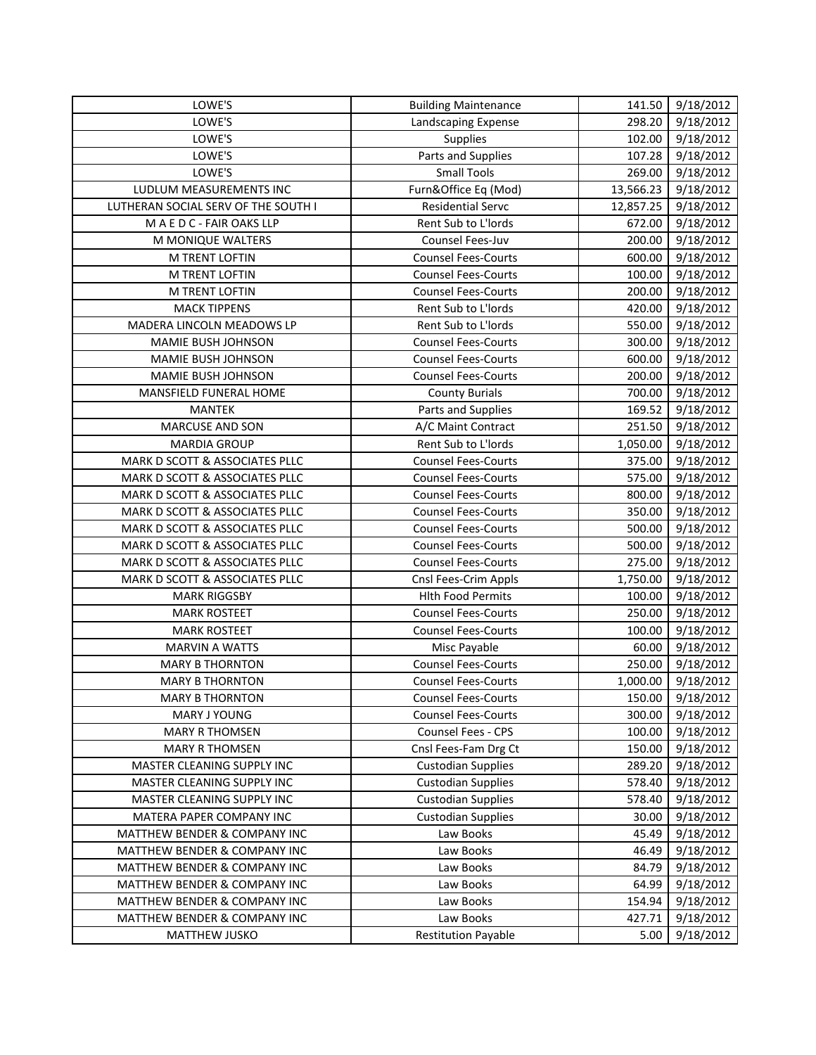| LOWE'S | Building Maintenance | 141.50 | 9/18/2012 |
|---|---|---|---|
| LOWE'S | Landscaping Expense | 298.20 | 9/18/2012 |
| LOWE'S | Supplies | 102.00 | 9/18/2012 |
| LOWE'S | Parts and Supplies | 107.28 | 9/18/2012 |
| LOWE'S | Small Tools | 269.00 | 9/18/2012 |
| LUDLUM MEASUREMENTS INC | Furn&Office Eq (Mod) | 13,566.23 | 9/18/2012 |
| LUTHERAN SOCIAL SERV OF THE SOUTH I | Residential Servc | 12,857.25 | 9/18/2012 |
| M A E D C - FAIR OAKS LLP | Rent Sub to L'lords | 672.00 | 9/18/2012 |
| M MONIQUE WALTERS | Counsel Fees-Juv | 200.00 | 9/18/2012 |
| M TRENT LOFTIN | Counsel Fees-Courts | 600.00 | 9/18/2012 |
| M TRENT LOFTIN | Counsel Fees-Courts | 100.00 | 9/18/2012 |
| M TRENT LOFTIN | Counsel Fees-Courts | 200.00 | 9/18/2012 |
| MACK TIPPENS | Rent Sub to L'lords | 420.00 | 9/18/2012 |
| MADERA LINCOLN MEADOWS LP | Rent Sub to L'lords | 550.00 | 9/18/2012 |
| MAMIE BUSH JOHNSON | Counsel Fees-Courts | 300.00 | 9/18/2012 |
| MAMIE BUSH JOHNSON | Counsel Fees-Courts | 600.00 | 9/18/2012 |
| MAMIE BUSH JOHNSON | Counsel Fees-Courts | 200.00 | 9/18/2012 |
| MANSFIELD FUNERAL HOME | County Burials | 700.00 | 9/18/2012 |
| MANTEK | Parts and Supplies | 169.52 | 9/18/2012 |
| MARCUSE AND SON | A/C Maint Contract | 251.50 | 9/18/2012 |
| MARDIA GROUP | Rent Sub to L'lords | 1,050.00 | 9/18/2012 |
| MARK D SCOTT & ASSOCIATES PLLC | Counsel Fees-Courts | 375.00 | 9/18/2012 |
| MARK D SCOTT & ASSOCIATES PLLC | Counsel Fees-Courts | 575.00 | 9/18/2012 |
| MARK D SCOTT & ASSOCIATES PLLC | Counsel Fees-Courts | 800.00 | 9/18/2012 |
| MARK D SCOTT & ASSOCIATES PLLC | Counsel Fees-Courts | 350.00 | 9/18/2012 |
| MARK D SCOTT & ASSOCIATES PLLC | Counsel Fees-Courts | 500.00 | 9/18/2012 |
| MARK D SCOTT & ASSOCIATES PLLC | Counsel Fees-Courts | 500.00 | 9/18/2012 |
| MARK D SCOTT & ASSOCIATES PLLC | Counsel Fees-Courts | 275.00 | 9/18/2012 |
| MARK D SCOTT & ASSOCIATES PLLC | Cnsl Fees-Crim Appls | 1,750.00 | 9/18/2012 |
| MARK RIGGSBY | Hlth Food Permits | 100.00 | 9/18/2012 |
| MARK ROSTEET | Counsel Fees-Courts | 250.00 | 9/18/2012 |
| MARK ROSTEET | Counsel Fees-Courts | 100.00 | 9/18/2012 |
| MARVIN A WATTS | Misc Payable | 60.00 | 9/18/2012 |
| MARY B THORNTON | Counsel Fees-Courts | 250.00 | 9/18/2012 |
| MARY B THORNTON | Counsel Fees-Courts | 1,000.00 | 9/18/2012 |
| MARY B THORNTON | Counsel Fees-Courts | 150.00 | 9/18/2012 |
| MARY J YOUNG | Counsel Fees-Courts | 300.00 | 9/18/2012 |
| MARY R THOMSEN | Counsel Fees - CPS | 100.00 | 9/18/2012 |
| MARY R THOMSEN | Cnsl Fees-Fam Drg Ct | 150.00 | 9/18/2012 |
| MASTER CLEANING SUPPLY INC | Custodian Supplies | 289.20 | 9/18/2012 |
| MASTER CLEANING SUPPLY INC | Custodian Supplies | 578.40 | 9/18/2012 |
| MASTER CLEANING SUPPLY INC | Custodian Supplies | 578.40 | 9/18/2012 |
| MATERA PAPER COMPANY INC | Custodian Supplies | 30.00 | 9/18/2012 |
| MATTHEW BENDER & COMPANY INC | Law Books | 45.49 | 9/18/2012 |
| MATTHEW BENDER & COMPANY INC | Law Books | 46.49 | 9/18/2012 |
| MATTHEW BENDER & COMPANY INC | Law Books | 84.79 | 9/18/2012 |
| MATTHEW BENDER & COMPANY INC | Law Books | 64.99 | 9/18/2012 |
| MATTHEW BENDER & COMPANY INC | Law Books | 154.94 | 9/18/2012 |
| MATTHEW BENDER & COMPANY INC | Law Books | 427.71 | 9/18/2012 |
| MATTHEW JUSKO | Restitution Payable | 5.00 | 9/18/2012 |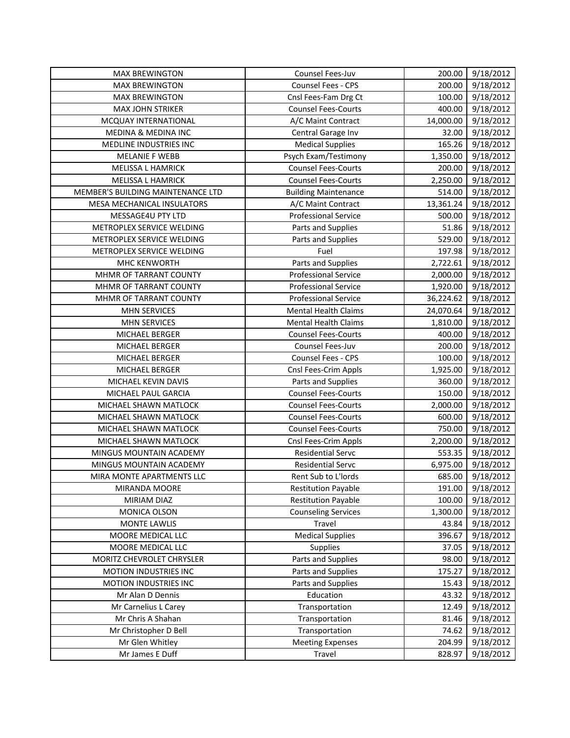| MAX BREWINGTON | Counsel Fees-Juv | 200.00 | 9/18/2012 |
|---|---|---|---|
| MAX BREWINGTON | Counsel Fees - CPS | 200.00 | 9/18/2012 |
| MAX BREWINGTON | Cnsl Fees-Fam Drg Ct | 100.00 | 9/18/2012 |
| MAX JOHN STRIKER | Counsel Fees-Courts | 400.00 | 9/18/2012 |
| MCQUAY INTERNATIONAL | A/C Maint Contract | 14,000.00 | 9/18/2012 |
| MEDINA & MEDINA INC | Central Garage Inv | 32.00 | 9/18/2012 |
| MEDLINE INDUSTRIES INC | Medical Supplies | 165.26 | 9/18/2012 |
| MELANIE F WEBB | Psych Exam/Testimony | 1,350.00 | 9/18/2012 |
| MELISSA L HAMRICK | Counsel Fees-Courts | 200.00 | 9/18/2012 |
| MELISSA L HAMRICK | Counsel Fees-Courts | 2,250.00 | 9/18/2012 |
| MEMBER'S BUILDING MAINTENANCE LTD | Building Maintenance | 514.00 | 9/18/2012 |
| MESA MECHANICAL INSULATORS | A/C Maint Contract | 13,361.24 | 9/18/2012 |
| MESSAGE4U PTY LTD | Professional Service | 500.00 | 9/18/2012 |
| METROPLEX SERVICE WELDING | Parts and Supplies | 51.86 | 9/18/2012 |
| METROPLEX SERVICE WELDING | Parts and Supplies | 529.00 | 9/18/2012 |
| METROPLEX SERVICE WELDING | Fuel | 197.98 | 9/18/2012 |
| MHC KENWORTH | Parts and Supplies | 2,722.61 | 9/18/2012 |
| MHMR OF TARRANT COUNTY | Professional Service | 2,000.00 | 9/18/2012 |
| MHMR OF TARRANT COUNTY | Professional Service | 1,920.00 | 9/18/2012 |
| MHMR OF TARRANT COUNTY | Professional Service | 36,224.62 | 9/18/2012 |
| MHN SERVICES | Mental Health Claims | 24,070.64 | 9/18/2012 |
| MHN SERVICES | Mental Health Claims | 1,810.00 | 9/18/2012 |
| MICHAEL BERGER | Counsel Fees-Courts | 400.00 | 9/18/2012 |
| MICHAEL BERGER | Counsel Fees-Juv | 200.00 | 9/18/2012 |
| MICHAEL BERGER | Counsel Fees - CPS | 100.00 | 9/18/2012 |
| MICHAEL BERGER | Cnsl Fees-Crim Appls | 1,925.00 | 9/18/2012 |
| MICHAEL KEVIN DAVIS | Parts and Supplies | 360.00 | 9/18/2012 |
| MICHAEL PAUL GARCIA | Counsel Fees-Courts | 150.00 | 9/18/2012 |
| MICHAEL SHAWN MATLOCK | Counsel Fees-Courts | 2,000.00 | 9/18/2012 |
| MICHAEL SHAWN MATLOCK | Counsel Fees-Courts | 600.00 | 9/18/2012 |
| MICHAEL SHAWN MATLOCK | Counsel Fees-Courts | 750.00 | 9/18/2012 |
| MICHAEL SHAWN MATLOCK | Cnsl Fees-Crim Appls | 2,200.00 | 9/18/2012 |
| MINGUS MOUNTAIN ACADEMY | Residential Servc | 553.35 | 9/18/2012 |
| MINGUS MOUNTAIN ACADEMY | Residential Servc | 6,975.00 | 9/18/2012 |
| MIRA MONTE APARTMENTS LLC | Rent Sub to L'lords | 685.00 | 9/18/2012 |
| MIRANDA MOORE | Restitution Payable | 191.00 | 9/18/2012 |
| MIRIAM DIAZ | Restitution Payable | 100.00 | 9/18/2012 |
| MONICA OLSON | Counseling Services | 1,300.00 | 9/18/2012 |
| MONTE LAWLIS | Travel | 43.84 | 9/18/2012 |
| MOORE MEDICAL LLC | Medical Supplies | 396.67 | 9/18/2012 |
| MOORE MEDICAL LLC | Supplies | 37.05 | 9/18/2012 |
| MORITZ CHEVROLET CHRYSLER | Parts and Supplies | 98.00 | 9/18/2012 |
| MOTION INDUSTRIES INC | Parts and Supplies | 175.27 | 9/18/2012 |
| MOTION INDUSTRIES INC | Parts and Supplies | 15.43 | 9/18/2012 |
| Mr Alan D Dennis | Education | 43.32 | 9/18/2012 |
| Mr Carnelius L Carey | Transportation | 12.49 | 9/18/2012 |
| Mr Chris A Shahan | Transportation | 81.46 | 9/18/2012 |
| Mr Christopher D Bell | Transportation | 74.62 | 9/18/2012 |
| Mr Glen Whitley | Meeting Expenses | 204.99 | 9/18/2012 |
| Mr James E Duff | Travel | 828.97 | 9/18/2012 |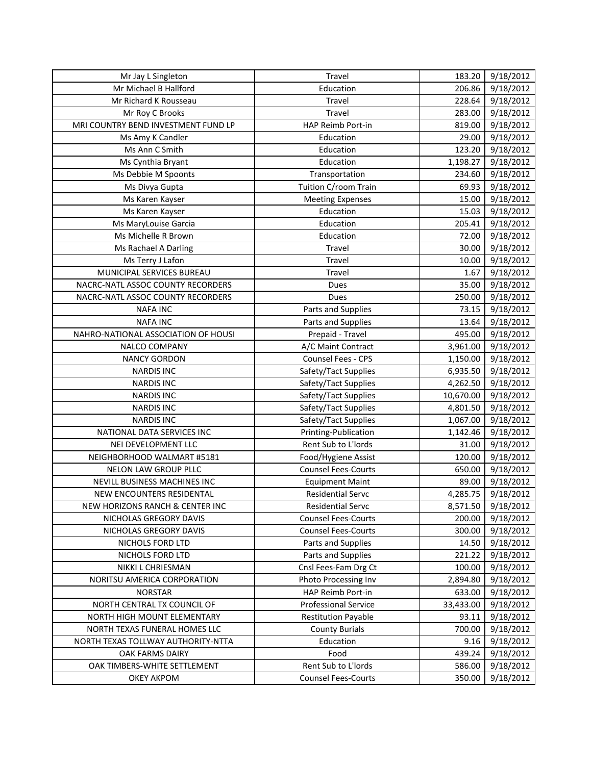| | | | |
|---|---|---|---|
| Mr Jay L Singleton | Travel | 183.20 | 9/18/2012 |
| Mr Michael B Hallford | Education | 206.86 | 9/18/2012 |
| Mr Richard K Rousseau | Travel | 228.64 | 9/18/2012 |
| Mr Roy C Brooks | Travel | 283.00 | 9/18/2012 |
| MRI COUNTRY BEND INVESTMENT FUND LP | HAP Reimb Port-in | 819.00 | 9/18/2012 |
| Ms Amy K Candler | Education | 29.00 | 9/18/2012 |
| Ms Ann C Smith | Education | 123.20 | 9/18/2012 |
| Ms Cynthia Bryant | Education | 1,198.27 | 9/18/2012 |
| Ms Debbie M Spoonts | Transportation | 234.60 | 9/18/2012 |
| Ms Divya Gupta | Tuition C/room Train | 69.93 | 9/18/2012 |
| Ms Karen Kayser | Meeting Expenses | 15.00 | 9/18/2012 |
| Ms Karen Kayser | Education | 15.03 | 9/18/2012 |
| Ms MaryLouise Garcia | Education | 205.41 | 9/18/2012 |
| Ms Michelle R Brown | Education | 72.00 | 9/18/2012 |
| Ms Rachael A Darling | Travel | 30.00 | 9/18/2012 |
| Ms Terry J Lafon | Travel | 10.00 | 9/18/2012 |
| MUNICIPAL SERVICES BUREAU | Travel | 1.67 | 9/18/2012 |
| NACRC-NATL ASSOC COUNTY RECORDERS | Dues | 35.00 | 9/18/2012 |
| NACRC-NATL ASSOC COUNTY RECORDERS | Dues | 250.00 | 9/18/2012 |
| NAFA INC | Parts and Supplies | 73.15 | 9/18/2012 |
| NAFA INC | Parts and Supplies | 13.64 | 9/18/2012 |
| NAHRO-NATIONAL ASSOCIATION OF HOUSI | Prepaid - Travel | 495.00 | 9/18/2012 |
| NALCO COMPANY | A/C Maint Contract | 3,961.00 | 9/18/2012 |
| NANCY GORDON | Counsel Fees - CPS | 1,150.00 | 9/18/2012 |
| NARDIS INC | Safety/Tact Supplies | 6,935.50 | 9/18/2012 |
| NARDIS INC | Safety/Tact Supplies | 4,262.50 | 9/18/2012 |
| NARDIS INC | Safety/Tact Supplies | 10,670.00 | 9/18/2012 |
| NARDIS INC | Safety/Tact Supplies | 4,801.50 | 9/18/2012 |
| NARDIS INC | Safety/Tact Supplies | 1,067.00 | 9/18/2012 |
| NATIONAL DATA SERVICES INC | Printing-Publication | 1,142.46 | 9/18/2012 |
| NEI DEVELOPMENT LLC | Rent Sub to L'lords | 31.00 | 9/18/2012 |
| NEIGHBORHOOD WALMART #5181 | Food/Hygiene Assist | 120.00 | 9/18/2012 |
| NELON LAW GROUP PLLC | Counsel Fees-Courts | 650.00 | 9/18/2012 |
| NEVILL BUSINESS MACHINES INC | Equipment Maint | 89.00 | 9/18/2012 |
| NEW ENCOUNTERS RESIDENTAL | Residential Servc | 4,285.75 | 9/18/2012 |
| NEW HORIZONS RANCH & CENTER INC | Residential Servc | 8,571.50 | 9/18/2012 |
| NICHOLAS GREGORY DAVIS | Counsel Fees-Courts | 200.00 | 9/18/2012 |
| NICHOLAS GREGORY DAVIS | Counsel Fees-Courts | 300.00 | 9/18/2012 |
| NICHOLS FORD LTD | Parts and Supplies | 14.50 | 9/18/2012 |
| NICHOLS FORD LTD | Parts and Supplies | 221.22 | 9/18/2012 |
| NIKKI L CHRIESMAN | Cnsl Fees-Fam Drg Ct | 100.00 | 9/18/2012 |
| NORITSU AMERICA CORPORATION | Photo Processing Inv | 2,894.80 | 9/18/2012 |
| NORSTAR | HAP Reimb Port-in | 633.00 | 9/18/2012 |
| NORTH CENTRAL TX COUNCIL OF | Professional Service | 33,433.00 | 9/18/2012 |
| NORTH HIGH MOUNT ELEMENTARY | Restitution Payable | 93.11 | 9/18/2012 |
| NORTH TEXAS FUNERAL HOMES LLC | County Burials | 700.00 | 9/18/2012 |
| NORTH TEXAS TOLLWAY AUTHORITY-NTTA | Education | 9.16 | 9/18/2012 |
| OAK FARMS DAIRY | Food | 439.24 | 9/18/2012 |
| OAK TIMBERS-WHITE SETTLEMENT | Rent Sub to L'lords | 586.00 | 9/18/2012 |
| OKEY AKPOM | Counsel Fees-Courts | 350.00 | 9/18/2012 |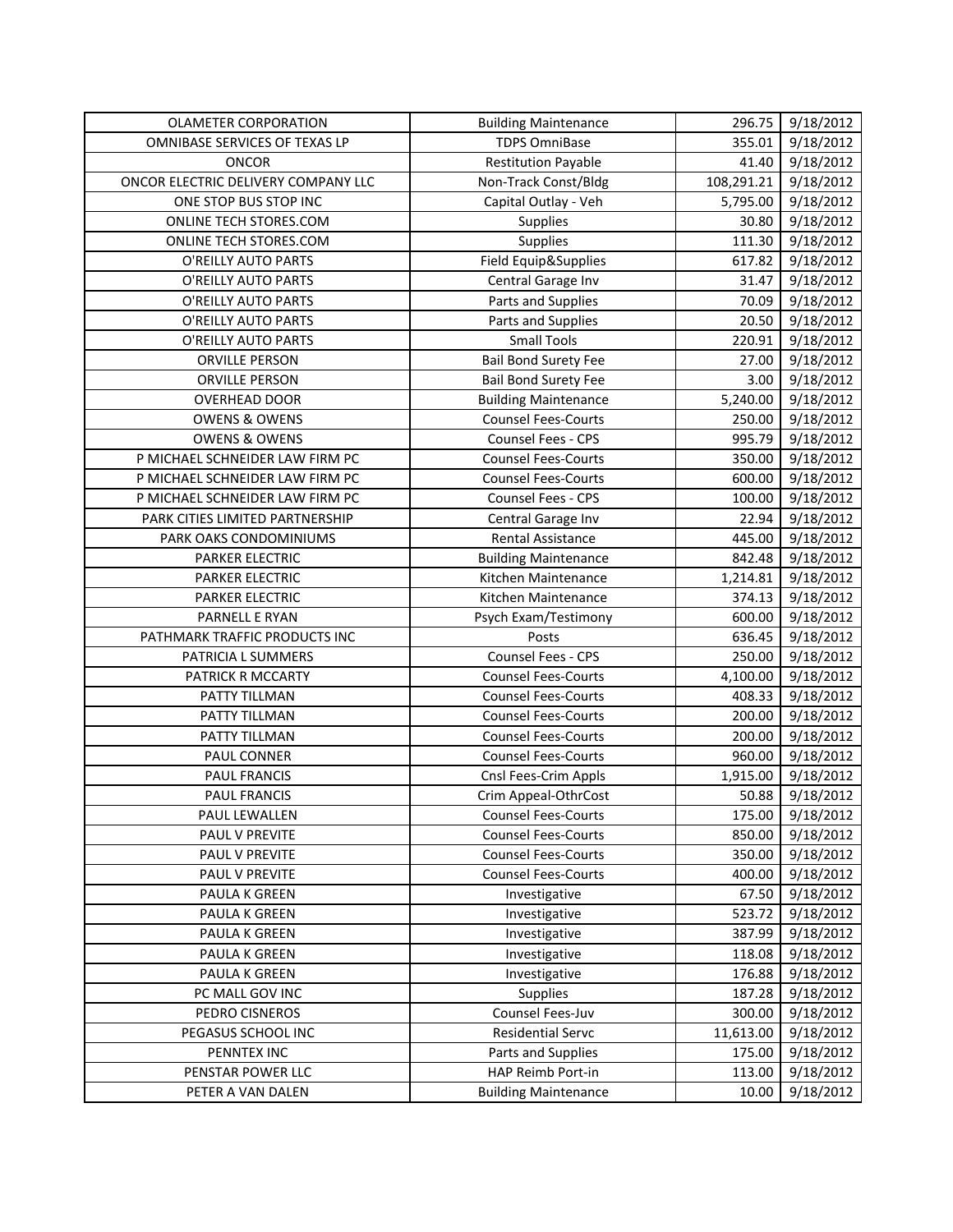| | | | |
|---|---|---|---|
| OLAMETER CORPORATION | Building Maintenance | 296.75 | 9/18/2012 |
| OMNIBASE SERVICES OF TEXAS LP | TDPS OmniBase | 355.01 | 9/18/2012 |
| ONCOR | Restitution Payable | 41.40 | 9/18/2012 |
| ONCOR ELECTRIC DELIVERY COMPANY LLC | Non-Track Const/Bldg | 108,291.21 | 9/18/2012 |
| ONE STOP BUS STOP INC | Capital Outlay - Veh | 5,795.00 | 9/18/2012 |
| ONLINE TECH STORES.COM | Supplies | 30.80 | 9/18/2012 |
| ONLINE TECH STORES.COM | Supplies | 111.30 | 9/18/2012 |
| O'REILLY AUTO PARTS | Field Equip&Supplies | 617.82 | 9/18/2012 |
| O'REILLY AUTO PARTS | Central Garage Inv | 31.47 | 9/18/2012 |
| O'REILLY AUTO PARTS | Parts and Supplies | 70.09 | 9/18/2012 |
| O'REILLY AUTO PARTS | Parts and Supplies | 20.50 | 9/18/2012 |
| O'REILLY AUTO PARTS | Small Tools | 220.91 | 9/18/2012 |
| ORVILLE PERSON | Bail Bond Surety Fee | 27.00 | 9/18/2012 |
| ORVILLE PERSON | Bail Bond Surety Fee | 3.00 | 9/18/2012 |
| OVERHEAD DOOR | Building Maintenance | 5,240.00 | 9/18/2012 |
| OWENS & OWENS | Counsel Fees-Courts | 250.00 | 9/18/2012 |
| OWENS & OWENS | Counsel Fees - CPS | 995.79 | 9/18/2012 |
| P MICHAEL SCHNEIDER LAW FIRM PC | Counsel Fees-Courts | 350.00 | 9/18/2012 |
| P MICHAEL SCHNEIDER LAW FIRM PC | Counsel Fees-Courts | 600.00 | 9/18/2012 |
| P MICHAEL SCHNEIDER LAW FIRM PC | Counsel Fees - CPS | 100.00 | 9/18/2012 |
| PARK CITIES LIMITED PARTNERSHIP | Central Garage Inv | 22.94 | 9/18/2012 |
| PARK OAKS CONDOMINIUMS | Rental Assistance | 445.00 | 9/18/2012 |
| PARKER ELECTRIC | Building Maintenance | 842.48 | 9/18/2012 |
| PARKER ELECTRIC | Kitchen Maintenance | 1,214.81 | 9/18/2012 |
| PARKER ELECTRIC | Kitchen Maintenance | 374.13 | 9/18/2012 |
| PARNELL E RYAN | Psych Exam/Testimony | 600.00 | 9/18/2012 |
| PATHMARK TRAFFIC PRODUCTS INC | Posts | 636.45 | 9/18/2012 |
| PATRICIA L SUMMERS | Counsel Fees - CPS | 250.00 | 9/18/2012 |
| PATRICK R MCCARTY | Counsel Fees-Courts | 4,100.00 | 9/18/2012 |
| PATTY TILLMAN | Counsel Fees-Courts | 408.33 | 9/18/2012 |
| PATTY TILLMAN | Counsel Fees-Courts | 200.00 | 9/18/2012 |
| PATTY TILLMAN | Counsel Fees-Courts | 200.00 | 9/18/2012 |
| PAUL CONNER | Counsel Fees-Courts | 960.00 | 9/18/2012 |
| PAUL FRANCIS | Cnsl Fees-Crim Appls | 1,915.00 | 9/18/2012 |
| PAUL FRANCIS | Crim Appeal-OthrCost | 50.88 | 9/18/2012 |
| PAUL LEWALLEN | Counsel Fees-Courts | 175.00 | 9/18/2012 |
| PAUL V PREVITE | Counsel Fees-Courts | 850.00 | 9/18/2012 |
| PAUL V PREVITE | Counsel Fees-Courts | 350.00 | 9/18/2012 |
| PAUL V PREVITE | Counsel Fees-Courts | 400.00 | 9/18/2012 |
| PAULA K GREEN | Investigative | 67.50 | 9/18/2012 |
| PAULA K GREEN | Investigative | 523.72 | 9/18/2012 |
| PAULA K GREEN | Investigative | 387.99 | 9/18/2012 |
| PAULA K GREEN | Investigative | 118.08 | 9/18/2012 |
| PAULA K GREEN | Investigative | 176.88 | 9/18/2012 |
| PC MALL GOV INC | Supplies | 187.28 | 9/18/2012 |
| PEDRO CISNEROS | Counsel Fees-Juv | 300.00 | 9/18/2012 |
| PEGASUS SCHOOL INC | Residential Servc | 11,613.00 | 9/18/2012 |
| PENNTEX INC | Parts and Supplies | 175.00 | 9/18/2012 |
| PENSTAR POWER LLC | HAP Reimb Port-in | 113.00 | 9/18/2012 |
| PETER A VAN DALEN | Building Maintenance | 10.00 | 9/18/2012 |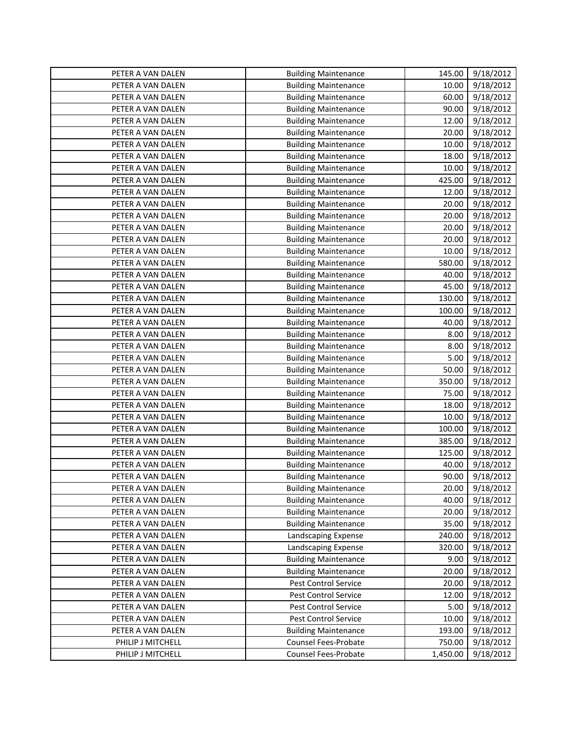| | | | |
|---|---|---|---|
| PETER A VAN DALEN | Building Maintenance | 145.00 | 9/18/2012 |
| PETER A VAN DALEN | Building Maintenance | 10.00 | 9/18/2012 |
| PETER A VAN DALEN | Building Maintenance | 60.00 | 9/18/2012 |
| PETER A VAN DALEN | Building Maintenance | 90.00 | 9/18/2012 |
| PETER A VAN DALEN | Building Maintenance | 12.00 | 9/18/2012 |
| PETER A VAN DALEN | Building Maintenance | 20.00 | 9/18/2012 |
| PETER A VAN DALEN | Building Maintenance | 10.00 | 9/18/2012 |
| PETER A VAN DALEN | Building Maintenance | 18.00 | 9/18/2012 |
| PETER A VAN DALEN | Building Maintenance | 10.00 | 9/18/2012 |
| PETER A VAN DALEN | Building Maintenance | 425.00 | 9/18/2012 |
| PETER A VAN DALEN | Building Maintenance | 12.00 | 9/18/2012 |
| PETER A VAN DALEN | Building Maintenance | 20.00 | 9/18/2012 |
| PETER A VAN DALEN | Building Maintenance | 20.00 | 9/18/2012 |
| PETER A VAN DALEN | Building Maintenance | 20.00 | 9/18/2012 |
| PETER A VAN DALEN | Building Maintenance | 20.00 | 9/18/2012 |
| PETER A VAN DALEN | Building Maintenance | 10.00 | 9/18/2012 |
| PETER A VAN DALEN | Building Maintenance | 580.00 | 9/18/2012 |
| PETER A VAN DALEN | Building Maintenance | 40.00 | 9/18/2012 |
| PETER A VAN DALEN | Building Maintenance | 45.00 | 9/18/2012 |
| PETER A VAN DALEN | Building Maintenance | 130.00 | 9/18/2012 |
| PETER A VAN DALEN | Building Maintenance | 100.00 | 9/18/2012 |
| PETER A VAN DALEN | Building Maintenance | 40.00 | 9/18/2012 |
| PETER A VAN DALEN | Building Maintenance | 8.00 | 9/18/2012 |
| PETER A VAN DALEN | Building Maintenance | 8.00 | 9/18/2012 |
| PETER A VAN DALEN | Building Maintenance | 5.00 | 9/18/2012 |
| PETER A VAN DALEN | Building Maintenance | 50.00 | 9/18/2012 |
| PETER A VAN DALEN | Building Maintenance | 350.00 | 9/18/2012 |
| PETER A VAN DALEN | Building Maintenance | 75.00 | 9/18/2012 |
| PETER A VAN DALEN | Building Maintenance | 18.00 | 9/18/2012 |
| PETER A VAN DALEN | Building Maintenance | 10.00 | 9/18/2012 |
| PETER A VAN DALEN | Building Maintenance | 100.00 | 9/18/2012 |
| PETER A VAN DALEN | Building Maintenance | 385.00 | 9/18/2012 |
| PETER A VAN DALEN | Building Maintenance | 125.00 | 9/18/2012 |
| PETER A VAN DALEN | Building Maintenance | 40.00 | 9/18/2012 |
| PETER A VAN DALEN | Building Maintenance | 90.00 | 9/18/2012 |
| PETER A VAN DALEN | Building Maintenance | 20.00 | 9/18/2012 |
| PETER A VAN DALEN | Building Maintenance | 40.00 | 9/18/2012 |
| PETER A VAN DALEN | Building Maintenance | 20.00 | 9/18/2012 |
| PETER A VAN DALEN | Building Maintenance | 35.00 | 9/18/2012 |
| PETER A VAN DALEN | Landscaping Expense | 240.00 | 9/18/2012 |
| PETER A VAN DALEN | Landscaping Expense | 320.00 | 9/18/2012 |
| PETER A VAN DALEN | Building Maintenance | 9.00 | 9/18/2012 |
| PETER A VAN DALEN | Building Maintenance | 20.00 | 9/18/2012 |
| PETER A VAN DALEN | Pest Control Service | 20.00 | 9/18/2012 |
| PETER A VAN DALEN | Pest Control Service | 12.00 | 9/18/2012 |
| PETER A VAN DALEN | Pest Control Service | 5.00 | 9/18/2012 |
| PETER A VAN DALEN | Pest Control Service | 10.00 | 9/18/2012 |
| PETER A VAN DALEN | Building Maintenance | 193.00 | 9/18/2012 |
| PHILIP J MITCHELL | Counsel Fees-Probate | 750.00 | 9/18/2012 |
| PHILIP J MITCHELL | Counsel Fees-Probate | 1,450.00 | 9/18/2012 |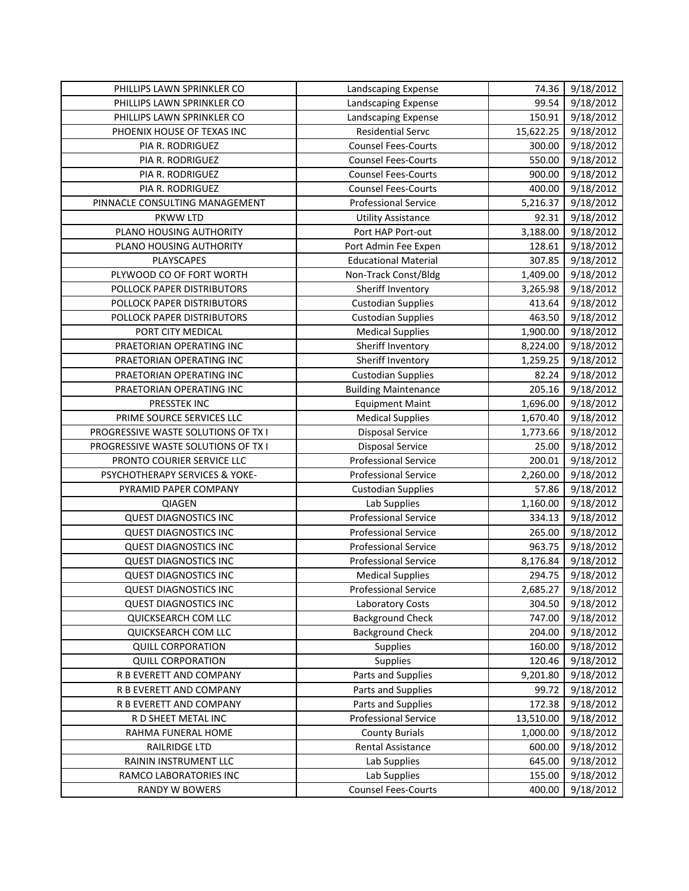| PHILLIPS LAWN SPRINKLER CO | Landscaping Expense | 74.36 | 9/18/2012 |
|---|---|---|---|
| PHILLIPS LAWN SPRINKLER CO | Landscaping Expense | 99.54 | 9/18/2012 |
| PHILLIPS LAWN SPRINKLER CO | Landscaping Expense | 150.91 | 9/18/2012 |
| PHOENIX HOUSE OF TEXAS INC | Residential Servc | 15,622.25 | 9/18/2012 |
| PIA R. RODRIGUEZ | Counsel Fees-Courts | 300.00 | 9/18/2012 |
| PIA R. RODRIGUEZ | Counsel Fees-Courts | 550.00 | 9/18/2012 |
| PIA R. RODRIGUEZ | Counsel Fees-Courts | 900.00 | 9/18/2012 |
| PIA R. RODRIGUEZ | Counsel Fees-Courts | 400.00 | 9/18/2012 |
| PINNACLE CONSULTING MANAGEMENT | Professional Service | 5,216.37 | 9/18/2012 |
| PKWW LTD | Utility Assistance | 92.31 | 9/18/2012 |
| PLANO HOUSING AUTHORITY | Port HAP Port-out | 3,188.00 | 9/18/2012 |
| PLANO HOUSING AUTHORITY | Port Admin Fee Expen | 128.61 | 9/18/2012 |
| PLAYSCAPES | Educational Material | 307.85 | 9/18/2012 |
| PLYWOOD CO OF FORT WORTH | Non-Track Const/Bldg | 1,409.00 | 9/18/2012 |
| POLLOCK PAPER DISTRIBUTORS | Sheriff Inventory | 3,265.98 | 9/18/2012 |
| POLLOCK PAPER DISTRIBUTORS | Custodian Supplies | 413.64 | 9/18/2012 |
| POLLOCK PAPER DISTRIBUTORS | Custodian Supplies | 463.50 | 9/18/2012 |
| PORT CITY MEDICAL | Medical Supplies | 1,900.00 | 9/18/2012 |
| PRAETORIAN OPERATING INC | Sheriff Inventory | 8,224.00 | 9/18/2012 |
| PRAETORIAN OPERATING INC | Sheriff Inventory | 1,259.25 | 9/18/2012 |
| PRAETORIAN OPERATING INC | Custodian Supplies | 82.24 | 9/18/2012 |
| PRAETORIAN OPERATING INC | Building Maintenance | 205.16 | 9/18/2012 |
| PRESSTEK INC | Equipment Maint | 1,696.00 | 9/18/2012 |
| PRIME SOURCE SERVICES LLC | Medical Supplies | 1,670.40 | 9/18/2012 |
| PROGRESSIVE WASTE SOLUTIONS OF TX I | Disposal Service | 1,773.66 | 9/18/2012 |
| PROGRESSIVE WASTE SOLUTIONS OF TX I | Disposal Service | 25.00 | 9/18/2012 |
| PRONTO COURIER SERVICE LLC | Professional Service | 200.01 | 9/18/2012 |
| PSYCHOTHERAPY SERVICES & YOKE- | Professional Service | 2,260.00 | 9/18/2012 |
| PYRAMID PAPER COMPANY | Custodian Supplies | 57.86 | 9/18/2012 |
| QIAGEN | Lab Supplies | 1,160.00 | 9/18/2012 |
| QUEST DIAGNOSTICS INC | Professional Service | 334.13 | 9/18/2012 |
| QUEST DIAGNOSTICS INC | Professional Service | 265.00 | 9/18/2012 |
| QUEST DIAGNOSTICS INC | Professional Service | 963.75 | 9/18/2012 |
| QUEST DIAGNOSTICS INC | Professional Service | 8,176.84 | 9/18/2012 |
| QUEST DIAGNOSTICS INC | Medical Supplies | 294.75 | 9/18/2012 |
| QUEST DIAGNOSTICS INC | Professional Service | 2,685.27 | 9/18/2012 |
| QUEST DIAGNOSTICS INC | Laboratory Costs | 304.50 | 9/18/2012 |
| QUICKSEARCH COM LLC | Background Check | 747.00 | 9/18/2012 |
| QUICKSEARCH COM LLC | Background Check | 204.00 | 9/18/2012 |
| QUILL CORPORATION | Supplies | 160.00 | 9/18/2012 |
| QUILL CORPORATION | Supplies | 120.46 | 9/18/2012 |
| R B EVERETT AND COMPANY | Parts and Supplies | 9,201.80 | 9/18/2012 |
| R B EVERETT AND COMPANY | Parts and Supplies | 99.72 | 9/18/2012 |
| R B EVERETT AND COMPANY | Parts and Supplies | 172.38 | 9/18/2012 |
| R D SHEET METAL INC | Professional Service | 13,510.00 | 9/18/2012 |
| RAHMA FUNERAL HOME | County Burials | 1,000.00 | 9/18/2012 |
| RAILRIDGE LTD | Rental Assistance | 600.00 | 9/18/2012 |
| RAININ INSTRUMENT LLC | Lab Supplies | 645.00 | 9/18/2012 |
| RAMCO LABORATORIES INC | Lab Supplies | 155.00 | 9/18/2012 |
| RANDY W BOWERS | Counsel Fees-Courts | 400.00 | 9/18/2012 |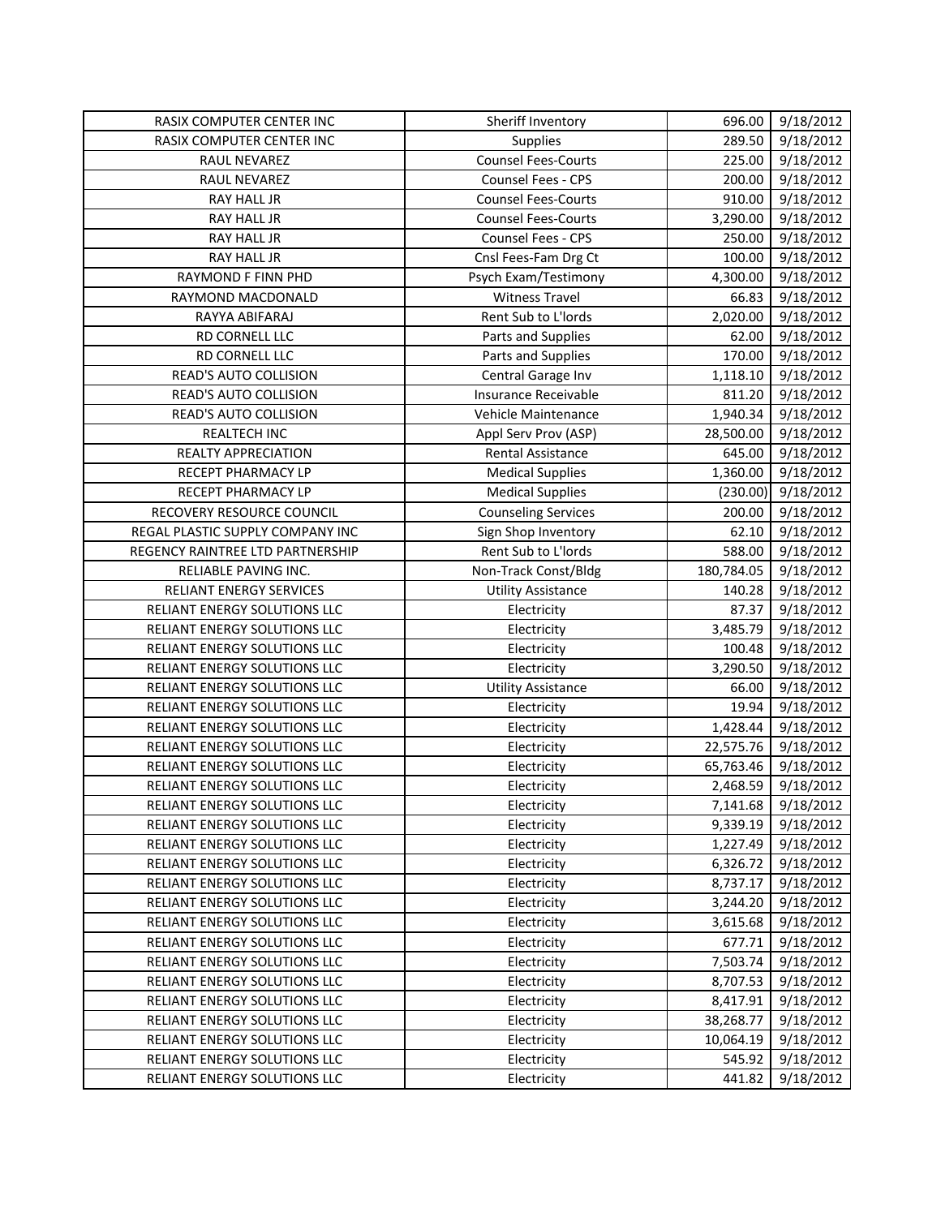| RASIX COMPUTER CENTER INC | Sheriff Inventory | 696.00 | 9/18/2012 |
|---|---|---|---|
| RASIX COMPUTER CENTER INC | Supplies | 289.50 | 9/18/2012 |
| RAUL NEVAREZ | Counsel Fees-Courts | 225.00 | 9/18/2012 |
| RAUL NEVAREZ | Counsel Fees - CPS | 200.00 | 9/18/2012 |
| RAY HALL JR | Counsel Fees-Courts | 910.00 | 9/18/2012 |
| RAY HALL JR | Counsel Fees-Courts | 3,290.00 | 9/18/2012 |
| RAY HALL JR | Counsel Fees - CPS | 250.00 | 9/18/2012 |
| RAY HALL JR | Cnsl Fees-Fam Drg Ct | 100.00 | 9/18/2012 |
| RAYMOND F FINN PHD | Psych Exam/Testimony | 4,300.00 | 9/18/2012 |
| RAYMOND MACDONALD | Witness Travel | 66.83 | 9/18/2012 |
| RAYYA ABIFARAJ | Rent Sub to L'lords | 2,020.00 | 9/18/2012 |
| RD CORNELL LLC | Parts and Supplies | 62.00 | 9/18/2012 |
| RD CORNELL LLC | Parts and Supplies | 170.00 | 9/18/2012 |
| READ'S AUTO COLLISION | Central Garage Inv | 1,118.10 | 9/18/2012 |
| READ'S AUTO COLLISION | Insurance Receivable | 811.20 | 9/18/2012 |
| READ'S AUTO COLLISION | Vehicle Maintenance | 1,940.34 | 9/18/2012 |
| REALTECH INC | Appl Serv Prov (ASP) | 28,500.00 | 9/18/2012 |
| REALTY APPRECIATION | Rental Assistance | 645.00 | 9/18/2012 |
| RECEPT PHARMACY LP | Medical Supplies | 1,360.00 | 9/18/2012 |
| RECEPT PHARMACY LP | Medical Supplies | (230.00) | 9/18/2012 |
| RECOVERY RESOURCE COUNCIL | Counseling Services | 200.00 | 9/18/2012 |
| REGAL PLASTIC SUPPLY COMPANY INC | Sign Shop Inventory | 62.10 | 9/18/2012 |
| REGENCY RAINTREE LTD PARTNERSHIP | Rent Sub to L'lords | 588.00 | 9/18/2012 |
| RELIABLE PAVING INC. | Non-Track Const/Bldg | 180,784.05 | 9/18/2012 |
| RELIANT ENERGY SERVICES | Utility Assistance | 140.28 | 9/18/2012 |
| RELIANT ENERGY SOLUTIONS LLC | Electricity | 87.37 | 9/18/2012 |
| RELIANT ENERGY SOLUTIONS LLC | Electricity | 3,485.79 | 9/18/2012 |
| RELIANT ENERGY SOLUTIONS LLC | Electricity | 100.48 | 9/18/2012 |
| RELIANT ENERGY SOLUTIONS LLC | Electricity | 3,290.50 | 9/18/2012 |
| RELIANT ENERGY SOLUTIONS LLC | Utility Assistance | 66.00 | 9/18/2012 |
| RELIANT ENERGY SOLUTIONS LLC | Electricity | 19.94 | 9/18/2012 |
| RELIANT ENERGY SOLUTIONS LLC | Electricity | 1,428.44 | 9/18/2012 |
| RELIANT ENERGY SOLUTIONS LLC | Electricity | 22,575.76 | 9/18/2012 |
| RELIANT ENERGY SOLUTIONS LLC | Electricity | 65,763.46 | 9/18/2012 |
| RELIANT ENERGY SOLUTIONS LLC | Electricity | 2,468.59 | 9/18/2012 |
| RELIANT ENERGY SOLUTIONS LLC | Electricity | 7,141.68 | 9/18/2012 |
| RELIANT ENERGY SOLUTIONS LLC | Electricity | 9,339.19 | 9/18/2012 |
| RELIANT ENERGY SOLUTIONS LLC | Electricity | 1,227.49 | 9/18/2012 |
| RELIANT ENERGY SOLUTIONS LLC | Electricity | 6,326.72 | 9/18/2012 |
| RELIANT ENERGY SOLUTIONS LLC | Electricity | 8,737.17 | 9/18/2012 |
| RELIANT ENERGY SOLUTIONS LLC | Electricity | 3,244.20 | 9/18/2012 |
| RELIANT ENERGY SOLUTIONS LLC | Electricity | 3,615.68 | 9/18/2012 |
| RELIANT ENERGY SOLUTIONS LLC | Electricity | 677.71 | 9/18/2012 |
| RELIANT ENERGY SOLUTIONS LLC | Electricity | 7,503.74 | 9/18/2012 |
| RELIANT ENERGY SOLUTIONS LLC | Electricity | 8,707.53 | 9/18/2012 |
| RELIANT ENERGY SOLUTIONS LLC | Electricity | 8,417.91 | 9/18/2012 |
| RELIANT ENERGY SOLUTIONS LLC | Electricity | 38,268.77 | 9/18/2012 |
| RELIANT ENERGY SOLUTIONS LLC | Electricity | 10,064.19 | 9/18/2012 |
| RELIANT ENERGY SOLUTIONS LLC | Electricity | 545.92 | 9/18/2012 |
| RELIANT ENERGY SOLUTIONS LLC | Electricity | 441.82 | 9/18/2012 |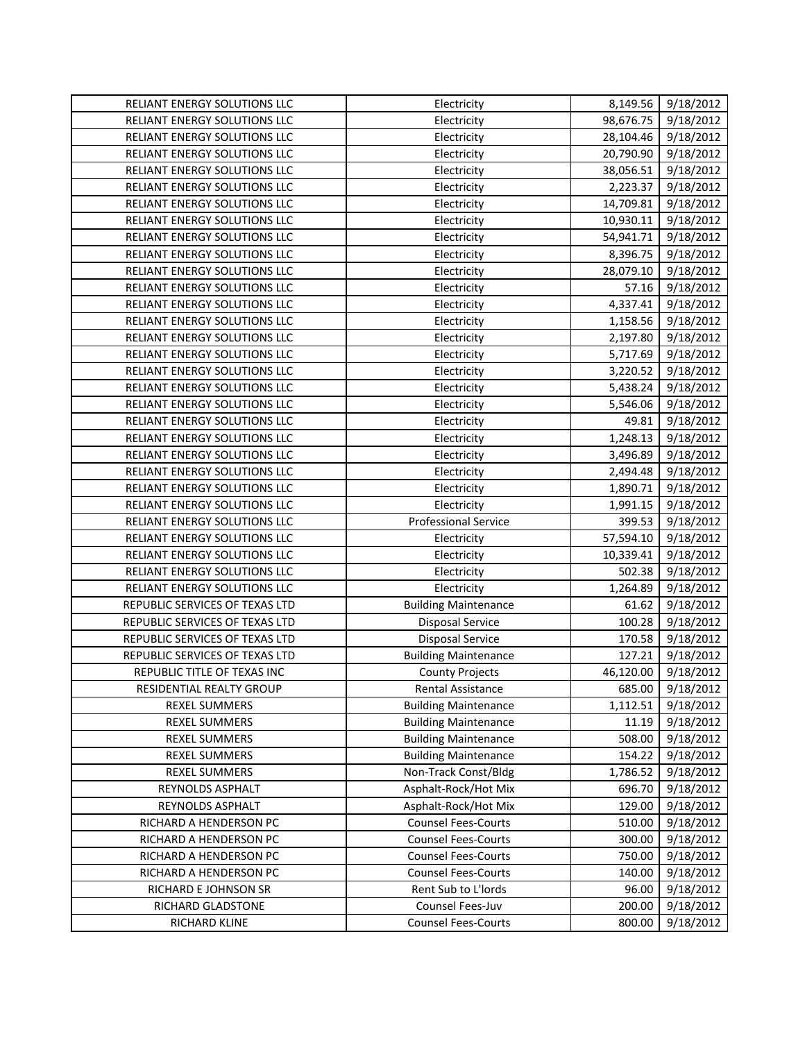| | | | |
|---|---|---|---|
| RELIANT ENERGY SOLUTIONS LLC | Electricity | 8,149.56 | 9/18/2012 |
| RELIANT ENERGY SOLUTIONS LLC | Electricity | 98,676.75 | 9/18/2012 |
| RELIANT ENERGY SOLUTIONS LLC | Electricity | 28,104.46 | 9/18/2012 |
| RELIANT ENERGY SOLUTIONS LLC | Electricity | 20,790.90 | 9/18/2012 |
| RELIANT ENERGY SOLUTIONS LLC | Electricity | 38,056.51 | 9/18/2012 |
| RELIANT ENERGY SOLUTIONS LLC | Electricity | 2,223.37 | 9/18/2012 |
| RELIANT ENERGY SOLUTIONS LLC | Electricity | 14,709.81 | 9/18/2012 |
| RELIANT ENERGY SOLUTIONS LLC | Electricity | 10,930.11 | 9/18/2012 |
| RELIANT ENERGY SOLUTIONS LLC | Electricity | 54,941.71 | 9/18/2012 |
| RELIANT ENERGY SOLUTIONS LLC | Electricity | 8,396.75 | 9/18/2012 |
| RELIANT ENERGY SOLUTIONS LLC | Electricity | 28,079.10 | 9/18/2012 |
| RELIANT ENERGY SOLUTIONS LLC | Electricity | 57.16 | 9/18/2012 |
| RELIANT ENERGY SOLUTIONS LLC | Electricity | 4,337.41 | 9/18/2012 |
| RELIANT ENERGY SOLUTIONS LLC | Electricity | 1,158.56 | 9/18/2012 |
| RELIANT ENERGY SOLUTIONS LLC | Electricity | 2,197.80 | 9/18/2012 |
| RELIANT ENERGY SOLUTIONS LLC | Electricity | 5,717.69 | 9/18/2012 |
| RELIANT ENERGY SOLUTIONS LLC | Electricity | 3,220.52 | 9/18/2012 |
| RELIANT ENERGY SOLUTIONS LLC | Electricity | 5,438.24 | 9/18/2012 |
| RELIANT ENERGY SOLUTIONS LLC | Electricity | 5,546.06 | 9/18/2012 |
| RELIANT ENERGY SOLUTIONS LLC | Electricity | 49.81 | 9/18/2012 |
| RELIANT ENERGY SOLUTIONS LLC | Electricity | 1,248.13 | 9/18/2012 |
| RELIANT ENERGY SOLUTIONS LLC | Electricity | 3,496.89 | 9/18/2012 |
| RELIANT ENERGY SOLUTIONS LLC | Electricity | 2,494.48 | 9/18/2012 |
| RELIANT ENERGY SOLUTIONS LLC | Electricity | 1,890.71 | 9/18/2012 |
| RELIANT ENERGY SOLUTIONS LLC | Electricity | 1,991.15 | 9/18/2012 |
| RELIANT ENERGY SOLUTIONS LLC | Professional Service | 399.53 | 9/18/2012 |
| RELIANT ENERGY SOLUTIONS LLC | Electricity | 57,594.10 | 9/18/2012 |
| RELIANT ENERGY SOLUTIONS LLC | Electricity | 10,339.41 | 9/18/2012 |
| RELIANT ENERGY SOLUTIONS LLC | Electricity | 502.38 | 9/18/2012 |
| RELIANT ENERGY SOLUTIONS LLC | Electricity | 1,264.89 | 9/18/2012 |
| REPUBLIC SERVICES OF TEXAS LTD | Building Maintenance | 61.62 | 9/18/2012 |
| REPUBLIC SERVICES OF TEXAS LTD | Disposal Service | 100.28 | 9/18/2012 |
| REPUBLIC SERVICES OF TEXAS LTD | Disposal Service | 170.58 | 9/18/2012 |
| REPUBLIC SERVICES OF TEXAS LTD | Building Maintenance | 127.21 | 9/18/2012 |
| REPUBLIC TITLE OF TEXAS INC | County Projects | 46,120.00 | 9/18/2012 |
| RESIDENTIAL REALTY GROUP | Rental Assistance | 685.00 | 9/18/2012 |
| REXEL SUMMERS | Building Maintenance | 1,112.51 | 9/18/2012 |
| REXEL SUMMERS | Building Maintenance | 11.19 | 9/18/2012 |
| REXEL SUMMERS | Building Maintenance | 508.00 | 9/18/2012 |
| REXEL SUMMERS | Building Maintenance | 154.22 | 9/18/2012 |
| REXEL SUMMERS | Non-Track Const/Bldg | 1,786.52 | 9/18/2012 |
| REYNOLDS ASPHALT | Asphalt-Rock/Hot Mix | 696.70 | 9/18/2012 |
| REYNOLDS ASPHALT | Asphalt-Rock/Hot Mix | 129.00 | 9/18/2012 |
| RICHARD A HENDERSON PC | Counsel Fees-Courts | 510.00 | 9/18/2012 |
| RICHARD A HENDERSON PC | Counsel Fees-Courts | 300.00 | 9/18/2012 |
| RICHARD A HENDERSON PC | Counsel Fees-Courts | 750.00 | 9/18/2012 |
| RICHARD A HENDERSON PC | Counsel Fees-Courts | 140.00 | 9/18/2012 |
| RICHARD E JOHNSON SR | Rent Sub to L'lords | 96.00 | 9/18/2012 |
| RICHARD GLADSTONE | Counsel Fees-Juv | 200.00 | 9/18/2012 |
| RICHARD KLINE | Counsel Fees-Courts | 800.00 | 9/18/2012 |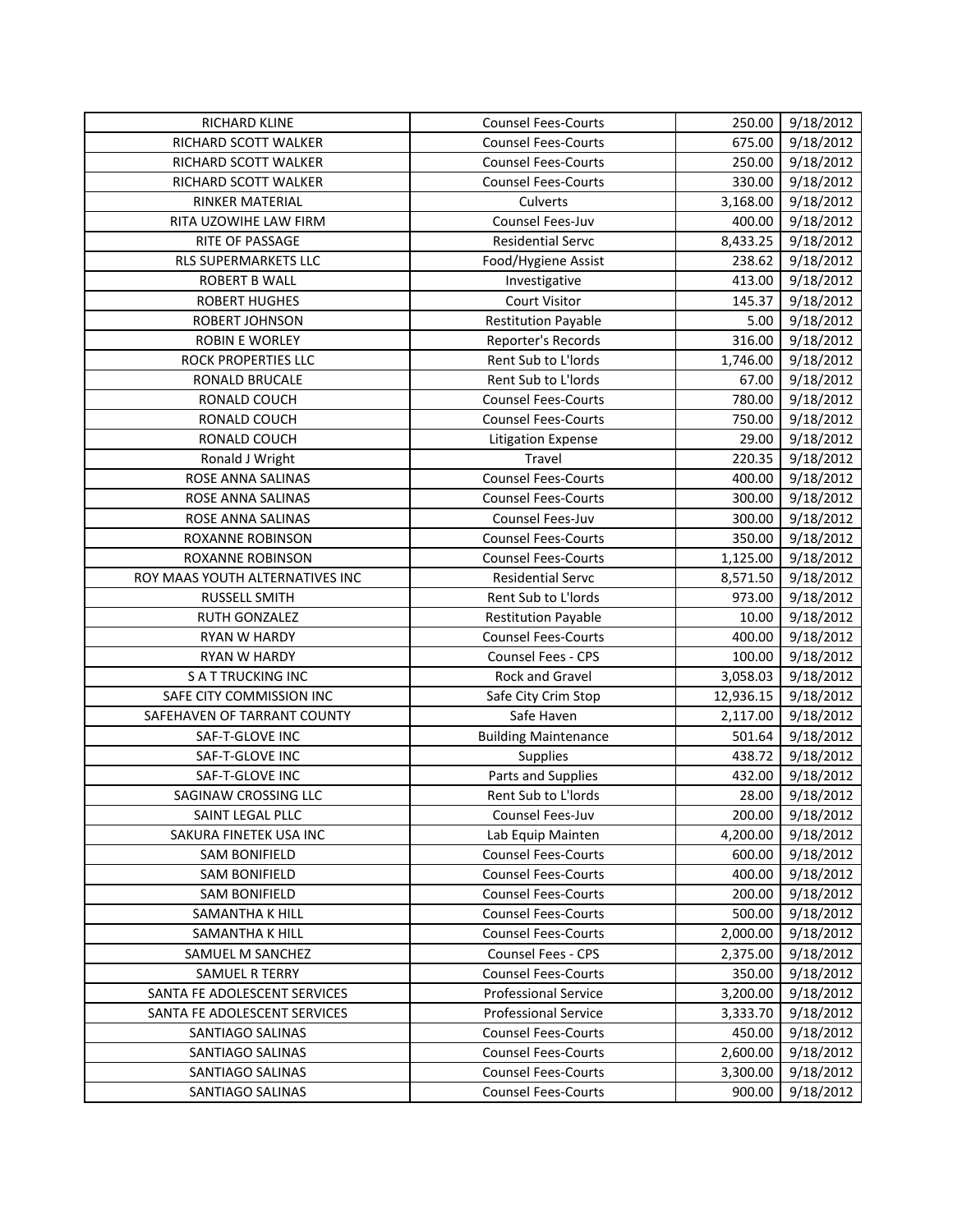| RICHARD KLINE | Counsel Fees-Courts | 250.00 | 9/18/2012 |
|---|---|---|---|
| RICHARD SCOTT WALKER | Counsel Fees-Courts | 675.00 | 9/18/2012 |
| RICHARD SCOTT WALKER | Counsel Fees-Courts | 250.00 | 9/18/2012 |
| RICHARD SCOTT WALKER | Counsel Fees-Courts | 330.00 | 9/18/2012 |
| RINKER MATERIAL | Culverts | 3,168.00 | 9/18/2012 |
| RITA UZOWIHE LAW FIRM | Counsel Fees-Juv | 400.00 | 9/18/2012 |
| RITE OF PASSAGE | Residential Servc | 8,433.25 | 9/18/2012 |
| RLS SUPERMARKETS LLC | Food/Hygiene Assist | 238.62 | 9/18/2012 |
| ROBERT B WALL | Investigative | 413.00 | 9/18/2012 |
| ROBERT HUGHES | Court Visitor | 145.37 | 9/18/2012 |
| ROBERT JOHNSON | Restitution Payable | 5.00 | 9/18/2012 |
| ROBIN E WORLEY | Reporter's Records | 316.00 | 9/18/2012 |
| ROCK PROPERTIES LLC | Rent Sub to L'lords | 1,746.00 | 9/18/2012 |
| RONALD BRUCALE | Rent Sub to L'lords | 67.00 | 9/18/2012 |
| RONALD COUCH | Counsel Fees-Courts | 780.00 | 9/18/2012 |
| RONALD COUCH | Counsel Fees-Courts | 750.00 | 9/18/2012 |
| RONALD COUCH | Litigation Expense | 29.00 | 9/18/2012 |
| Ronald J Wright | Travel | 220.35 | 9/18/2012 |
| ROSE ANNA SALINAS | Counsel Fees-Courts | 400.00 | 9/18/2012 |
| ROSE ANNA SALINAS | Counsel Fees-Courts | 300.00 | 9/18/2012 |
| ROSE ANNA SALINAS | Counsel Fees-Juv | 300.00 | 9/18/2012 |
| ROXANNE ROBINSON | Counsel Fees-Courts | 350.00 | 9/18/2012 |
| ROXANNE ROBINSON | Counsel Fees-Courts | 1,125.00 | 9/18/2012 |
| ROY MAAS YOUTH ALTERNATIVES INC | Residential Servc | 8,571.50 | 9/18/2012 |
| RUSSELL SMITH | Rent Sub to L'lords | 973.00 | 9/18/2012 |
| RUTH GONZALEZ | Restitution Payable | 10.00 | 9/18/2012 |
| RYAN W HARDY | Counsel Fees-Courts | 400.00 | 9/18/2012 |
| RYAN W HARDY | Counsel Fees - CPS | 100.00 | 9/18/2012 |
| S A T TRUCKING INC | Rock and Gravel | 3,058.03 | 9/18/2012 |
| SAFE CITY COMMISSION INC | Safe City Crim Stop | 12,936.15 | 9/18/2012 |
| SAFEHAVEN OF TARRANT COUNTY | Safe Haven | 2,117.00 | 9/18/2012 |
| SAF-T-GLOVE INC | Building Maintenance | 501.64 | 9/18/2012 |
| SAF-T-GLOVE INC | Supplies | 438.72 | 9/18/2012 |
| SAF-T-GLOVE INC | Parts and Supplies | 432.00 | 9/18/2012 |
| SAGINAW CROSSING LLC | Rent Sub to L'lords | 28.00 | 9/18/2012 |
| SAINT LEGAL PLLC | Counsel Fees-Juv | 200.00 | 9/18/2012 |
| SAKURA FINETEK USA INC | Lab Equip Mainten | 4,200.00 | 9/18/2012 |
| SAM BONIFIELD | Counsel Fees-Courts | 600.00 | 9/18/2012 |
| SAM BONIFIELD | Counsel Fees-Courts | 400.00 | 9/18/2012 |
| SAM BONIFIELD | Counsel Fees-Courts | 200.00 | 9/18/2012 |
| SAMANTHA K HILL | Counsel Fees-Courts | 500.00 | 9/18/2012 |
| SAMANTHA K HILL | Counsel Fees-Courts | 2,000.00 | 9/18/2012 |
| SAMUEL M SANCHEZ | Counsel Fees - CPS | 2,375.00 | 9/18/2012 |
| SAMUEL R TERRY | Counsel Fees-Courts | 350.00 | 9/18/2012 |
| SANTA FE ADOLESCENT SERVICES | Professional Service | 3,200.00 | 9/18/2012 |
| SANTA FE ADOLESCENT SERVICES | Professional Service | 3,333.70 | 9/18/2012 |
| SANTIAGO SALINAS | Counsel Fees-Courts | 450.00 | 9/18/2012 |
| SANTIAGO SALINAS | Counsel Fees-Courts | 2,600.00 | 9/18/2012 |
| SANTIAGO SALINAS | Counsel Fees-Courts | 3,300.00 | 9/18/2012 |
| SANTIAGO SALINAS | Counsel Fees-Courts | 900.00 | 9/18/2012 |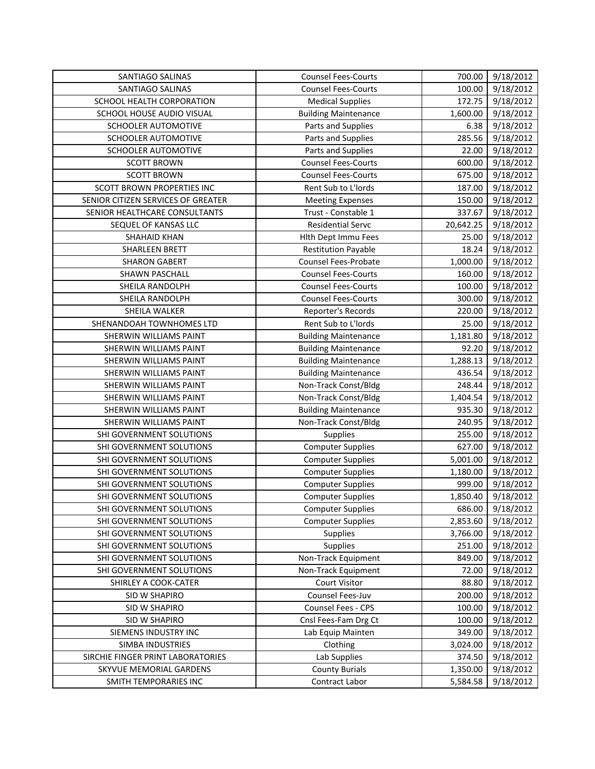| SANTIAGO SALINAS | Counsel Fees-Courts | 700.00 | 9/18/2012 |
|---|---|---|---|
| SANTIAGO SALINAS | Counsel Fees-Courts | 100.00 | 9/18/2012 |
| SCHOOL HEALTH CORPORATION | Medical Supplies | 172.75 | 9/18/2012 |
| SCHOOL HOUSE AUDIO VISUAL | Building Maintenance | 1,600.00 | 9/18/2012 |
| SCHOOLER AUTOMOTIVE | Parts and Supplies | 6.38 | 9/18/2012 |
| SCHOOLER AUTOMOTIVE | Parts and Supplies | 285.56 | 9/18/2012 |
| SCHOOLER AUTOMOTIVE | Parts and Supplies | 22.00 | 9/18/2012 |
| SCOTT BROWN | Counsel Fees-Courts | 600.00 | 9/18/2012 |
| SCOTT BROWN | Counsel Fees-Courts | 675.00 | 9/18/2012 |
| SCOTT BROWN PROPERTIES INC | Rent Sub to L'lords | 187.00 | 9/18/2012 |
| SENIOR CITIZEN SERVICES OF GREATER | Meeting Expenses | 150.00 | 9/18/2012 |
| SENIOR HEALTHCARE CONSULTANTS | Trust - Constable 1 | 337.67 | 9/18/2012 |
| SEQUEL OF KANSAS LLC | Residential Servc | 20,642.25 | 9/18/2012 |
| SHAHAID KHAN | Hlth Dept Immu Fees | 25.00 | 9/18/2012 |
| SHARLEEN BRETT | Restitution Payable | 18.24 | 9/18/2012 |
| SHARON GABERT | Counsel Fees-Probate | 1,000.00 | 9/18/2012 |
| SHAWN PASCHALL | Counsel Fees-Courts | 160.00 | 9/18/2012 |
| SHEILA RANDOLPH | Counsel Fees-Courts | 100.00 | 9/18/2012 |
| SHEILA RANDOLPH | Counsel Fees-Courts | 300.00 | 9/18/2012 |
| SHEILA WALKER | Reporter's Records | 220.00 | 9/18/2012 |
| SHENANDOAH TOWNHOMES LTD | Rent Sub to L'lords | 25.00 | 9/18/2012 |
| SHERWIN WILLIAMS PAINT | Building Maintenance | 1,181.80 | 9/18/2012 |
| SHERWIN WILLIAMS PAINT | Building Maintenance | 92.20 | 9/18/2012 |
| SHERWIN WILLIAMS PAINT | Building Maintenance | 1,288.13 | 9/18/2012 |
| SHERWIN WILLIAMS PAINT | Building Maintenance | 436.54 | 9/18/2012 |
| SHERWIN WILLIAMS PAINT | Non-Track Const/Bldg | 248.44 | 9/18/2012 |
| SHERWIN WILLIAMS PAINT | Non-Track Const/Bldg | 1,404.54 | 9/18/2012 |
| SHERWIN WILLIAMS PAINT | Building Maintenance | 935.30 | 9/18/2012 |
| SHERWIN WILLIAMS PAINT | Non-Track Const/Bldg | 240.95 | 9/18/2012 |
| SHI GOVERNMENT SOLUTIONS | Supplies | 255.00 | 9/18/2012 |
| SHI GOVERNMENT SOLUTIONS | Computer Supplies | 627.00 | 9/18/2012 |
| SHI GOVERNMENT SOLUTIONS | Computer Supplies | 5,001.00 | 9/18/2012 |
| SHI GOVERNMENT SOLUTIONS | Computer Supplies | 1,180.00 | 9/18/2012 |
| SHI GOVERNMENT SOLUTIONS | Computer Supplies | 999.00 | 9/18/2012 |
| SHI GOVERNMENT SOLUTIONS | Computer Supplies | 1,850.40 | 9/18/2012 |
| SHI GOVERNMENT SOLUTIONS | Computer Supplies | 686.00 | 9/18/2012 |
| SHI GOVERNMENT SOLUTIONS | Computer Supplies | 2,853.60 | 9/18/2012 |
| SHI GOVERNMENT SOLUTIONS | Supplies | 3,766.00 | 9/18/2012 |
| SHI GOVERNMENT SOLUTIONS | Supplies | 251.00 | 9/18/2012 |
| SHI GOVERNMENT SOLUTIONS | Non-Track Equipment | 849.00 | 9/18/2012 |
| SHI GOVERNMENT SOLUTIONS | Non-Track Equipment | 72.00 | 9/18/2012 |
| SHIRLEY A COOK-CATER | Court Visitor | 88.80 | 9/18/2012 |
| SID W SHAPIRO | Counsel Fees-Juv | 200.00 | 9/18/2012 |
| SID W SHAPIRO | Counsel Fees - CPS | 100.00 | 9/18/2012 |
| SID W SHAPIRO | Cnsl Fees-Fam Drg Ct | 100.00 | 9/18/2012 |
| SIEMENS INDUSTRY INC | Lab Equip Mainten | 349.00 | 9/18/2012 |
| SIMBA INDUSTRIES | Clothing | 3,024.00 | 9/18/2012 |
| SIRCHIE FINGER PRINT LABORATORIES | Lab Supplies | 374.50 | 9/18/2012 |
| SKYVUE MEMORIAL GARDENS | County Burials | 1,350.00 | 9/18/2012 |
| SMITH TEMPORARIES INC | Contract Labor | 5,584.58 | 9/18/2012 |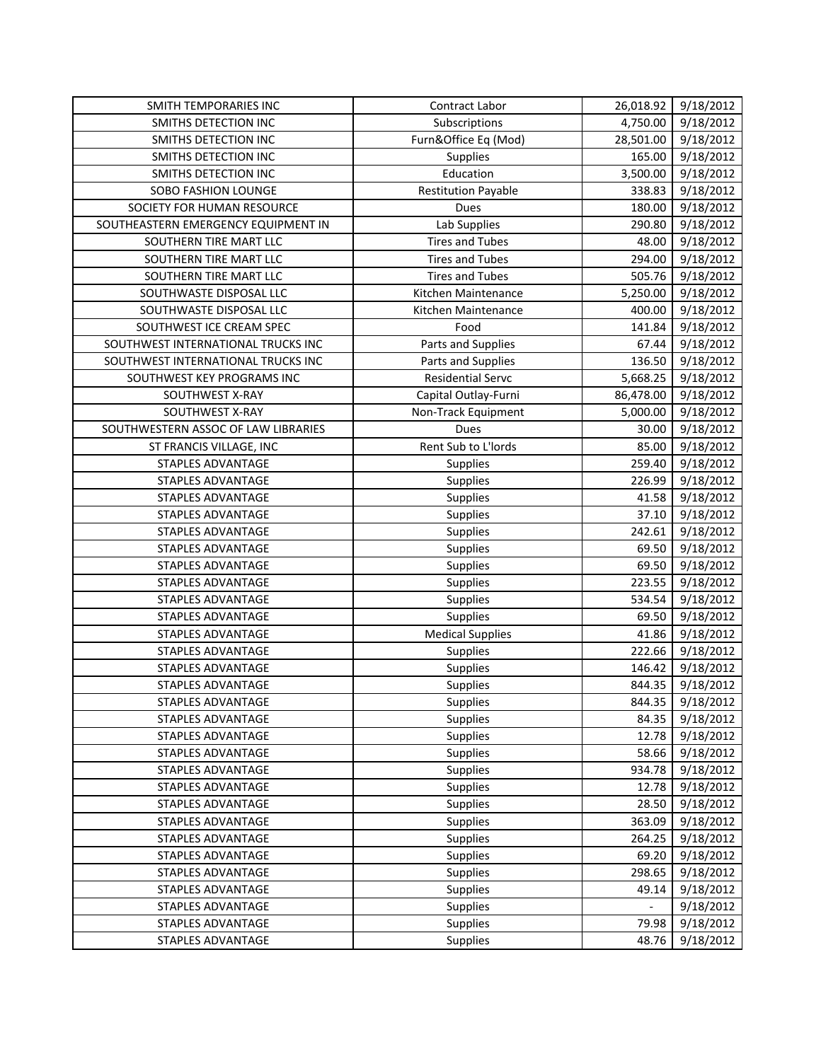| SMITH TEMPORARIES INC | Contract Labor | 26,018.92 | 9/18/2012 |
|---|---|---|---|
| SMITHS DETECTION INC | Subscriptions | 4,750.00 | 9/18/2012 |
| SMITHS DETECTION INC | Furn&Office Eq (Mod) | 28,501.00 | 9/18/2012 |
| SMITHS DETECTION INC | Supplies | 165.00 | 9/18/2012 |
| SMITHS DETECTION INC | Education | 3,500.00 | 9/18/2012 |
| SOBO FASHION LOUNGE | Restitution Payable | 338.83 | 9/18/2012 |
| SOCIETY FOR HUMAN RESOURCE | Dues | 180.00 | 9/18/2012 |
| SOUTHEASTERN EMERGENCY EQUIPMENT IN | Lab Supplies | 290.80 | 9/18/2012 |
| SOUTHERN TIRE MART LLC | Tires and Tubes | 48.00 | 9/18/2012 |
| SOUTHERN TIRE MART LLC | Tires and Tubes | 294.00 | 9/18/2012 |
| SOUTHERN TIRE MART LLC | Tires and Tubes | 505.76 | 9/18/2012 |
| SOUTHWASTE DISPOSAL LLC | Kitchen Maintenance | 5,250.00 | 9/18/2012 |
| SOUTHWASTE DISPOSAL LLC | Kitchen Maintenance | 400.00 | 9/18/2012 |
| SOUTHWEST ICE CREAM SPEC | Food | 141.84 | 9/18/2012 |
| SOUTHWEST INTERNATIONAL TRUCKS INC | Parts and Supplies | 67.44 | 9/18/2012 |
| SOUTHWEST INTERNATIONAL TRUCKS INC | Parts and Supplies | 136.50 | 9/18/2012 |
| SOUTHWEST KEY PROGRAMS INC | Residential Servc | 5,668.25 | 9/18/2012 |
| SOUTHWEST X-RAY | Capital Outlay-Furni | 86,478.00 | 9/18/2012 |
| SOUTHWEST X-RAY | Non-Track Equipment | 5,000.00 | 9/18/2012 |
| SOUTHWESTERN ASSOC OF LAW LIBRARIES | Dues | 30.00 | 9/18/2012 |
| ST FRANCIS VILLAGE, INC | Rent Sub to L'lords | 85.00 | 9/18/2012 |
| STAPLES ADVANTAGE | Supplies | 259.40 | 9/18/2012 |
| STAPLES ADVANTAGE | Supplies | 226.99 | 9/18/2012 |
| STAPLES ADVANTAGE | Supplies | 41.58 | 9/18/2012 |
| STAPLES ADVANTAGE | Supplies | 37.10 | 9/18/2012 |
| STAPLES ADVANTAGE | Supplies | 242.61 | 9/18/2012 |
| STAPLES ADVANTAGE | Supplies | 69.50 | 9/18/2012 |
| STAPLES ADVANTAGE | Supplies | 69.50 | 9/18/2012 |
| STAPLES ADVANTAGE | Supplies | 223.55 | 9/18/2012 |
| STAPLES ADVANTAGE | Supplies | 534.54 | 9/18/2012 |
| STAPLES ADVANTAGE | Supplies | 69.50 | 9/18/2012 |
| STAPLES ADVANTAGE | Medical Supplies | 41.86 | 9/18/2012 |
| STAPLES ADVANTAGE | Supplies | 222.66 | 9/18/2012 |
| STAPLES ADVANTAGE | Supplies | 146.42 | 9/18/2012 |
| STAPLES ADVANTAGE | Supplies | 844.35 | 9/18/2012 |
| STAPLES ADVANTAGE | Supplies | 844.35 | 9/18/2012 |
| STAPLES ADVANTAGE | Supplies | 84.35 | 9/18/2012 |
| STAPLES ADVANTAGE | Supplies | 12.78 | 9/18/2012 |
| STAPLES ADVANTAGE | Supplies | 58.66 | 9/18/2012 |
| STAPLES ADVANTAGE | Supplies | 934.78 | 9/18/2012 |
| STAPLES ADVANTAGE | Supplies | 12.78 | 9/18/2012 |
| STAPLES ADVANTAGE | Supplies | 28.50 | 9/18/2012 |
| STAPLES ADVANTAGE | Supplies | 363.09 | 9/18/2012 |
| STAPLES ADVANTAGE | Supplies | 264.25 | 9/18/2012 |
| STAPLES ADVANTAGE | Supplies | 69.20 | 9/18/2012 |
| STAPLES ADVANTAGE | Supplies | 298.65 | 9/18/2012 |
| STAPLES ADVANTAGE | Supplies | 49.14 | 9/18/2012 |
| STAPLES ADVANTAGE | Supplies | - | 9/18/2012 |
| STAPLES ADVANTAGE | Supplies | 79.98 | 9/18/2012 |
| STAPLES ADVANTAGE | Supplies | 48.76 | 9/18/2012 |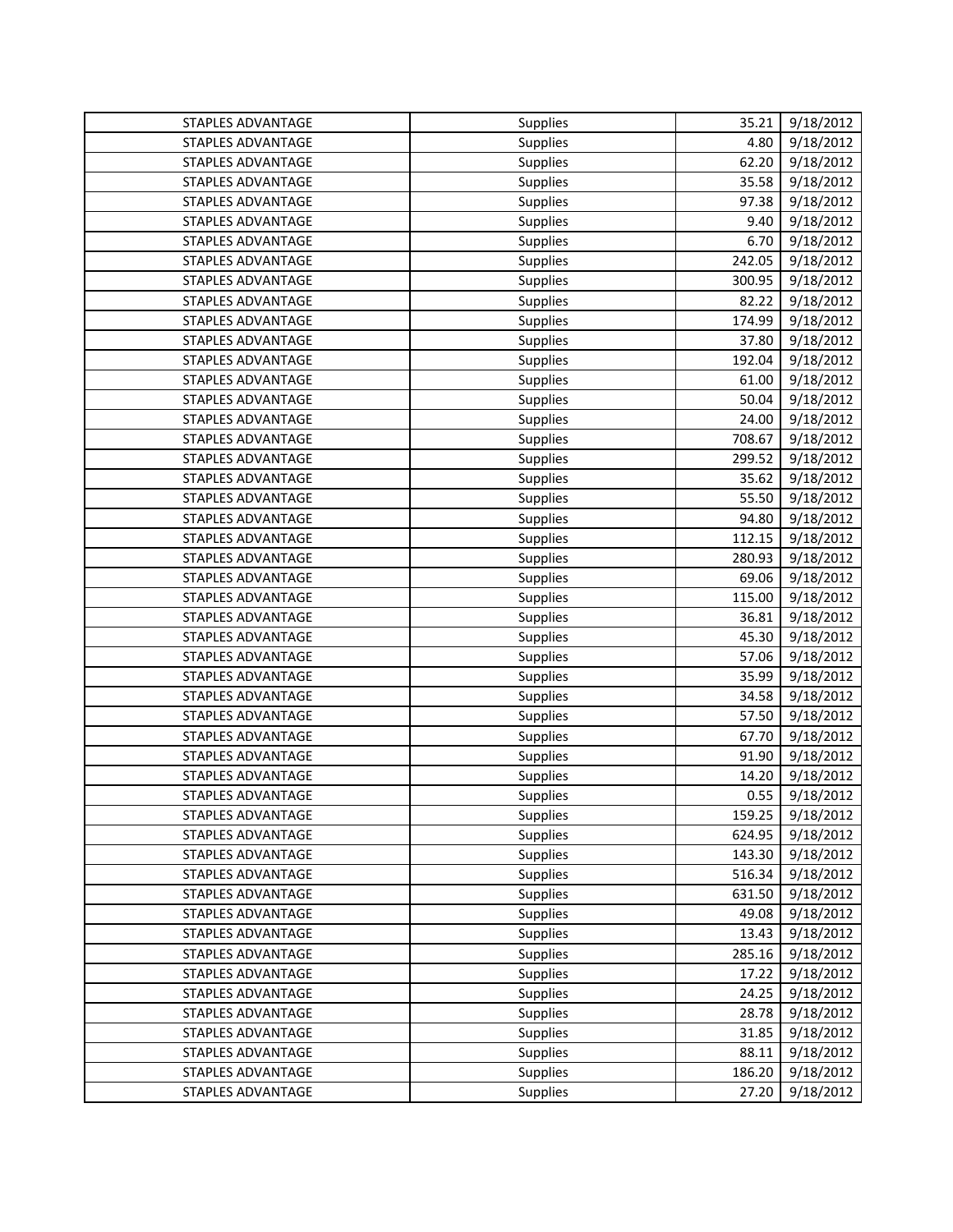| STAPLES ADVANTAGE | Supplies | 35.21 | 9/18/2012 |
|---|---|---|---|
| STAPLES ADVANTAGE | Supplies | 4.80 | 9/18/2012 |
| STAPLES ADVANTAGE | Supplies | 62.20 | 9/18/2012 |
| STAPLES ADVANTAGE | Supplies | 35.58 | 9/18/2012 |
| STAPLES ADVANTAGE | Supplies | 97.38 | 9/18/2012 |
| STAPLES ADVANTAGE | Supplies | 9.40 | 9/18/2012 |
| STAPLES ADVANTAGE | Supplies | 6.70 | 9/18/2012 |
| STAPLES ADVANTAGE | Supplies | 242.05 | 9/18/2012 |
| STAPLES ADVANTAGE | Supplies | 300.95 | 9/18/2012 |
| STAPLES ADVANTAGE | Supplies | 82.22 | 9/18/2012 |
| STAPLES ADVANTAGE | Supplies | 174.99 | 9/18/2012 |
| STAPLES ADVANTAGE | Supplies | 37.80 | 9/18/2012 |
| STAPLES ADVANTAGE | Supplies | 192.04 | 9/18/2012 |
| STAPLES ADVANTAGE | Supplies | 61.00 | 9/18/2012 |
| STAPLES ADVANTAGE | Supplies | 50.04 | 9/18/2012 |
| STAPLES ADVANTAGE | Supplies | 24.00 | 9/18/2012 |
| STAPLES ADVANTAGE | Supplies | 708.67 | 9/18/2012 |
| STAPLES ADVANTAGE | Supplies | 299.52 | 9/18/2012 |
| STAPLES ADVANTAGE | Supplies | 35.62 | 9/18/2012 |
| STAPLES ADVANTAGE | Supplies | 55.50 | 9/18/2012 |
| STAPLES ADVANTAGE | Supplies | 94.80 | 9/18/2012 |
| STAPLES ADVANTAGE | Supplies | 112.15 | 9/18/2012 |
| STAPLES ADVANTAGE | Supplies | 280.93 | 9/18/2012 |
| STAPLES ADVANTAGE | Supplies | 69.06 | 9/18/2012 |
| STAPLES ADVANTAGE | Supplies | 115.00 | 9/18/2012 |
| STAPLES ADVANTAGE | Supplies | 36.81 | 9/18/2012 |
| STAPLES ADVANTAGE | Supplies | 45.30 | 9/18/2012 |
| STAPLES ADVANTAGE | Supplies | 57.06 | 9/18/2012 |
| STAPLES ADVANTAGE | Supplies | 35.99 | 9/18/2012 |
| STAPLES ADVANTAGE | Supplies | 34.58 | 9/18/2012 |
| STAPLES ADVANTAGE | Supplies | 57.50 | 9/18/2012 |
| STAPLES ADVANTAGE | Supplies | 67.70 | 9/18/2012 |
| STAPLES ADVANTAGE | Supplies | 91.90 | 9/18/2012 |
| STAPLES ADVANTAGE | Supplies | 14.20 | 9/18/2012 |
| STAPLES ADVANTAGE | Supplies | 0.55 | 9/18/2012 |
| STAPLES ADVANTAGE | Supplies | 159.25 | 9/18/2012 |
| STAPLES ADVANTAGE | Supplies | 624.95 | 9/18/2012 |
| STAPLES ADVANTAGE | Supplies | 143.30 | 9/18/2012 |
| STAPLES ADVANTAGE | Supplies | 516.34 | 9/18/2012 |
| STAPLES ADVANTAGE | Supplies | 631.50 | 9/18/2012 |
| STAPLES ADVANTAGE | Supplies | 49.08 | 9/18/2012 |
| STAPLES ADVANTAGE | Supplies | 13.43 | 9/18/2012 |
| STAPLES ADVANTAGE | Supplies | 285.16 | 9/18/2012 |
| STAPLES ADVANTAGE | Supplies | 17.22 | 9/18/2012 |
| STAPLES ADVANTAGE | Supplies | 24.25 | 9/18/2012 |
| STAPLES ADVANTAGE | Supplies | 28.78 | 9/18/2012 |
| STAPLES ADVANTAGE | Supplies | 31.85 | 9/18/2012 |
| STAPLES ADVANTAGE | Supplies | 88.11 | 9/18/2012 |
| STAPLES ADVANTAGE | Supplies | 186.20 | 9/18/2012 |
| STAPLES ADVANTAGE | Supplies | 27.20 | 9/18/2012 |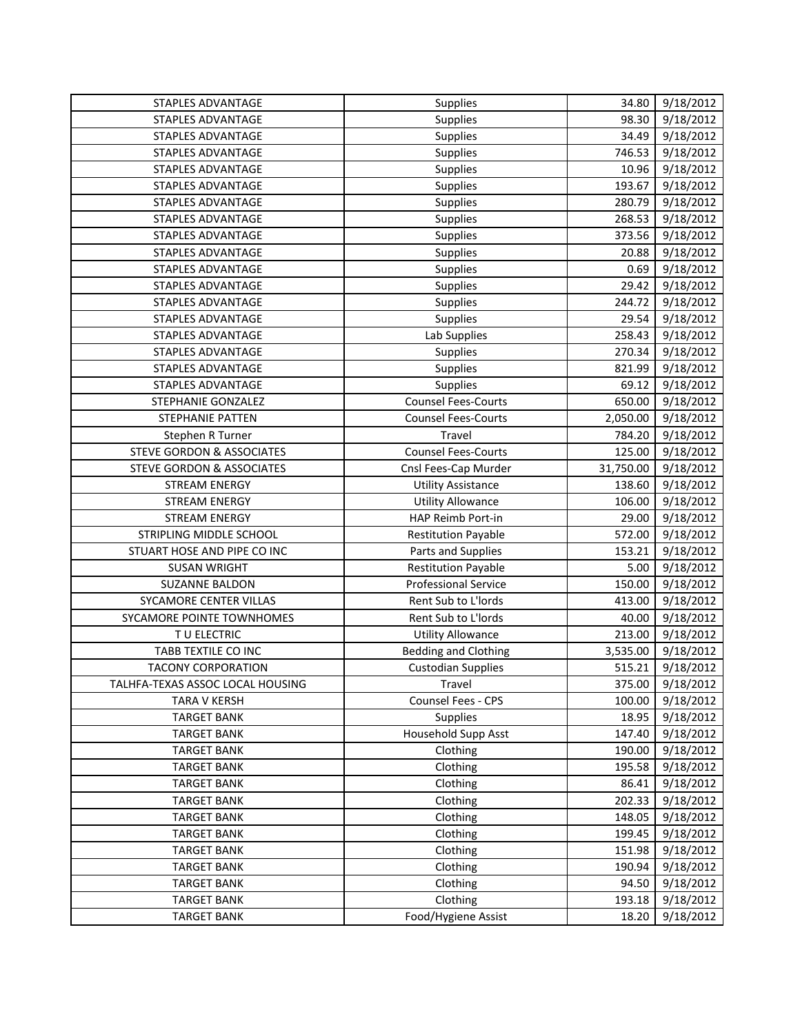| | | | |
|---|---|---|---|
| STAPLES ADVANTAGE | Supplies | 34.80 | 9/18/2012 |
| STAPLES ADVANTAGE | Supplies | 98.30 | 9/18/2012 |
| STAPLES ADVANTAGE | Supplies | 34.49 | 9/18/2012 |
| STAPLES ADVANTAGE | Supplies | 746.53 | 9/18/2012 |
| STAPLES ADVANTAGE | Supplies | 10.96 | 9/18/2012 |
| STAPLES ADVANTAGE | Supplies | 193.67 | 9/18/2012 |
| STAPLES ADVANTAGE | Supplies | 280.79 | 9/18/2012 |
| STAPLES ADVANTAGE | Supplies | 268.53 | 9/18/2012 |
| STAPLES ADVANTAGE | Supplies | 373.56 | 9/18/2012 |
| STAPLES ADVANTAGE | Supplies | 20.88 | 9/18/2012 |
| STAPLES ADVANTAGE | Supplies | 0.69 | 9/18/2012 |
| STAPLES ADVANTAGE | Supplies | 29.42 | 9/18/2012 |
| STAPLES ADVANTAGE | Supplies | 244.72 | 9/18/2012 |
| STAPLES ADVANTAGE | Supplies | 29.54 | 9/18/2012 |
| STAPLES ADVANTAGE | Lab Supplies | 258.43 | 9/18/2012 |
| STAPLES ADVANTAGE | Supplies | 270.34 | 9/18/2012 |
| STAPLES ADVANTAGE | Supplies | 821.99 | 9/18/2012 |
| STAPLES ADVANTAGE | Supplies | 69.12 | 9/18/2012 |
| STEPHANIE GONZALEZ | Counsel Fees-Courts | 650.00 | 9/18/2012 |
| STEPHANIE PATTEN | Counsel Fees-Courts | 2,050.00 | 9/18/2012 |
| Stephen R Turner | Travel | 784.20 | 9/18/2012 |
| STEVE GORDON & ASSOCIATES | Counsel Fees-Courts | 125.00 | 9/18/2012 |
| STEVE GORDON & ASSOCIATES | Cnsl Fees-Cap Murder | 31,750.00 | 9/18/2012 |
| STREAM ENERGY | Utility Assistance | 138.60 | 9/18/2012 |
| STREAM ENERGY | Utility Allowance | 106.00 | 9/18/2012 |
| STREAM ENERGY | HAP Reimb Port-in | 29.00 | 9/18/2012 |
| STRIPLING MIDDLE SCHOOL | Restitution Payable | 572.00 | 9/18/2012 |
| STUART HOSE AND PIPE CO INC | Parts and Supplies | 153.21 | 9/18/2012 |
| SUSAN WRIGHT | Restitution Payable | 5.00 | 9/18/2012 |
| SUZANNE BALDON | Professional Service | 150.00 | 9/18/2012 |
| SYCAMORE CENTER VILLAS | Rent Sub to L'lords | 413.00 | 9/18/2012 |
| SYCAMORE POINTE TOWNHOMES | Rent Sub to L'lords | 40.00 | 9/18/2012 |
| T U ELECTRIC | Utility Allowance | 213.00 | 9/18/2012 |
| TABB TEXTILE CO INC | Bedding and Clothing | 3,535.00 | 9/18/2012 |
| TACONY CORPORATION | Custodian Supplies | 515.21 | 9/18/2012 |
| TALHFA-TEXAS ASSOC LOCAL HOUSING | Travel | 375.00 | 9/18/2012 |
| TARA V KERSH | Counsel Fees - CPS | 100.00 | 9/18/2012 |
| TARGET BANK | Supplies | 18.95 | 9/18/2012 |
| TARGET BANK | Household Supp Asst | 147.40 | 9/18/2012 |
| TARGET BANK | Clothing | 190.00 | 9/18/2012 |
| TARGET BANK | Clothing | 195.58 | 9/18/2012 |
| TARGET BANK | Clothing | 86.41 | 9/18/2012 |
| TARGET BANK | Clothing | 202.33 | 9/18/2012 |
| TARGET BANK | Clothing | 148.05 | 9/18/2012 |
| TARGET BANK | Clothing | 199.45 | 9/18/2012 |
| TARGET BANK | Clothing | 151.98 | 9/18/2012 |
| TARGET BANK | Clothing | 190.94 | 9/18/2012 |
| TARGET BANK | Clothing | 94.50 | 9/18/2012 |
| TARGET BANK | Clothing | 193.18 | 9/18/2012 |
| TARGET BANK | Food/Hygiene Assist | 18.20 | 9/18/2012 |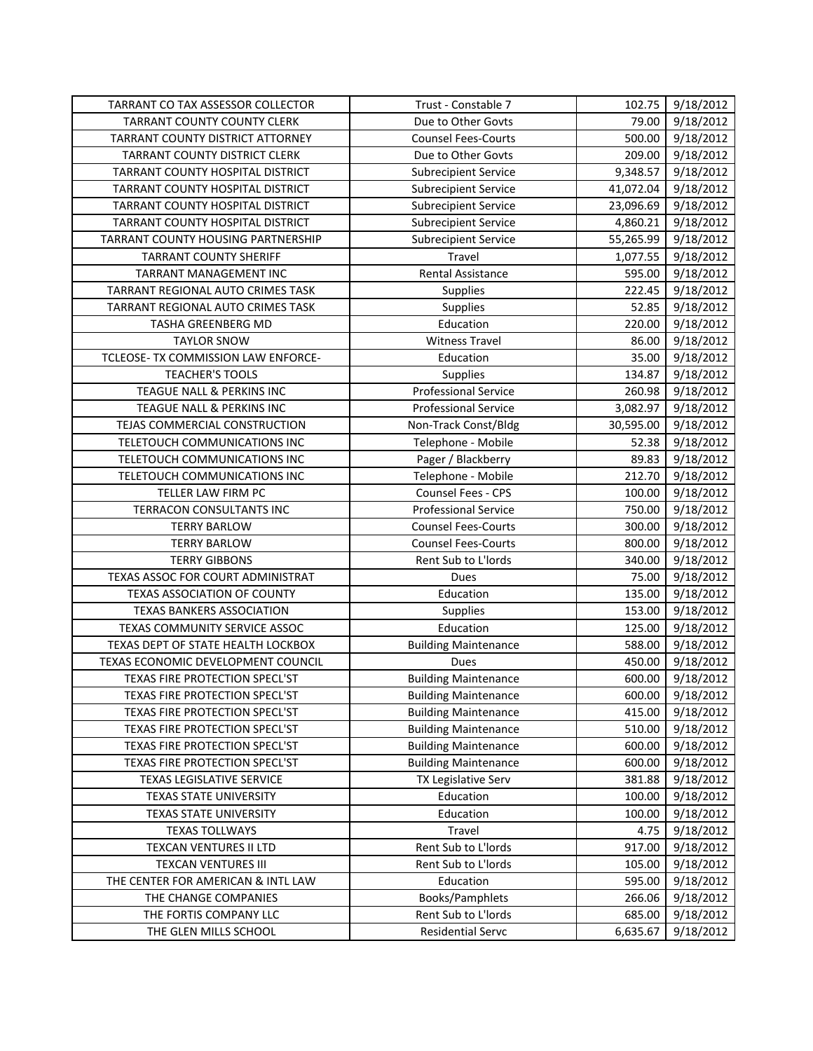| TARRANT CO TAX ASSESSOR COLLECTOR | Trust - Constable 7 | 102.75 | 9/18/2012 |
|---|---|---|---|
| TARRANT COUNTY COUNTY CLERK | Due to Other Govts | 79.00 | 9/18/2012 |
| TARRANT COUNTY DISTRICT ATTORNEY | Counsel Fees-Courts | 500.00 | 9/18/2012 |
| TARRANT COUNTY DISTRICT CLERK | Due to Other Govts | 209.00 | 9/18/2012 |
| TARRANT COUNTY HOSPITAL DISTRICT | Subrecipient Service | 9,348.57 | 9/18/2012 |
| TARRANT COUNTY HOSPITAL DISTRICT | Subrecipient Service | 41,072.04 | 9/18/2012 |
| TARRANT COUNTY HOSPITAL DISTRICT | Subrecipient Service | 23,096.69 | 9/18/2012 |
| TARRANT COUNTY HOSPITAL DISTRICT | Subrecipient Service | 4,860.21 | 9/18/2012 |
| TARRANT COUNTY HOUSING PARTNERSHIP | Subrecipient Service | 55,265.99 | 9/18/2012 |
| TARRANT COUNTY SHERIFF | Travel | 1,077.55 | 9/18/2012 |
| TARRANT MANAGEMENT INC | Rental Assistance | 595.00 | 9/18/2012 |
| TARRANT REGIONAL AUTO CRIMES TASK | Supplies | 222.45 | 9/18/2012 |
| TARRANT REGIONAL AUTO CRIMES TASK | Supplies | 52.85 | 9/18/2012 |
| TASHA GREENBERG MD | Education | 220.00 | 9/18/2012 |
| TAYLOR SNOW | Witness Travel | 86.00 | 9/18/2012 |
| TCLEOSE- TX COMMISSION LAW ENFORCE- | Education | 35.00 | 9/18/2012 |
| TEACHER'S TOOLS | Supplies | 134.87 | 9/18/2012 |
| TEAGUE NALL & PERKINS INC | Professional Service | 260.98 | 9/18/2012 |
| TEAGUE NALL & PERKINS INC | Professional Service | 3,082.97 | 9/18/2012 |
| TEJAS COMMERCIAL CONSTRUCTION | Non-Track Const/Bldg | 30,595.00 | 9/18/2012 |
| TELETOUCH COMMUNICATIONS INC | Telephone - Mobile | 52.38 | 9/18/2012 |
| TELETOUCH COMMUNICATIONS INC | Pager / Blackberry | 89.83 | 9/18/2012 |
| TELETOUCH COMMUNICATIONS INC | Telephone - Mobile | 212.70 | 9/18/2012 |
| TELLER LAW FIRM PC | Counsel Fees - CPS | 100.00 | 9/18/2012 |
| TERRACON CONSULTANTS INC | Professional Service | 750.00 | 9/18/2012 |
| TERRY BARLOW | Counsel Fees-Courts | 300.00 | 9/18/2012 |
| TERRY BARLOW | Counsel Fees-Courts | 800.00 | 9/18/2012 |
| TERRY GIBBONS | Rent Sub to L'lords | 340.00 | 9/18/2012 |
| TEXAS ASSOC FOR COURT ADMINISTRAT | Dues | 75.00 | 9/18/2012 |
| TEXAS ASSOCIATION OF COUNTY | Education | 135.00 | 9/18/2012 |
| TEXAS BANKERS ASSOCIATION | Supplies | 153.00 | 9/18/2012 |
| TEXAS COMMUNITY SERVICE ASSOC | Education | 125.00 | 9/18/2012 |
| TEXAS DEPT OF STATE HEALTH LOCKBOX | Building Maintenance | 588.00 | 9/18/2012 |
| TEXAS ECONOMIC DEVELOPMENT COUNCIL | Dues | 450.00 | 9/18/2012 |
| TEXAS FIRE PROTECTION SPECL'ST | Building Maintenance | 600.00 | 9/18/2012 |
| TEXAS FIRE PROTECTION SPECL'ST | Building Maintenance | 600.00 | 9/18/2012 |
| TEXAS FIRE PROTECTION SPECL'ST | Building Maintenance | 415.00 | 9/18/2012 |
| TEXAS FIRE PROTECTION SPECL'ST | Building Maintenance | 510.00 | 9/18/2012 |
| TEXAS FIRE PROTECTION SPECL'ST | Building Maintenance | 600.00 | 9/18/2012 |
| TEXAS FIRE PROTECTION SPECL'ST | Building Maintenance | 600.00 | 9/18/2012 |
| TEXAS LEGISLATIVE SERVICE | TX Legislative Serv | 381.88 | 9/18/2012 |
| TEXAS STATE UNIVERSITY | Education | 100.00 | 9/18/2012 |
| TEXAS STATE UNIVERSITY | Education | 100.00 | 9/18/2012 |
| TEXAS TOLLWAYS | Travel | 4.75 | 9/18/2012 |
| TEXCAN VENTURES II LTD | Rent Sub to L'lords | 917.00 | 9/18/2012 |
| TEXCAN VENTURES III | Rent Sub to L'lords | 105.00 | 9/18/2012 |
| THE CENTER FOR AMERICAN & INTL LAW | Education | 595.00 | 9/18/2012 |
| THE CHANGE COMPANIES | Books/Pamphlets | 266.06 | 9/18/2012 |
| THE FORTIS COMPANY LLC | Rent Sub to L'lords | 685.00 | 9/18/2012 |
| THE GLEN MILLS SCHOOL | Residential Servc | 6,635.67 | 9/18/2012 |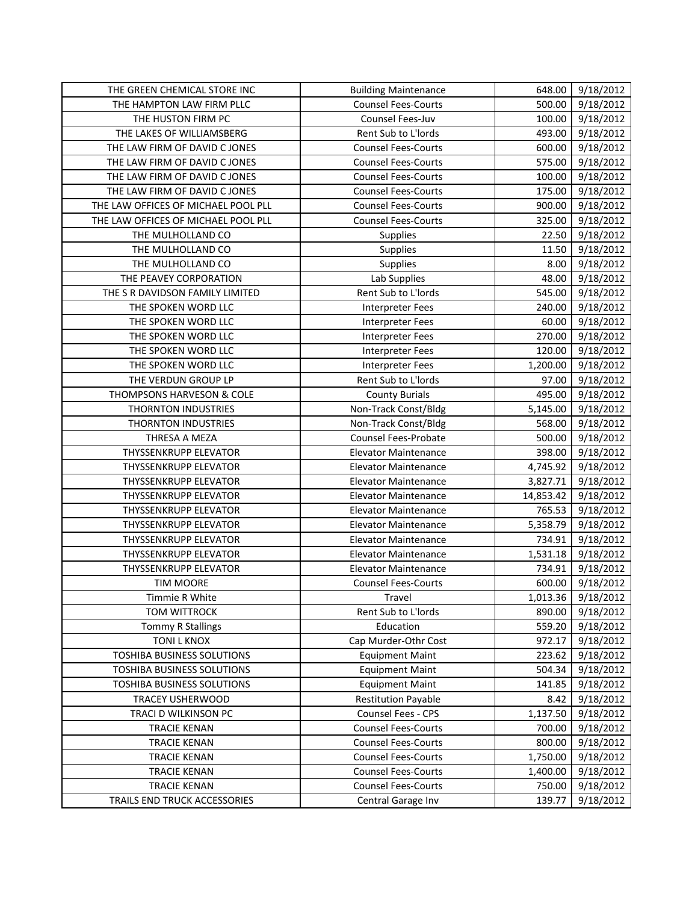| THE GREEN CHEMICAL STORE INC | Building Maintenance | 648.00 | 9/18/2012 |
|---|---|---|---|
| THE HAMPTON LAW FIRM PLLC | Counsel Fees-Courts | 500.00 | 9/18/2012 |
| THE HUSTON FIRM PC | Counsel Fees-Juv | 100.00 | 9/18/2012 |
| THE LAKES OF WILLIAMSBERG | Rent Sub to L'lords | 493.00 | 9/18/2012 |
| THE LAW FIRM OF DAVID C JONES | Counsel Fees-Courts | 600.00 | 9/18/2012 |
| THE LAW FIRM OF DAVID C JONES | Counsel Fees-Courts | 575.00 | 9/18/2012 |
| THE LAW FIRM OF DAVID C JONES | Counsel Fees-Courts | 100.00 | 9/18/2012 |
| THE LAW FIRM OF DAVID C JONES | Counsel Fees-Courts | 175.00 | 9/18/2012 |
| THE LAW OFFICES OF MICHAEL POOL PLL | Counsel Fees-Courts | 900.00 | 9/18/2012 |
| THE LAW OFFICES OF MICHAEL POOL PLL | Counsel Fees-Courts | 325.00 | 9/18/2012 |
| THE MULHOLLAND CO | Supplies | 22.50 | 9/18/2012 |
| THE MULHOLLAND CO | Supplies | 11.50 | 9/18/2012 |
| THE MULHOLLAND CO | Supplies | 8.00 | 9/18/2012 |
| THE PEAVEY CORPORATION | Lab Supplies | 48.00 | 9/18/2012 |
| THE S R DAVIDSON FAMILY LIMITED | Rent Sub to L'lords | 545.00 | 9/18/2012 |
| THE SPOKEN WORD LLC | Interpreter Fees | 240.00 | 9/18/2012 |
| THE SPOKEN WORD LLC | Interpreter Fees | 60.00 | 9/18/2012 |
| THE SPOKEN WORD LLC | Interpreter Fees | 270.00 | 9/18/2012 |
| THE SPOKEN WORD LLC | Interpreter Fees | 120.00 | 9/18/2012 |
| THE SPOKEN WORD LLC | Interpreter Fees | 1,200.00 | 9/18/2012 |
| THE VERDUN GROUP LP | Rent Sub to L'lords | 97.00 | 9/18/2012 |
| THOMPSONS HARVESON & COLE | County Burials | 495.00 | 9/18/2012 |
| THORNTON INDUSTRIES | Non-Track Const/Bldg | 5,145.00 | 9/18/2012 |
| THORNTON INDUSTRIES | Non-Track Const/Bldg | 568.00 | 9/18/2012 |
| THRESA A MEZA | Counsel Fees-Probate | 500.00 | 9/18/2012 |
| THYSSENKRUPP ELEVATOR | Elevator Maintenance | 398.00 | 9/18/2012 |
| THYSSENKRUPP ELEVATOR | Elevator Maintenance | 4,745.92 | 9/18/2012 |
| THYSSENKRUPP ELEVATOR | Elevator Maintenance | 3,827.71 | 9/18/2012 |
| THYSSENKRUPP ELEVATOR | Elevator Maintenance | 14,853.42 | 9/18/2012 |
| THYSSENKRUPP ELEVATOR | Elevator Maintenance | 765.53 | 9/18/2012 |
| THYSSENKRUPP ELEVATOR | Elevator Maintenance | 5,358.79 | 9/18/2012 |
| THYSSENKRUPP ELEVATOR | Elevator Maintenance | 734.91 | 9/18/2012 |
| THYSSENKRUPP ELEVATOR | Elevator Maintenance | 1,531.18 | 9/18/2012 |
| THYSSENKRUPP ELEVATOR | Elevator Maintenance | 734.91 | 9/18/2012 |
| TIM MOORE | Counsel Fees-Courts | 600.00 | 9/18/2012 |
| Timmie R White | Travel | 1,013.36 | 9/18/2012 |
| TOM WITTROCK | Rent Sub to L'lords | 890.00 | 9/18/2012 |
| Tommy R Stallings | Education | 559.20 | 9/18/2012 |
| TONI L KNOX | Cap Murder-Othr Cost | 972.17 | 9/18/2012 |
| TOSHIBA BUSINESS SOLUTIONS | Equipment Maint | 223.62 | 9/18/2012 |
| TOSHIBA BUSINESS SOLUTIONS | Equipment Maint | 504.34 | 9/18/2012 |
| TOSHIBA BUSINESS SOLUTIONS | Equipment Maint | 141.85 | 9/18/2012 |
| TRACEY USHERWOOD | Restitution Payable | 8.42 | 9/18/2012 |
| TRACI D WILKINSON PC | Counsel Fees - CPS | 1,137.50 | 9/18/2012 |
| TRACIE KENAN | Counsel Fees-Courts | 700.00 | 9/18/2012 |
| TRACIE KENAN | Counsel Fees-Courts | 800.00 | 9/18/2012 |
| TRACIE KENAN | Counsel Fees-Courts | 1,750.00 | 9/18/2012 |
| TRACIE KENAN | Counsel Fees-Courts | 1,400.00 | 9/18/2012 |
| TRACIE KENAN | Counsel Fees-Courts | 750.00 | 9/18/2012 |
| TRAILS END TRUCK ACCESSORIES | Central Garage Inv | 139.77 | 9/18/2012 |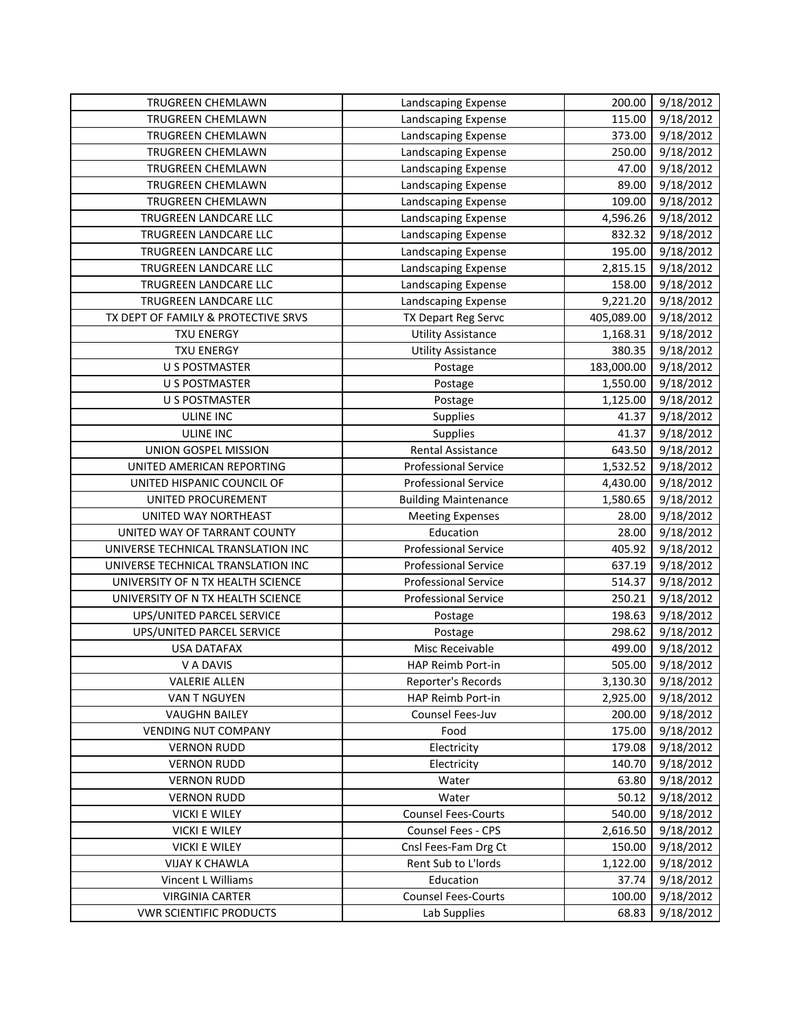| TRUGREEN CHEMLAWN | Landscaping Expense | 200.00 | 9/18/2012 |
|---|---|---|---|
| TRUGREEN CHEMLAWN | Landscaping Expense | 115.00 | 9/18/2012 |
| TRUGREEN CHEMLAWN | Landscaping Expense | 373.00 | 9/18/2012 |
| TRUGREEN CHEMLAWN | Landscaping Expense | 250.00 | 9/18/2012 |
| TRUGREEN CHEMLAWN | Landscaping Expense | 47.00 | 9/18/2012 |
| TRUGREEN CHEMLAWN | Landscaping Expense | 89.00 | 9/18/2012 |
| TRUGREEN CHEMLAWN | Landscaping Expense | 109.00 | 9/18/2012 |
| TRUGREEN LANDCARE LLC | Landscaping Expense | 4,596.26 | 9/18/2012 |
| TRUGREEN LANDCARE LLC | Landscaping Expense | 832.32 | 9/18/2012 |
| TRUGREEN LANDCARE LLC | Landscaping Expense | 195.00 | 9/18/2012 |
| TRUGREEN LANDCARE LLC | Landscaping Expense | 2,815.15 | 9/18/2012 |
| TRUGREEN LANDCARE LLC | Landscaping Expense | 158.00 | 9/18/2012 |
| TRUGREEN LANDCARE LLC | Landscaping Expense | 9,221.20 | 9/18/2012 |
| TX DEPT OF FAMILY & PROTECTIVE SRVS | TX Depart Reg Servc | 405,089.00 | 9/18/2012 |
| TXU ENERGY | Utility Assistance | 1,168.31 | 9/18/2012 |
| TXU ENERGY | Utility Assistance | 380.35 | 9/18/2012 |
| U S POSTMASTER | Postage | 183,000.00 | 9/18/2012 |
| U S POSTMASTER | Postage | 1,550.00 | 9/18/2012 |
| U S POSTMASTER | Postage | 1,125.00 | 9/18/2012 |
| ULINE INC | Supplies | 41.37 | 9/18/2012 |
| ULINE INC | Supplies | 41.37 | 9/18/2012 |
| UNION GOSPEL MISSION | Rental Assistance | 643.50 | 9/18/2012 |
| UNITED AMERICAN REPORTING | Professional Service | 1,532.52 | 9/18/2012 |
| UNITED HISPANIC COUNCIL OF | Professional Service | 4,430.00 | 9/18/2012 |
| UNITED PROCUREMENT | Building Maintenance | 1,580.65 | 9/18/2012 |
| UNITED WAY NORTHEAST | Meeting Expenses | 28.00 | 9/18/2012 |
| UNITED WAY OF TARRANT COUNTY | Education | 28.00 | 9/18/2012 |
| UNIVERSE TECHNICAL TRANSLATION INC | Professional Service | 405.92 | 9/18/2012 |
| UNIVERSE TECHNICAL TRANSLATION INC | Professional Service | 637.19 | 9/18/2012 |
| UNIVERSITY OF N TX HEALTH SCIENCE | Professional Service | 514.37 | 9/18/2012 |
| UNIVERSITY OF N TX HEALTH SCIENCE | Professional Service | 250.21 | 9/18/2012 |
| UPS/UNITED PARCEL SERVICE | Postage | 198.63 | 9/18/2012 |
| UPS/UNITED PARCEL SERVICE | Postage | 298.62 | 9/18/2012 |
| USA DATAFAX | Misc Receivable | 499.00 | 9/18/2012 |
| V A DAVIS | HAP Reimb Port-in | 505.00 | 9/18/2012 |
| VALERIE ALLEN | Reporter's Records | 3,130.30 | 9/18/2012 |
| VAN T NGUYEN | HAP Reimb Port-in | 2,925.00 | 9/18/2012 |
| VAUGHN BAILEY | Counsel Fees-Juv | 200.00 | 9/18/2012 |
| VENDING NUT COMPANY | Food | 175.00 | 9/18/2012 |
| VERNON RUDD | Electricity | 179.08 | 9/18/2012 |
| VERNON RUDD | Electricity | 140.70 | 9/18/2012 |
| VERNON RUDD | Water | 63.80 | 9/18/2012 |
| VERNON RUDD | Water | 50.12 | 9/18/2012 |
| VICKI E WILEY | Counsel Fees-Courts | 540.00 | 9/18/2012 |
| VICKI E WILEY | Counsel Fees - CPS | 2,616.50 | 9/18/2012 |
| VICKI E WILEY | Cnsl Fees-Fam Drg Ct | 150.00 | 9/18/2012 |
| VIJAY K CHAWLA | Rent Sub to L'lords | 1,122.00 | 9/18/2012 |
| Vincent L Williams | Education | 37.74 | 9/18/2012 |
| VIRGINIA CARTER | Counsel Fees-Courts | 100.00 | 9/18/2012 |
| VWR SCIENTIFIC PRODUCTS | Lab Supplies | 68.83 | 9/18/2012 |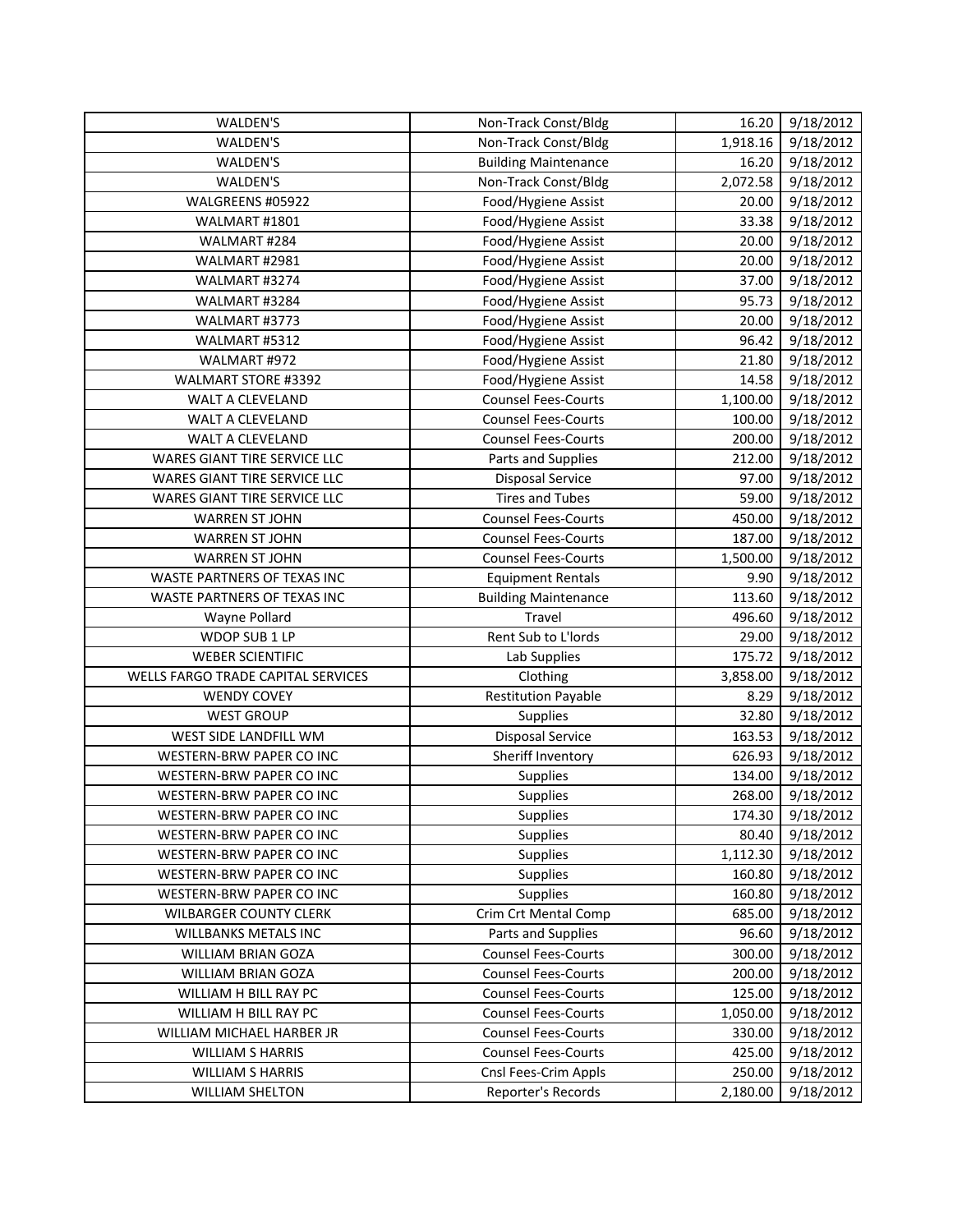| WALDEN'S | Non-Track Const/Bldg | 16.20 | 9/18/2012 |
|---|---|---|---|
| WALDEN'S | Non-Track Const/Bldg | 1,918.16 | 9/18/2012 |
| WALDEN'S | Building Maintenance | 16.20 | 9/18/2012 |
| WALDEN'S | Non-Track Const/Bldg | 2,072.58 | 9/18/2012 |
| WALGREENS #05922 | Food/Hygiene Assist | 20.00 | 9/18/2012 |
| WALMART #1801 | Food/Hygiene Assist | 33.38 | 9/18/2012 |
| WALMART #284 | Food/Hygiene Assist | 20.00 | 9/18/2012 |
| WALMART #2981 | Food/Hygiene Assist | 20.00 | 9/18/2012 |
| WALMART #3274 | Food/Hygiene Assist | 37.00 | 9/18/2012 |
| WALMART #3284 | Food/Hygiene Assist | 95.73 | 9/18/2012 |
| WALMART #3773 | Food/Hygiene Assist | 20.00 | 9/18/2012 |
| WALMART #5312 | Food/Hygiene Assist | 96.42 | 9/18/2012 |
| WALMART #972 | Food/Hygiene Assist | 21.80 | 9/18/2012 |
| WALMART STORE #3392 | Food/Hygiene Assist | 14.58 | 9/18/2012 |
| WALT A CLEVELAND | Counsel Fees-Courts | 1,100.00 | 9/18/2012 |
| WALT A CLEVELAND | Counsel Fees-Courts | 100.00 | 9/18/2012 |
| WALT A CLEVELAND | Counsel Fees-Courts | 200.00 | 9/18/2012 |
| WARES GIANT TIRE SERVICE LLC | Parts and Supplies | 212.00 | 9/18/2012 |
| WARES GIANT TIRE SERVICE LLC | Disposal Service | 97.00 | 9/18/2012 |
| WARES GIANT TIRE SERVICE LLC | Tires and Tubes | 59.00 | 9/18/2012 |
| WARREN ST JOHN | Counsel Fees-Courts | 450.00 | 9/18/2012 |
| WARREN ST JOHN | Counsel Fees-Courts | 187.00 | 9/18/2012 |
| WARREN ST JOHN | Counsel Fees-Courts | 1,500.00 | 9/18/2012 |
| WASTE PARTNERS OF TEXAS INC | Equipment Rentals | 9.90 | 9/18/2012 |
| WASTE PARTNERS OF TEXAS INC | Building Maintenance | 113.60 | 9/18/2012 |
| Wayne Pollard | Travel | 496.60 | 9/18/2012 |
| WDOP SUB 1 LP | Rent Sub to L'lords | 29.00 | 9/18/2012 |
| WEBER SCIENTIFIC | Lab Supplies | 175.72 | 9/18/2012 |
| WELLS FARGO TRADE CAPITAL SERVICES | Clothing | 3,858.00 | 9/18/2012 |
| WENDY COVEY | Restitution Payable | 8.29 | 9/18/2012 |
| WEST GROUP | Supplies | 32.80 | 9/18/2012 |
| WEST SIDE LANDFILL WM | Disposal Service | 163.53 | 9/18/2012 |
| WESTERN-BRW PAPER CO INC | Sheriff Inventory | 626.93 | 9/18/2012 |
| WESTERN-BRW PAPER CO INC | Supplies | 134.00 | 9/18/2012 |
| WESTERN-BRW PAPER CO INC | Supplies | 268.00 | 9/18/2012 |
| WESTERN-BRW PAPER CO INC | Supplies | 174.30 | 9/18/2012 |
| WESTERN-BRW PAPER CO INC | Supplies | 80.40 | 9/18/2012 |
| WESTERN-BRW PAPER CO INC | Supplies | 1,112.30 | 9/18/2012 |
| WESTERN-BRW PAPER CO INC | Supplies | 160.80 | 9/18/2012 |
| WESTERN-BRW PAPER CO INC | Supplies | 160.80 | 9/18/2012 |
| WILBARGER COUNTY CLERK | Crim Crt Mental Comp | 685.00 | 9/18/2012 |
| WILLBANKS METALS INC | Parts and Supplies | 96.60 | 9/18/2012 |
| WILLIAM BRIAN GOZA | Counsel Fees-Courts | 300.00 | 9/18/2012 |
| WILLIAM BRIAN GOZA | Counsel Fees-Courts | 200.00 | 9/18/2012 |
| WILLIAM H BILL RAY PC | Counsel Fees-Courts | 125.00 | 9/18/2012 |
| WILLIAM H BILL RAY PC | Counsel Fees-Courts | 1,050.00 | 9/18/2012 |
| WILLIAM MICHAEL HARBER JR | Counsel Fees-Courts | 330.00 | 9/18/2012 |
| WILLIAM S HARRIS | Counsel Fees-Courts | 425.00 | 9/18/2012 |
| WILLIAM S HARRIS | Cnsl Fees-Crim Appls | 250.00 | 9/18/2012 |
| WILLIAM SHELTON | Reporter's Records | 2,180.00 | 9/18/2012 |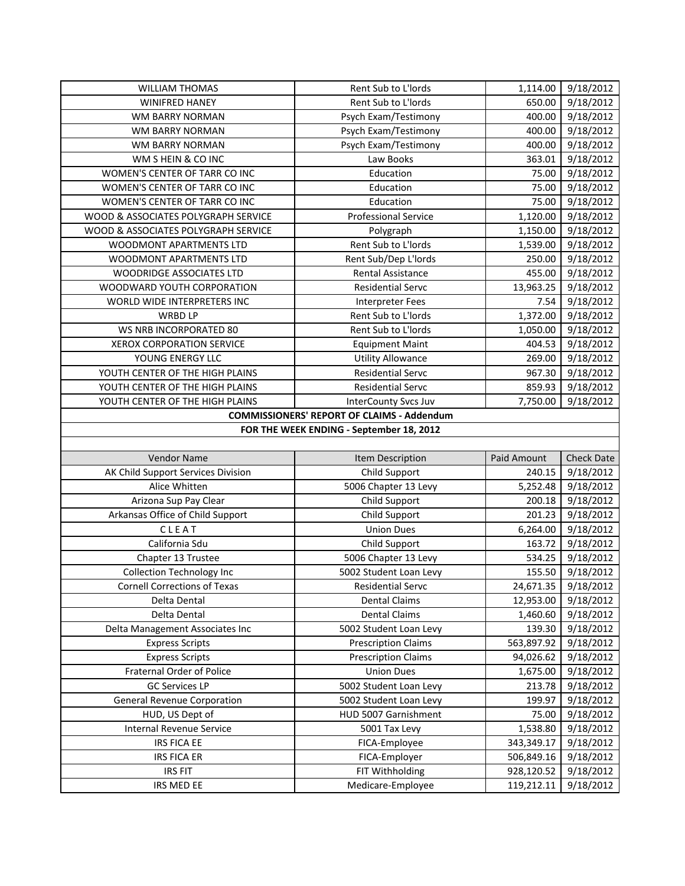| | | | |
|---|---|---|---|
| WILLIAM THOMAS | Rent Sub to L'lords | 1,114.00 | 9/18/2012 |
| WINIFRED HANEY | Rent Sub to L'lords | 650.00 | 9/18/2012 |
| WM BARRY NORMAN | Psych Exam/Testimony | 400.00 | 9/18/2012 |
| WM BARRY NORMAN | Psych Exam/Testimony | 400.00 | 9/18/2012 |
| WM BARRY NORMAN | Psych Exam/Testimony | 400.00 | 9/18/2012 |
| WM S HEIN & CO INC | Law Books | 363.01 | 9/18/2012 |
| WOMEN'S CENTER OF TARR CO INC | Education | 75.00 | 9/18/2012 |
| WOMEN'S CENTER OF TARR CO INC | Education | 75.00 | 9/18/2012 |
| WOMEN'S CENTER OF TARR CO INC | Education | 75.00 | 9/18/2012 |
| WOOD & ASSOCIATES POLYGRAPH SERVICE | Professional Service | 1,120.00 | 9/18/2012 |
| WOOD & ASSOCIATES POLYGRAPH SERVICE | Polygraph | 1,150.00 | 9/18/2012 |
| WOODMONT APARTMENTS LTD | Rent Sub to L'lords | 1,539.00 | 9/18/2012 |
| WOODMONT APARTMENTS LTD | Rent Sub/Dep L'lords | 250.00 | 9/18/2012 |
| WOODRIDGE ASSOCIATES LTD | Rental Assistance | 455.00 | 9/18/2012 |
| WOODWARD YOUTH CORPORATION | Residential Servc | 13,963.25 | 9/18/2012 |
| WORLD WIDE INTERPRETERS INC | Interpreter Fees | 7.54 | 9/18/2012 |
| WRBD LP | Rent Sub to L'lords | 1,372.00 | 9/18/2012 |
| WS NRB INCORPORATED 80 | Rent Sub to L'lords | 1,050.00 | 9/18/2012 |
| XEROX CORPORATION SERVICE | Equipment Maint | 404.53 | 9/18/2012 |
| YOUNG ENERGY LLC | Utility Allowance | 269.00 | 9/18/2012 |
| YOUTH CENTER OF THE HIGH PLAINS | Residential Servc | 967.30 | 9/18/2012 |
| YOUTH CENTER OF THE HIGH PLAINS | Residential Servc | 859.93 | 9/18/2012 |
| YOUTH CENTER OF THE HIGH PLAINS | InterCounty Svcs Juv | 7,750.00 | 9/18/2012 |

**COMMISSIONERS' REPORT OF CLAIMS - Addendum**

**FOR THE WEEK ENDING - September 18, 2012**

| Vendor Name | Item Description | Paid Amount | Check Date |
|---|---|---|---|
| AK Child Support Services Division | Child Support | 240.15 | 9/18/2012 |
| Alice Whitten | 5006 Chapter 13 Levy | 5,252.48 | 9/18/2012 |
| Arizona Sup Pay Clear | Child Support | 200.18 | 9/18/2012 |
| Arkansas Office of Child Support | Child Support | 201.23 | 9/18/2012 |
| C L E A T | Union Dues | 6,264.00 | 9/18/2012 |
| California Sdu | Child Support | 163.72 | 9/18/2012 |
| Chapter 13 Trustee | 5006 Chapter 13 Levy | 534.25 | 9/18/2012 |
| Collection Technology Inc | 5002 Student Loan Levy | 155.50 | 9/18/2012 |
| Cornell Corrections of Texas | Residential Servc | 24,671.35 | 9/18/2012 |
| Delta Dental | Dental Claims | 12,953.00 | 9/18/2012 |
| Delta Dental | Dental Claims | 1,460.60 | 9/18/2012 |
| Delta Management Associates Inc | 5002 Student Loan Levy | 139.30 | 9/18/2012 |
| Express Scripts | Prescription Claims | 563,897.92 | 9/18/2012 |
| Express Scripts | Prescription Claims | 94,026.62 | 9/18/2012 |
| Fraternal Order of Police | Union Dues | 1,675.00 | 9/18/2012 |
| GC Services LP | 5002 Student Loan Levy | 213.78 | 9/18/2012 |
| General Revenue Corporation | 5002 Student Loan Levy | 199.97 | 9/18/2012 |
| HUD, US Dept of | HUD 5007 Garnishment | 75.00 | 9/18/2012 |
| Internal Revenue Service | 5001 Tax Levy | 1,538.80 | 9/18/2012 |
| IRS FICA EE | FICA-Employee | 343,349.17 | 9/18/2012 |
| IRS FICA ER | FICA-Employer | 506,849.16 | 9/18/2012 |
| IRS FIT | FIT Withholding | 928,120.52 | 9/18/2012 |
| IRS MED EE | Medicare-Employee | 119,212.11 | 9/18/2012 |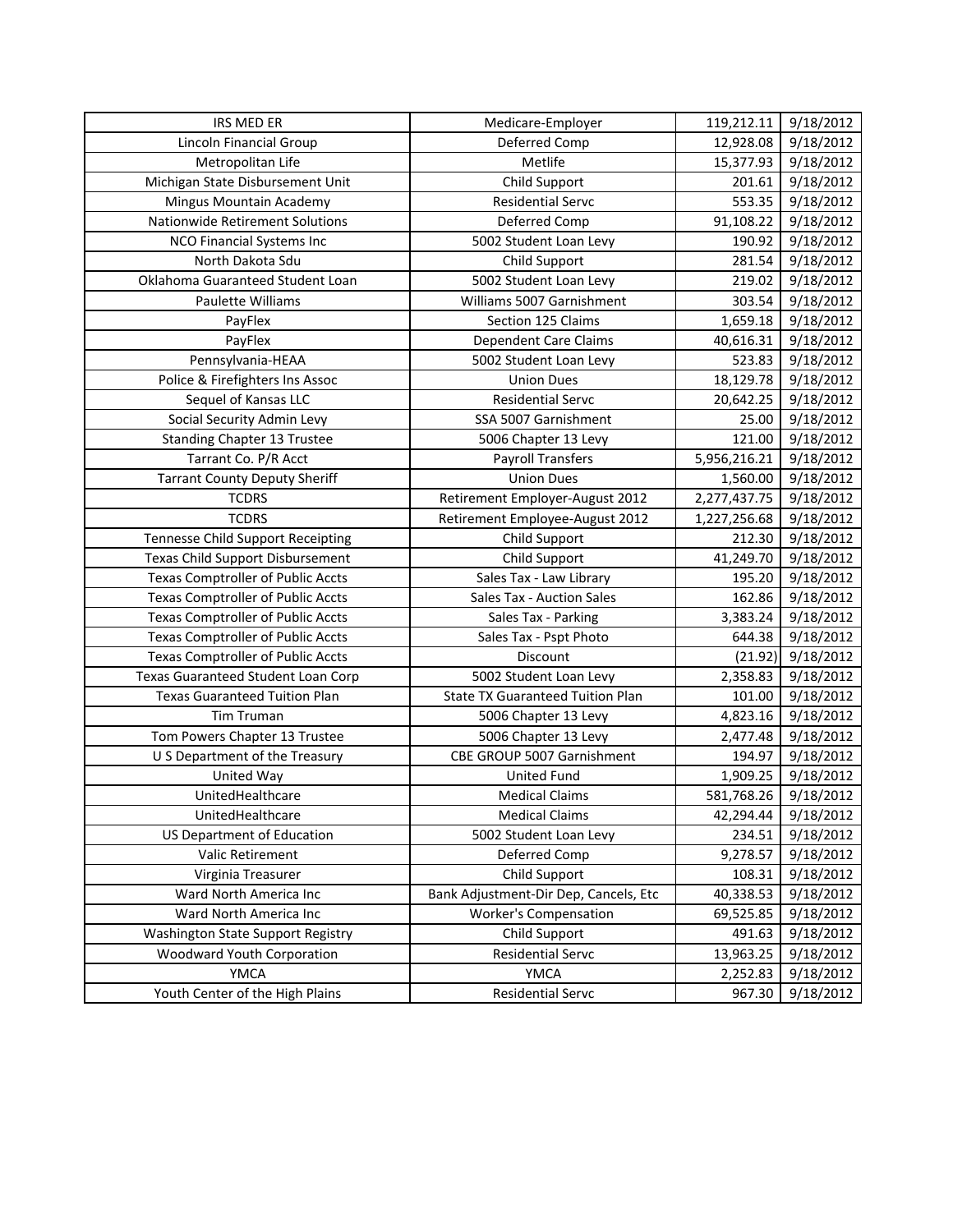| | | | |
|---|---|---|---|
| IRS MED ER | Medicare-Employer | 119,212.11 | 9/18/2012 |
| Lincoln Financial Group | Deferred Comp | 12,928.08 | 9/18/2012 |
| Metropolitan Life | Metlife | 15,377.93 | 9/18/2012 |
| Michigan State Disbursement Unit | Child Support | 201.61 | 9/18/2012 |
| Mingus Mountain Academy | Residential Servc | 553.35 | 9/18/2012 |
| Nationwide Retirement Solutions | Deferred Comp | 91,108.22 | 9/18/2012 |
| NCO Financial Systems Inc | 5002 Student Loan Levy | 190.92 | 9/18/2012 |
| North Dakota Sdu | Child Support | 281.54 | 9/18/2012 |
| Oklahoma Guaranteed Student Loan | 5002 Student Loan Levy | 219.02 | 9/18/2012 |
| Paulette Williams | Williams 5007 Garnishment | 303.54 | 9/18/2012 |
| PayFlex | Section 125 Claims | 1,659.18 | 9/18/2012 |
| PayFlex | Dependent Care Claims | 40,616.31 | 9/18/2012 |
| Pennsylvania-HEAA | 5002 Student Loan Levy | 523.83 | 9/18/2012 |
| Police & Firefighters Ins Assoc | Union Dues | 18,129.78 | 9/18/2012 |
| Sequel of Kansas LLC | Residential Servc | 20,642.25 | 9/18/2012 |
| Social Security Admin Levy | SSA 5007 Garnishment | 25.00 | 9/18/2012 |
| Standing Chapter 13 Trustee | 5006 Chapter 13 Levy | 121.00 | 9/18/2012 |
| Tarrant Co. P/R Acct | Payroll Transfers | 5,956,216.21 | 9/18/2012 |
| Tarrant County Deputy Sheriff | Union Dues | 1,560.00 | 9/18/2012 |
| TCDRS | Retirement Employer-August 2012 | 2,277,437.75 | 9/18/2012 |
| TCDRS | Retirement Employee-August 2012 | 1,227,256.68 | 9/18/2012 |
| Tennesse Child Support Receipting | Child Support | 212.30 | 9/18/2012 |
| Texas Child Support Disbursement | Child Support | 41,249.70 | 9/18/2012 |
| Texas Comptroller of Public Accts | Sales Tax - Law Library | 195.20 | 9/18/2012 |
| Texas Comptroller of Public Accts | Sales Tax - Auction Sales | 162.86 | 9/18/2012 |
| Texas Comptroller of Public Accts | Sales Tax - Parking | 3,383.24 | 9/18/2012 |
| Texas Comptroller of Public Accts | Sales Tax - Pspt Photo | 644.38 | 9/18/2012 |
| Texas Comptroller of Public Accts | Discount | (21.92) | 9/18/2012 |
| Texas Guaranteed Student Loan Corp | 5002 Student Loan Levy | 2,358.83 | 9/18/2012 |
| Texas Guaranteed Tuition Plan | State TX Guaranteed Tuition Plan | 101.00 | 9/18/2012 |
| Tim Truman | 5006 Chapter 13 Levy | 4,823.16 | 9/18/2012 |
| Tom Powers Chapter 13 Trustee | 5006 Chapter 13 Levy | 2,477.48 | 9/18/2012 |
| U S Department of the Treasury | CBE GROUP 5007 Garnishment | 194.97 | 9/18/2012 |
| United Way | United Fund | 1,909.25 | 9/18/2012 |
| UnitedHealthcare | Medical Claims | 581,768.26 | 9/18/2012 |
| UnitedHealthcare | Medical Claims | 42,294.44 | 9/18/2012 |
| US Department of Education | 5002 Student Loan Levy | 234.51 | 9/18/2012 |
| Valic Retirement | Deferred Comp | 9,278.57 | 9/18/2012 |
| Virginia Treasurer | Child Support | 108.31 | 9/18/2012 |
| Ward North America Inc | Bank Adjustment-Dir Dep, Cancels, Etc | 40,338.53 | 9/18/2012 |
| Ward North America Inc | Worker's Compensation | 69,525.85 | 9/18/2012 |
| Washington State Support Registry | Child Support | 491.63 | 9/18/2012 |
| Woodward Youth Corporation | Residential Servc | 13,963.25 | 9/18/2012 |
| YMCA | YMCA | 2,252.83 | 9/18/2012 |
| Youth Center of the High Plains | Residential Servc | 967.30 | 9/18/2012 |